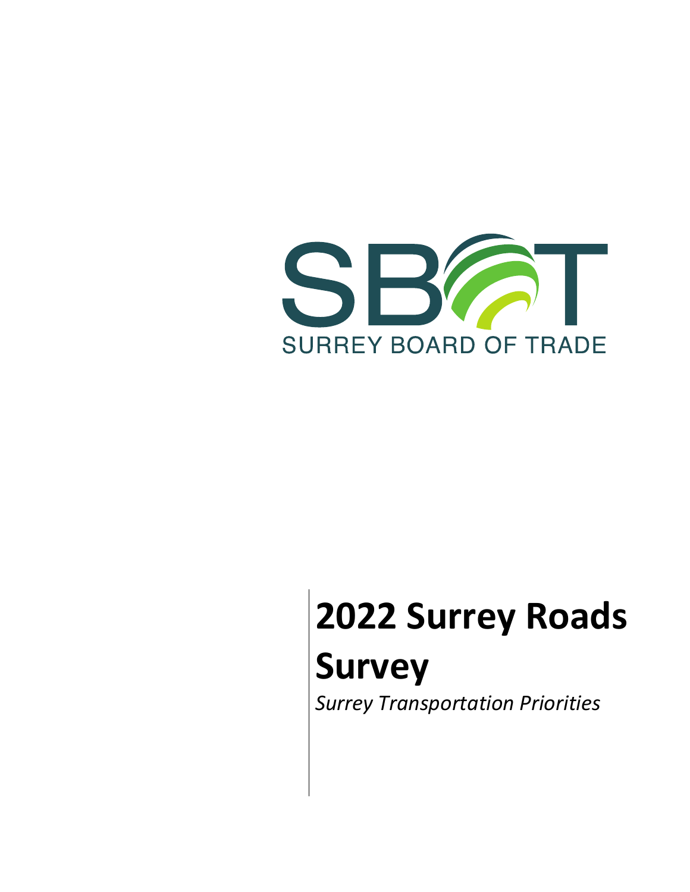SBOT

SURREY BOARD OF TRADE

# 2022 Surrey Roads Survey

*Surrey Transportation Priorities*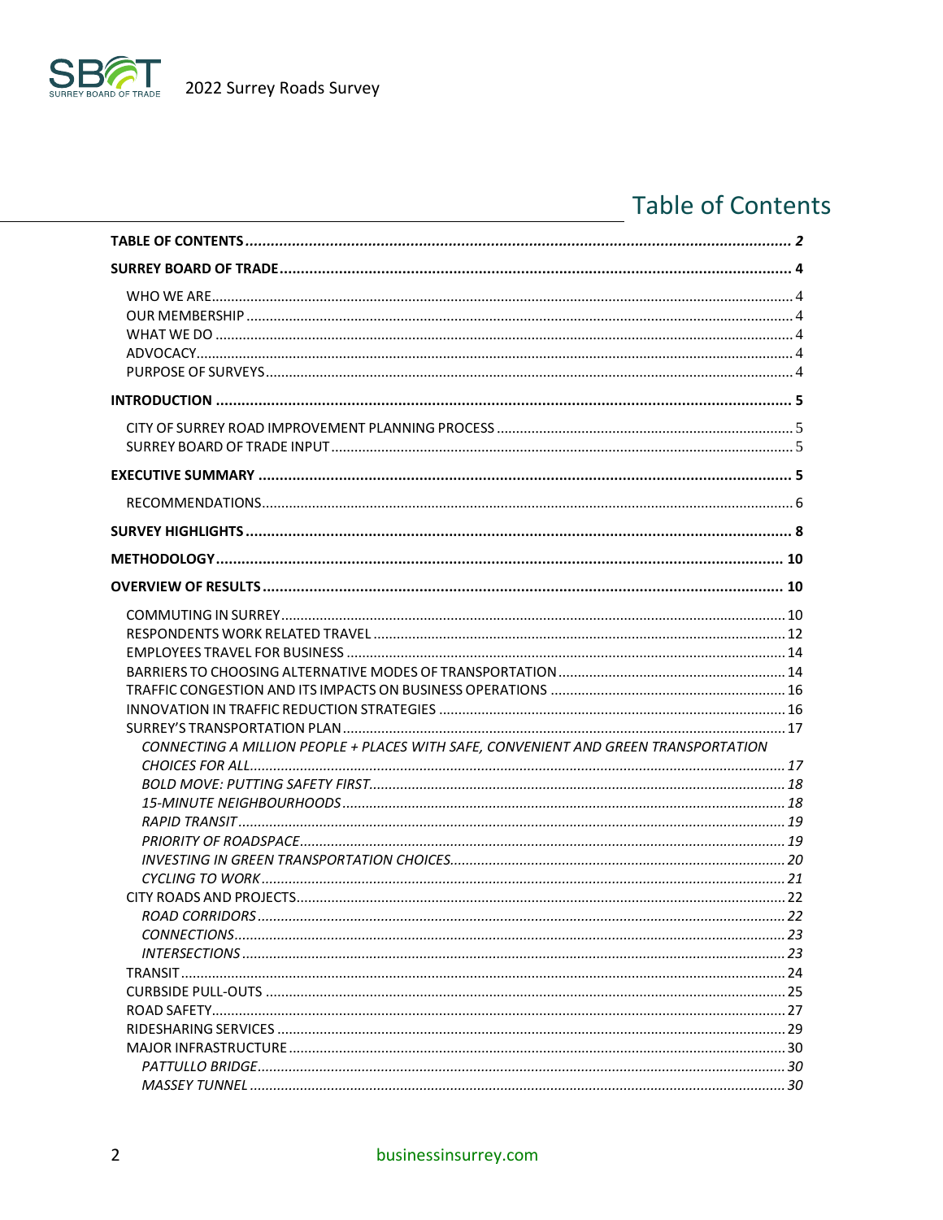# Table of Contents

**TABLE OF CONTENTS** ..... *2*

**SURREY BOARD OF TRADE** ..... 4

- WHO WE ARE ..... 4
- OUR MEMBERSHIP ..... 4
- WHAT WE DO ..... 4
- ADVOCACY ..... 4
- PURPOSE OF SURVEYS ..... 4

**INTRODUCTION** ..... 5

- CITY OF SURREY ROAD IMPROVEMENT PLANNING PROCESS ..... 5
- SURREY BOARD OF TRADE INPUT ..... 5

**EXECUTIVE SUMMARY** ..... 5

- RECOMMENDATIONS ..... 6

**SURVEY HIGHLIGHTS** ..... 8

**METHODOLOGY** ..... 10

**OVERVIEW OF RESULTS** ..... 10

- COMMUTING IN SURREY ..... 10
- RESPONDENTS WORK RELATED TRAVEL ..... 12
- EMPLOYEES TRAVEL FOR BUSINESS ..... 14
- BARRIERS TO CHOOSING ALTERNATIVE MODES OF TRANSPORTATION ..... 14
- TRAFFIC CONGESTION AND ITS IMPACTS ON BUSINESS OPERATIONS ..... 16
- INNOVATION IN TRAFFIC REDUCTION STRATEGIES ..... 16
- SURREY'S TRANSPORTATION PLAN ..... 17
  - *CONNECTING A MILLION PEOPLE + PLACES WITH SAFE, CONVENIENT AND GREEN TRANSPORTATION CHOICES FOR ALL* ..... *17*
  - *BOLD MOVE: PUTTING SAFETY FIRST* ..... *18*
  - *15-MINUTE NEIGHBOURHOODS* ..... *18*
  - *RAPID TRANSIT* ..... *19*
  - *PRIORITY OF ROADSPACE* ..... *19*
  - *INVESTING IN GREEN TRANSPORTATION CHOICES* ..... *20*
  - *CYCLING TO WORK* ..... *21*
- CITY ROADS AND PROJECTS ..... 22
  - *ROAD CORRIDORS* ..... *22*
  - *CONNECTIONS* ..... *23*
  - *INTERSECTIONS* ..... *23*
- TRANSIT ..... 24
- CURBSIDE PULL-OUTS ..... 25
- ROAD SAFETY ..... 27
- RIDESHARING SERVICES ..... 29
- MAJOR INFRASTRUCTURE ..... 30
  - *PATTULLO BRIDGE* ..... *30*
  - *MASSEY TUNNEL* ..... *30*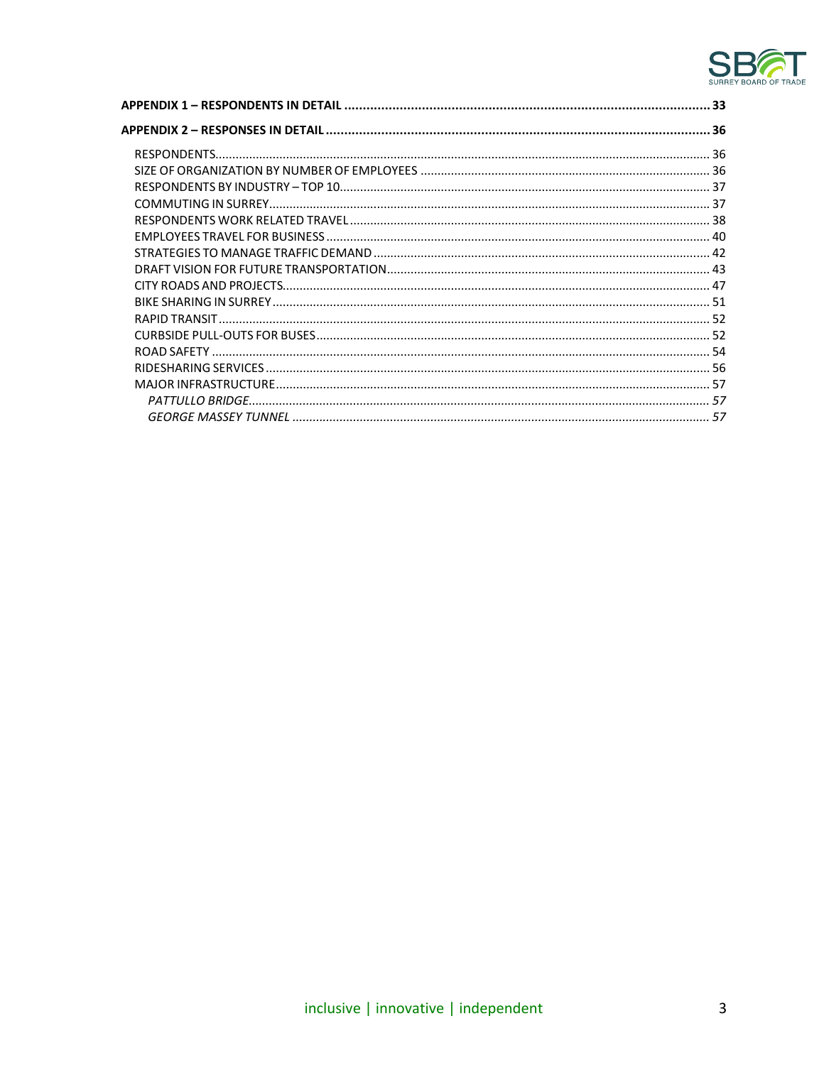**APPENDIX 1 – RESPONDENTS IN DETAIL** .......... 33

**APPENDIX 2 – RESPONSES IN DETAIL** .......... 36

- RESPONDENTS .......... 36
- SIZE OF ORGANIZATION BY NUMBER OF EMPLOYEES .......... 36
- RESPONDENTS BY INDUSTRY – TOP 10 .......... 37
- COMMUTING IN SURREY .......... 37
- RESPONDENTS WORK RELATED TRAVEL .......... 38
- EMPLOYEES TRAVEL FOR BUSINESS .......... 40
- STRATEGIES TO MANAGE TRAFFIC DEMAND .......... 42
- DRAFT VISION FOR FUTURE TRANSPORTATION .......... 43
- CITY ROADS AND PROJECTS .......... 47
- BIKE SHARING IN SURREY .......... 51
- RAPID TRANSIT .......... 52
- CURBSIDE PULL-OUTS FOR BUSES .......... 52
- ROAD SAFETY .......... 54
- RIDESHARING SERVICES .......... 56
- MAJOR INFRASTRUCTURE .......... 57
  - *PATTULLO BRIDGE* .......... *57*
  - *GEORGE MASSEY TUNNEL* .......... *57*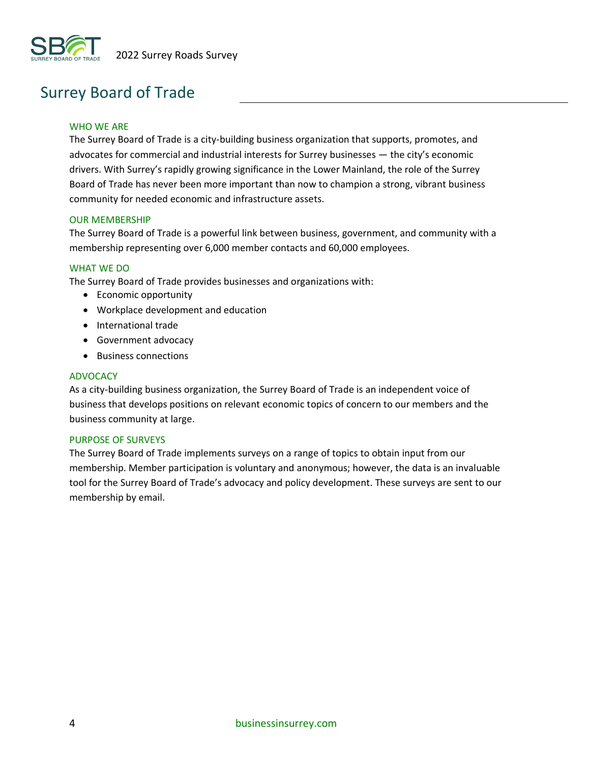# Surrey Board of Trade

### WHO WE ARE

The Surrey Board of Trade is a city-building business organization that supports, promotes, and advocates for commercial and industrial interests for Surrey businesses — the city's economic drivers. With Surrey's rapidly growing significance in the Lower Mainland, the role of the Surrey Board of Trade has never been more important than now to champion a strong, vibrant business community for needed economic and infrastructure assets.

### OUR MEMBERSHIP

The Surrey Board of Trade is a powerful link between business, government, and community with a membership representing over 6,000 member contacts and 60,000 employees.

### WHAT WE DO

The Surrey Board of Trade provides businesses and organizations with:

- Economic opportunity
- Workplace development and education
- International trade
- Government advocacy
- Business connections

### ADVOCACY

As a city-building business organization, the Surrey Board of Trade is an independent voice of business that develops positions on relevant economic topics of concern to our members and the business community at large.

### PURPOSE OF SURVEYS

The Surrey Board of Trade implements surveys on a range of topics to obtain input from our membership. Member participation is voluntary and anonymous; however, the data is an invaluable tool for the Surrey Board of Trade's advocacy and policy development. These surveys are sent to our membership by email.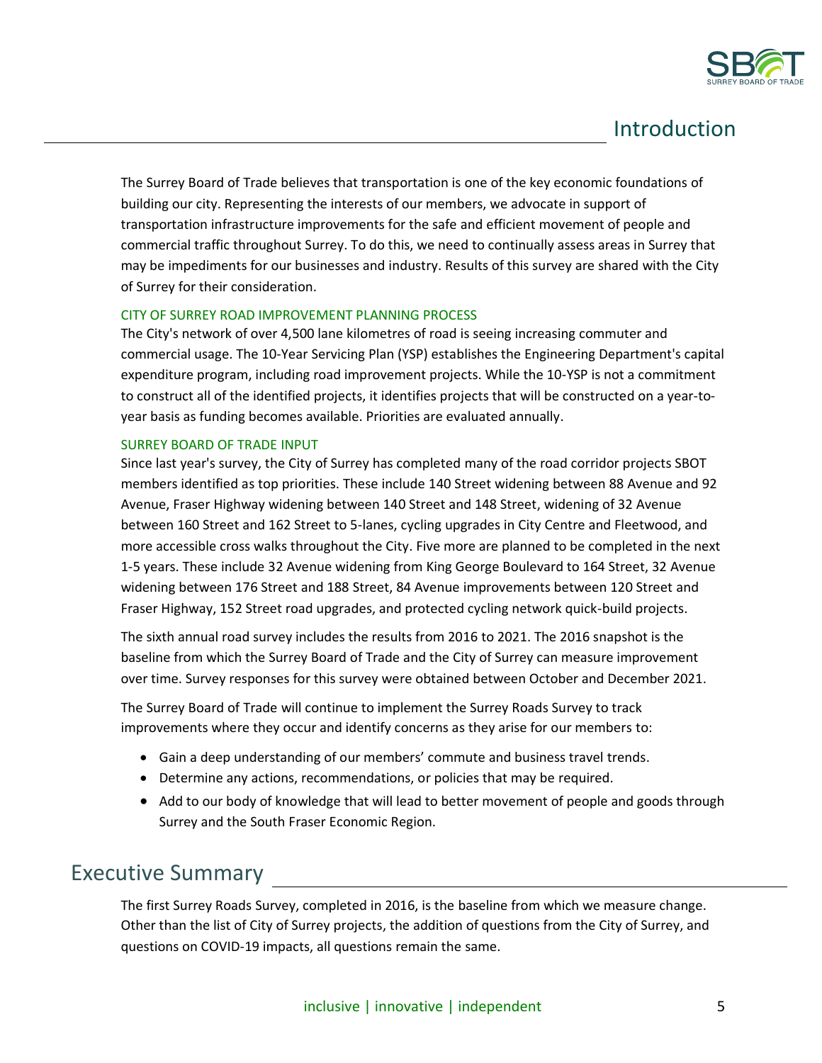## Introduction

The Surrey Board of Trade believes that transportation is one of the key economic foundations of building our city. Representing the interests of our members, we advocate in support of transportation infrastructure improvements for the safe and efficient movement of people and commercial traffic throughout Surrey. To do this, we need to continually assess areas in Surrey that may be impediments for our businesses and industry. Results of this survey are shared with the City of Surrey for their consideration.

### CITY OF SURREY ROAD IMPROVEMENT PLANNING PROCESS

The City's network of over 4,500 lane kilometres of road is seeing increasing commuter and commercial usage. The 10-Year Servicing Plan (YSP) establishes the Engineering Department's capital expenditure program, including road improvement projects. While the 10-YSP is not a commitment to construct all of the identified projects, it identifies projects that will be constructed on a year-to-year basis as funding becomes available. Priorities are evaluated annually.

### SURREY BOARD OF TRADE INPUT

Since last year's survey, the City of Surrey has completed many of the road corridor projects SBOT members identified as top priorities. These include 140 Street widening between 88 Avenue and 92 Avenue, Fraser Highway widening between 140 Street and 148 Street, widening of 32 Avenue between 160 Street and 162 Street to 5-lanes, cycling upgrades in City Centre and Fleetwood, and more accessible cross walks throughout the City. Five more are planned to be completed in the next 1-5 years. These include 32 Avenue widening from King George Boulevard to 164 Street, 32 Avenue widening between 176 Street and 188 Street, 84 Avenue improvements between 120 Street and Fraser Highway, 152 Street road upgrades, and protected cycling network quick-build projects.

The sixth annual road survey includes the results from 2016 to 2021. The 2016 snapshot is the baseline from which the Surrey Board of Trade and the City of Surrey can measure improvement over time. Survey responses for this survey were obtained between October and December 2021.

The Surrey Board of Trade will continue to implement the Surrey Roads Survey to track improvements where they occur and identify concerns as they arise for our members to:

- Gain a deep understanding of our members' commute and business travel trends.
- Determine any actions, recommendations, or policies that may be required.
- Add to our body of knowledge that will lead to better movement of people and goods through Surrey and the South Fraser Economic Region.

## Executive Summary

The first Surrey Roads Survey, completed in 2016, is the baseline from which we measure change. Other than the list of City of Surrey projects, the addition of questions from the City of Surrey, and questions on COVID-19 impacts, all questions remain the same.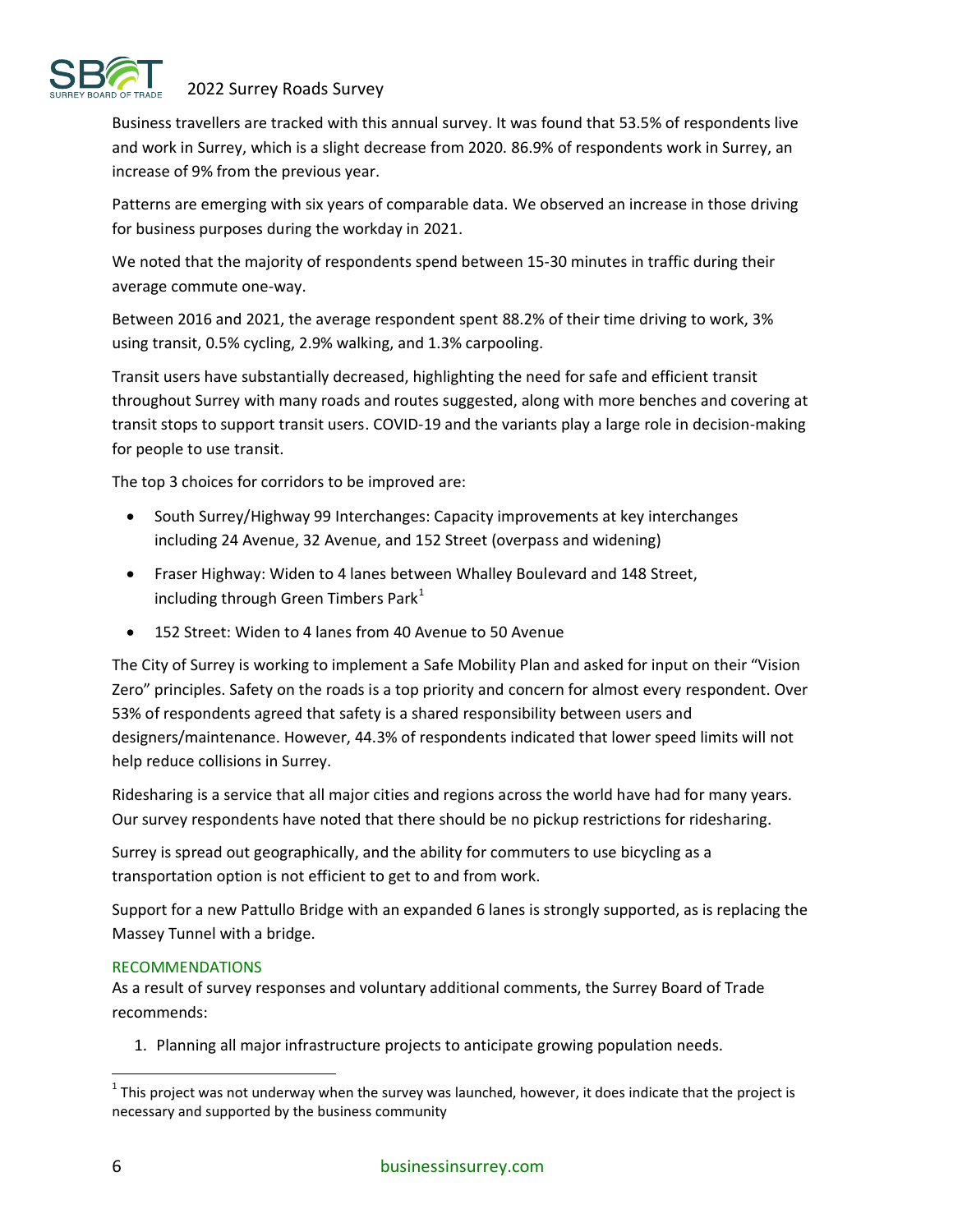Business travellers are tracked with this annual survey. It was found that 53.5% of respondents live and work in Surrey, which is a slight decrease from 2020. 86.9% of respondents work in Surrey, an increase of 9% from the previous year.

Patterns are emerging with six years of comparable data. We observed an increase in those driving for business purposes during the workday in 2021.

We noted that the majority of respondents spend between 15-30 minutes in traffic during their average commute one-way.

Between 2016 and 2021, the average respondent spent 88.2% of their time driving to work, 3% using transit, 0.5% cycling, 2.9% walking, and 1.3% carpooling.

Transit users have substantially decreased, highlighting the need for safe and efficient transit throughout Surrey with many roads and routes suggested, along with more benches and covering at transit stops to support transit users. COVID-19 and the variants play a large role in decision-making for people to use transit.

The top 3 choices for corridors to be improved are:

- South Surrey/Highway 99 Interchanges: Capacity improvements at key interchanges including 24 Avenue, 32 Avenue, and 152 Street (overpass and widening)
- Fraser Highway: Widen to 4 lanes between Whalley Boulevard and 148 Street, including through Green Timbers Park[1]
- 152 Street: Widen to 4 lanes from 40 Avenue to 50 Avenue

The City of Surrey is working to implement a Safe Mobility Plan and asked for input on their "Vision Zero" principles. Safety on the roads is a top priority and concern for almost every respondent. Over 53% of respondents agreed that safety is a shared responsibility between users and designers/maintenance. However, 44.3% of respondents indicated that lower speed limits will not help reduce collisions in Surrey.

Ridesharing is a service that all major cities and regions across the world have had for many years. Our survey respondents have noted that there should be no pickup restrictions for ridesharing.

Surrey is spread out geographically, and the ability for commuters to use bicycling as a transportation option is not efficient to get to and from work.

Support for a new Pattullo Bridge with an expanded 6 lanes is strongly supported, as is replacing the Massey Tunnel with a bridge.

## RECOMMENDATIONS

As a result of survey responses and voluntary additional comments, the Surrey Board of Trade recommends:

1. Planning all major infrastructure projects to anticipate growing population needs.

---

[1] This project was not underway when the survey was launched, however, it does indicate that the project is necessary and supported by the business community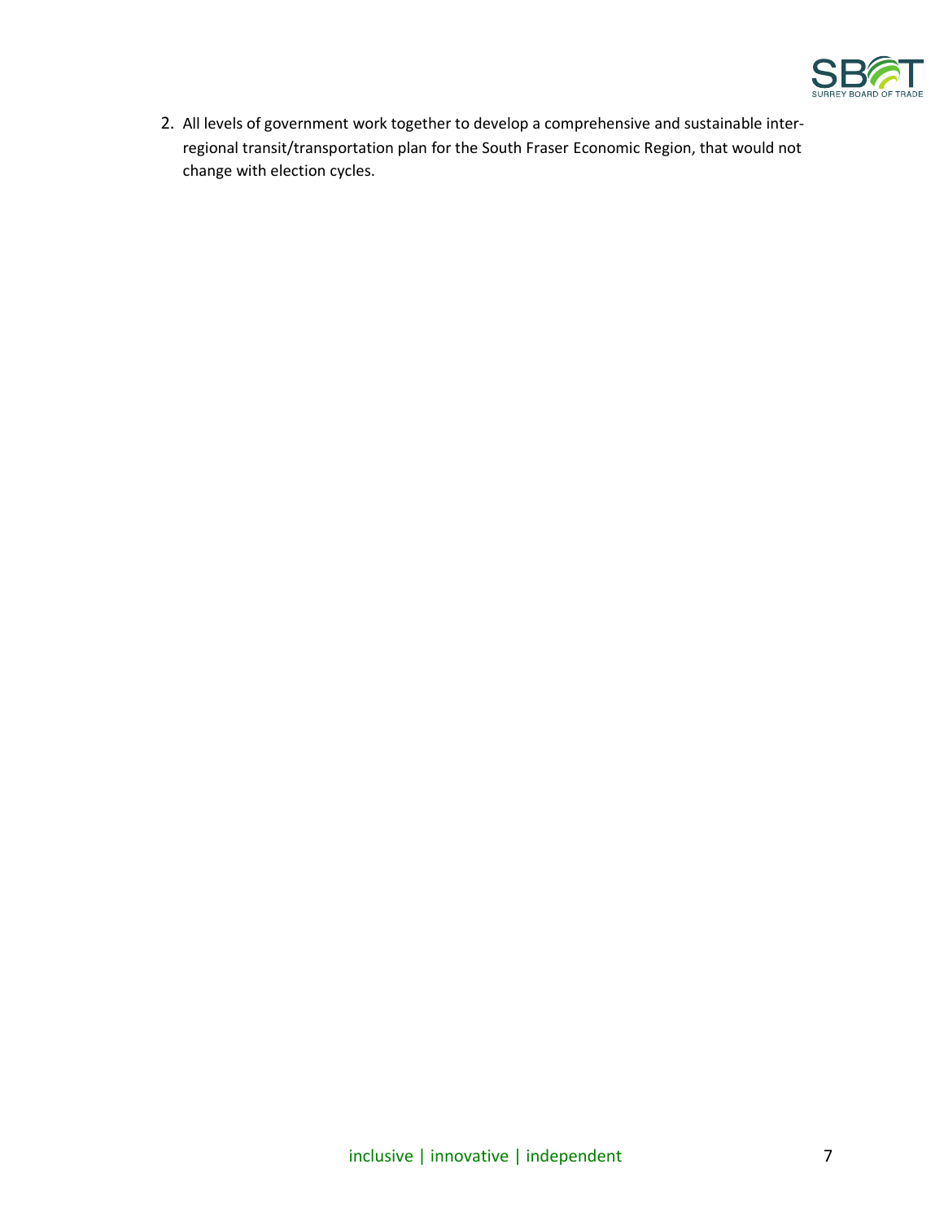2. All levels of government work together to develop a comprehensive and sustainable inter-regional transit/transportation plan for the South Fraser Economic Region, that would not change with election cycles.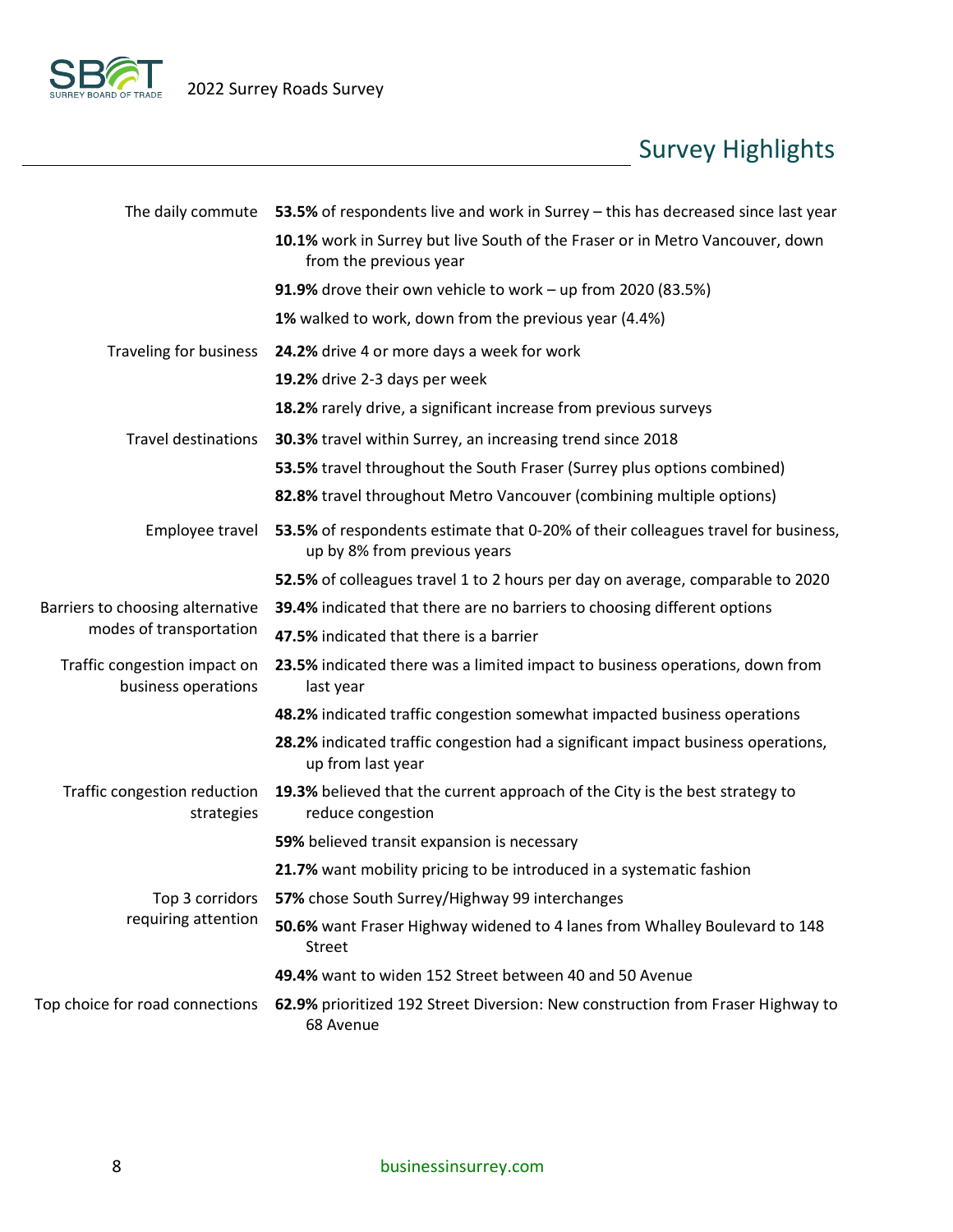## Survey Highlights

| | |
|---|---|
| The daily commute | **53.5%** of respondents live and work in Surrey – this has decreased since last year |
| | **10.1%** work in Surrey but live South of the Fraser or in Metro Vancouver, down from the previous year |
| | **91.9%** drove their own vehicle to work – up from 2020 (83.5%) |
| | **1%** walked to work, down from the previous year (4.4%) |
| Traveling for business | **24.2%** drive 4 or more days a week for work |
| | **19.2%** drive 2-3 days per week |
| | **18.2%** rarely drive, a significant increase from previous surveys |
| Travel destinations | **30.3%** travel within Surrey, an increasing trend since 2018 |
| | **53.5%** travel throughout the South Fraser (Surrey plus options combined) |
| | **82.8%** travel throughout Metro Vancouver (combining multiple options) |
| Employee travel | **53.5%** of respondents estimate that 0-20% of their colleagues travel for business, up by 8% from previous years |
| | **52.5%** of colleagues travel 1 to 2 hours per day on average, comparable to 2020 |
| Barriers to choosing alternative modes of transportation | **39.4%** indicated that there are no barriers to choosing different options |
| | **47.5%** indicated that there is a barrier |
| Traffic congestion impact on business operations | **23.5%** indicated there was a limited impact to business operations, down from last year |
| | **48.2%** indicated traffic congestion somewhat impacted business operations |
| | **28.2%** indicated traffic congestion had a significant impact business operations, up from last year |
| Traffic congestion reduction strategies | **19.3%** believed that the current approach of the City is the best strategy to reduce congestion |
| | **59%** believed transit expansion is necessary |
| | **21.7%** want mobility pricing to be introduced in a systematic fashion |
| Top 3 corridors requiring attention | **57%** chose South Surrey/Highway 99 interchanges |
| | **50.6%** want Fraser Highway widened to 4 lanes from Whalley Boulevard to 148 Street |
| | **49.4%** want to widen 152 Street between 40 and 50 Avenue |
| Top choice for road connections | **62.9%** prioritized 192 Street Diversion: New construction from Fraser Highway to 68 Avenue |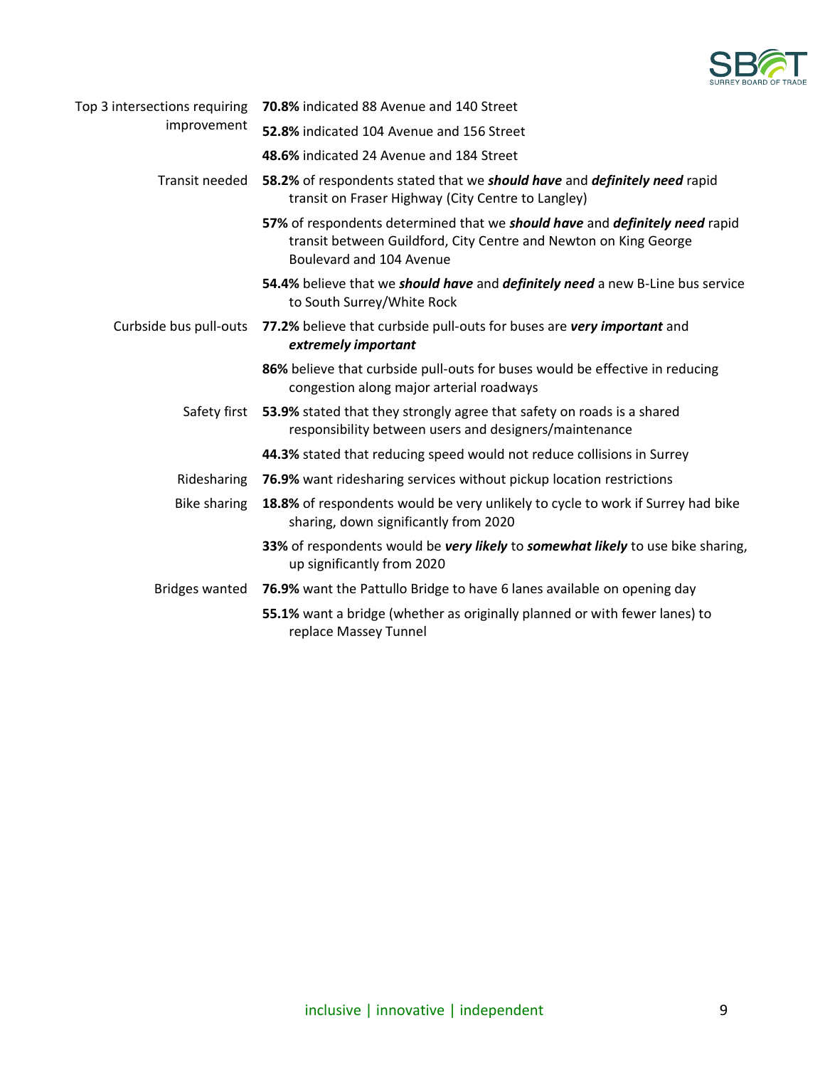| | |
|---|---|
| Top 3 intersections requiring improvement | **70.8%** indicated 88 Avenue and 140 Street |
| | **52.8%** indicated 104 Avenue and 156 Street |
| | **48.6%** indicated 24 Avenue and 184 Street |
| Transit needed | **58.2%** of respondents stated that we ***should have*** and ***definitely need*** rapid transit on Fraser Highway (City Centre to Langley) |
| | **57%** of respondents determined that we ***should have*** and ***definitely need*** rapid transit between Guildford, City Centre and Newton on King George Boulevard and 104 Avenue |
| | **54.4%** believe that we ***should have*** and ***definitely need*** a new B-Line bus service to South Surrey/White Rock |
| Curbside bus pull-outs | **77.2%** believe that curbside pull-outs for buses are ***very important*** and ***extremely important*** |
| | **86%** believe that curbside pull-outs for buses would be effective in reducing congestion along major arterial roadways |
| Safety first | **53.9%** stated that they strongly agree that safety on roads is a shared responsibility between users and designers/maintenance |
| | **44.3%** stated that reducing speed would not reduce collisions in Surrey |
| Ridesharing | **76.9%** want ridesharing services without pickup location restrictions |
| Bike sharing | **18.8%** of respondents would be very unlikely to cycle to work if Surrey had bike sharing, down significantly from 2020 |
| | **33%** of respondents would be ***very likely*** to ***somewhat likely*** to use bike sharing, up significantly from 2020 |
| Bridges wanted | **76.9%** want the Pattullo Bridge to have 6 lanes available on opening day |
| | **55.1%** want a bridge (whether as originally planned or with fewer lanes) to replace Massey Tunnel |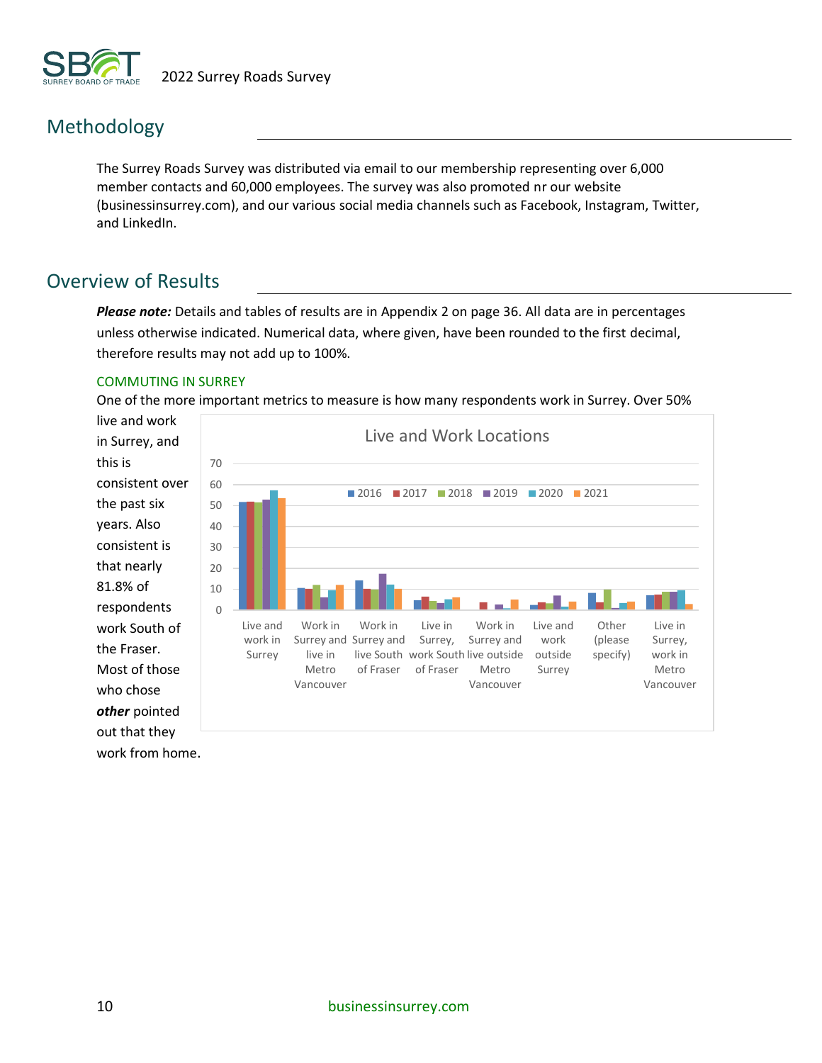## Methodology

The Surrey Roads Survey was distributed via email to our membership representing over 6,000 member contacts and 60,000 employees. The survey was also promoted nr our website (businessinsurrey.com), and our various social media channels such as Facebook, Instagram, Twitter, and LinkedIn.

## Overview of Results

***Please note:*** Details and tables of results are in Appendix 2 on page 36. All data are in percentages unless otherwise indicated. Numerical data, where given, have been rounded to the first decimal, therefore results may not add up to 100%.

### COMMUTING IN SURREY

One of the more important metrics to measure is how many respondents work in Surrey. Over 50% live and work in Surrey, and this is consistent over the past six years. Also consistent is that nearly 81.8% of respondents work South of the Fraser. Most of those who chose ***other*** pointed out that they work from home.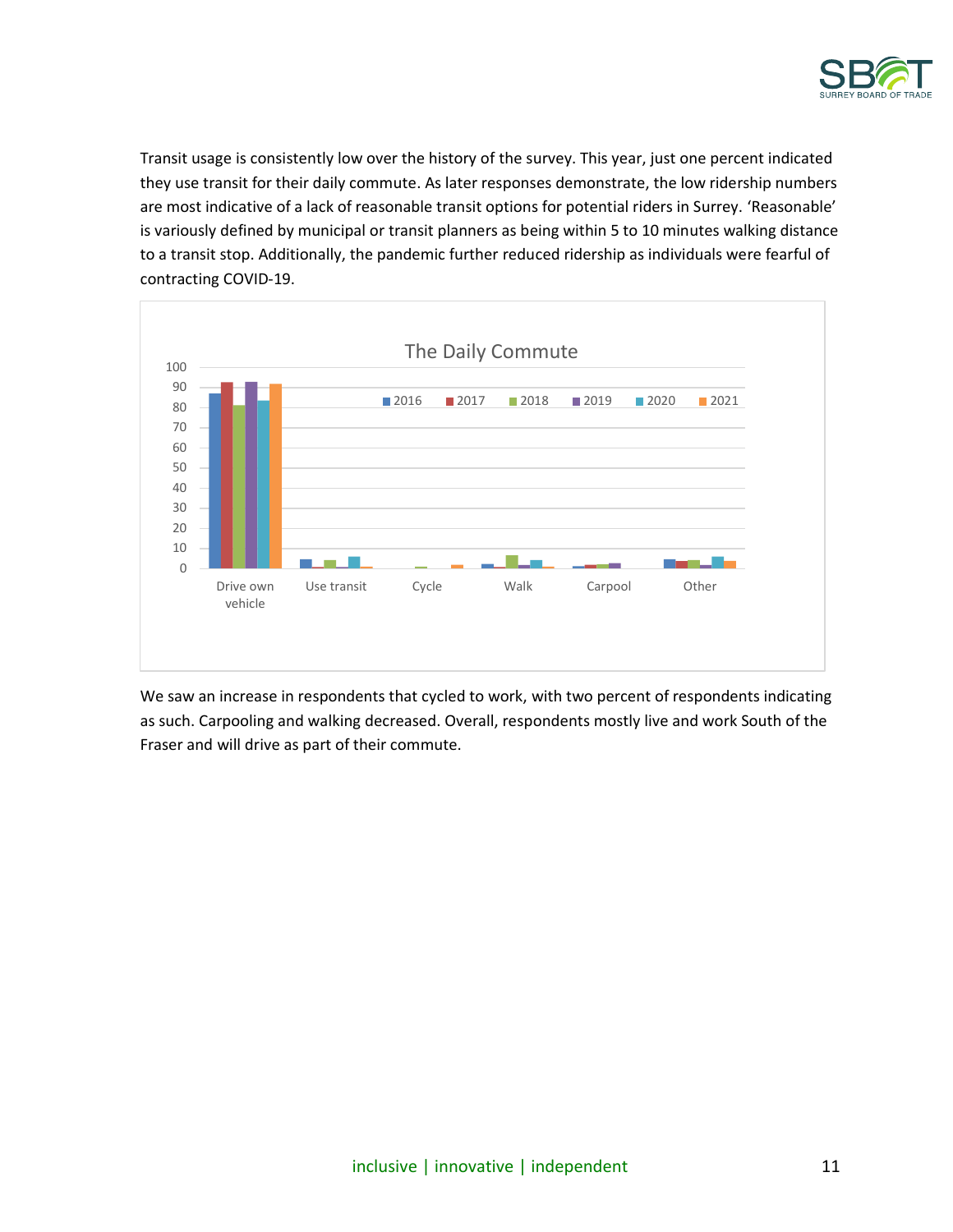Transit usage is consistently low over the history of the survey. This year, just one percent indicated they use transit for their daily commute. As later responses demonstrate, the low ridership numbers are most indicative of a lack of reasonable transit options for potential riders in Surrey. 'Reasonable' is variously defined by municipal or transit planners as being within 5 to 10 minutes walking distance to a transit stop. Additionally, the pandemic further reduced ridership as individuals were fearful of contracting COVID-19.

The Daily Commute

We saw an increase in respondents that cycled to work, with two percent of respondents indicating as such. Carpooling and walking decreased. Overall, respondents mostly live and work South of the Fraser and will drive as part of their commute.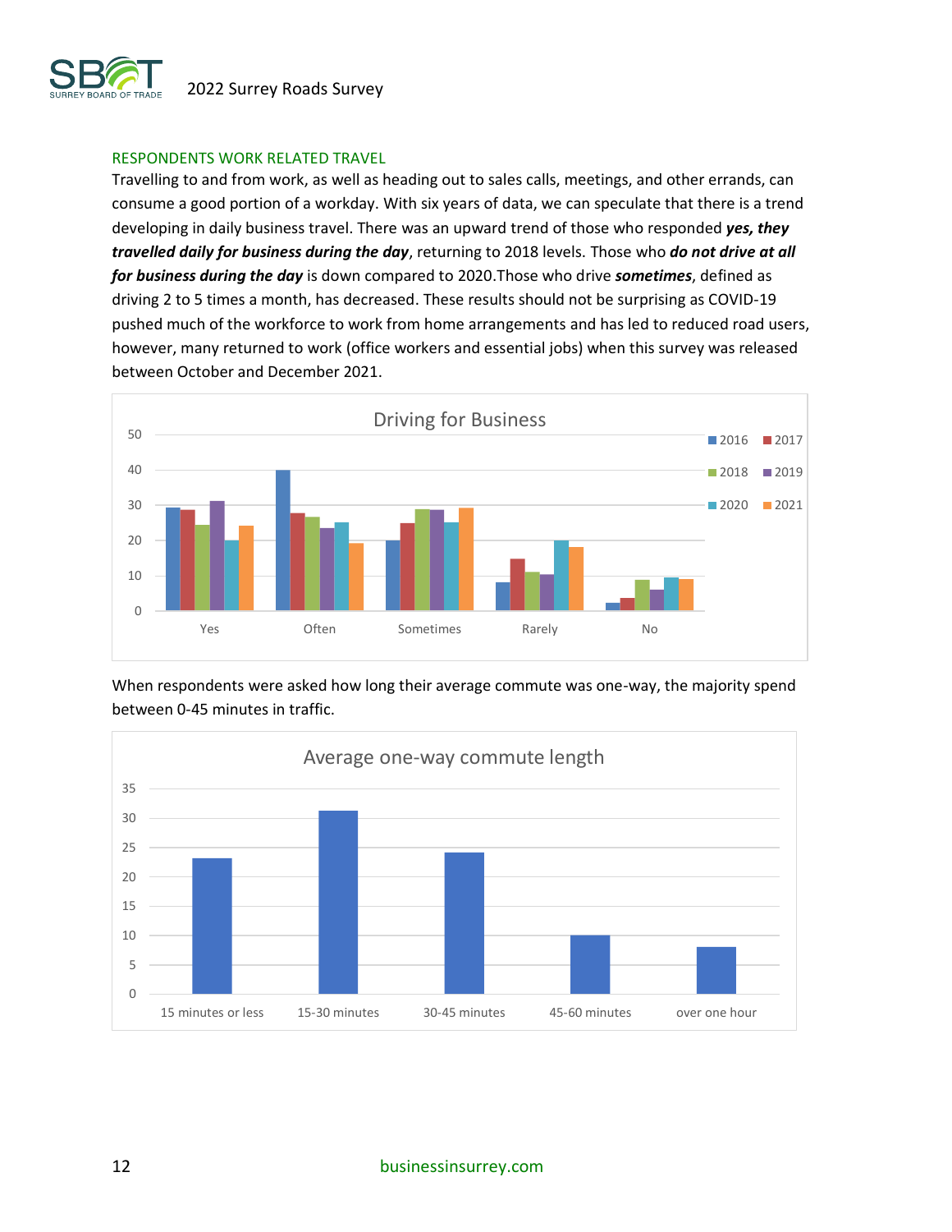### RESPONDENTS WORK RELATED TRAVEL

Travelling to and from work, as well as heading out to sales calls, meetings, and other errands, can consume a good portion of a workday. With six years of data, we can speculate that there is a trend developing in daily business travel. There was an upward trend of those who responded ***yes, they travelled daily for business during the day***, returning to 2018 levels. Those who ***do not drive at all for business during the day*** is down compared to 2020.Those who drive ***sometimes***, defined as driving 2 to 5 times a month, has decreased. These results should not be surprising as COVID-19 pushed much of the workforce to work from home arrangements and has led to reduced road users, however, many returned to work (office workers and essential jobs) when this survey was released between October and December 2021.

**Driving for Business**

| | 2016 | 2017 | 2018 | 2019 | 2020 | 2021 |
|---|---|---|---|---|---|---|
| Yes | 29 | 28.5 | 24 | 31 | 20 | 24 |
| Often | 40 | 27.5 | 26.5 | 23.5 | 25 | 19 |
| Sometimes | 20 | 25 | 29 | 28.5 | 25 | 29 |
| Rarely | 8 | 14.5 | 11 | 10 | 20 | 18 |
| No | 2 | 3.5 | 8.5 | 6 | 9.5 | 9 |

When respondents were asked how long their average commute was one-way, the majority spend between 0-45 minutes in traffic.

**Average one-way commute length**

| Commute length | Value |
|---|---|
| 15 minutes or less | 23 |
| 15-30 minutes | 31 |
| 30-45 minutes | 24 |
| 45-60 minutes | 10 |
| over one hour | 8 |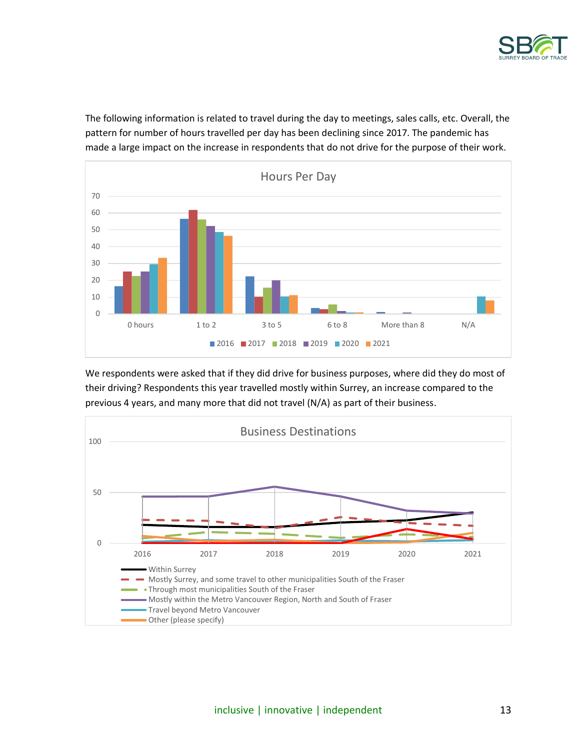The following information is related to travel during the day to meetings, sales calls, etc. Overall, the pattern for number of hours travelled per day has been declining since 2017. The pandemic has made a large impact on the increase in respondents that do not drive for the purpose of their work.

We respondents were asked that if they did drive for business purposes, where did they do most of their driving? Respondents this year travelled mostly within Surrey, an increase compared to the previous 4 years, and many more that did not travel (N/A) as part of their business.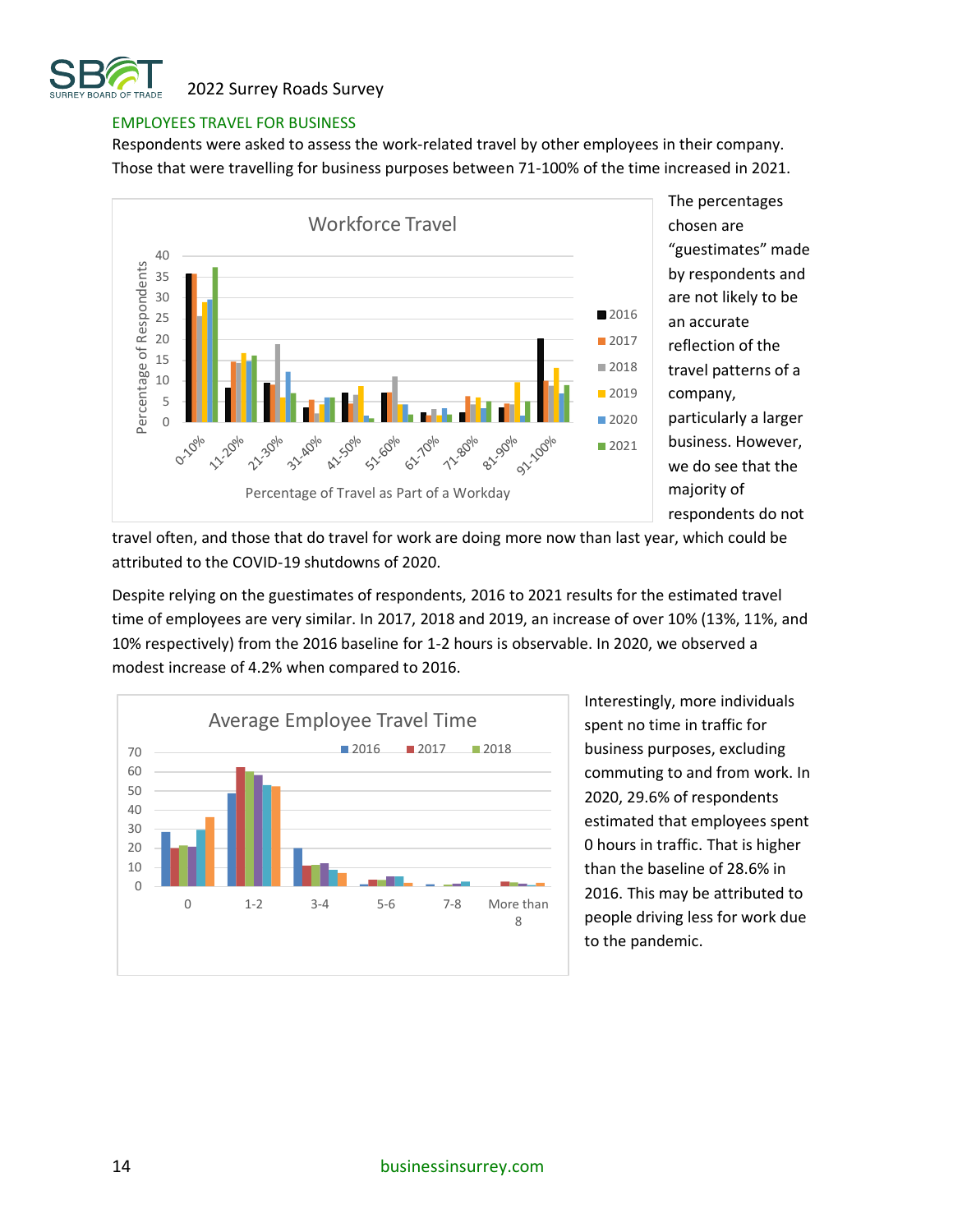## EMPLOYEES TRAVEL FOR BUSINESS

Respondents were asked to assess the work-related travel by other employees in their company. Those that were travelling for business purposes between 71-100% of the time increased in 2021.

The percentages chosen are "guestimates" made by respondents and are not likely to be an accurate reflection of the travel patterns of a company, particularly a larger business. However, we do see that the majority of respondents do not travel often, and those that do travel for work are doing more now than last year, which could be attributed to the COVID-19 shutdowns of 2020.

Despite relying on the guestimates of respondents, 2016 to 2021 results for the estimated travel time of employees are very similar. In 2017, 2018 and 2019, an increase of over 10% (13%, 11%, and 10% respectively) from the 2016 baseline for 1-2 hours is observable. In 2020, we observed a modest increase of 4.2% when compared to 2016.

Interestingly, more individuals spent no time in traffic for business purposes, excluding commuting to and from work. In 2020, 29.6% of respondents estimated that employees spent 0 hours in traffic. That is higher than the baseline of 28.6% in 2016. This may be attributed to people driving less for work due to the pandemic.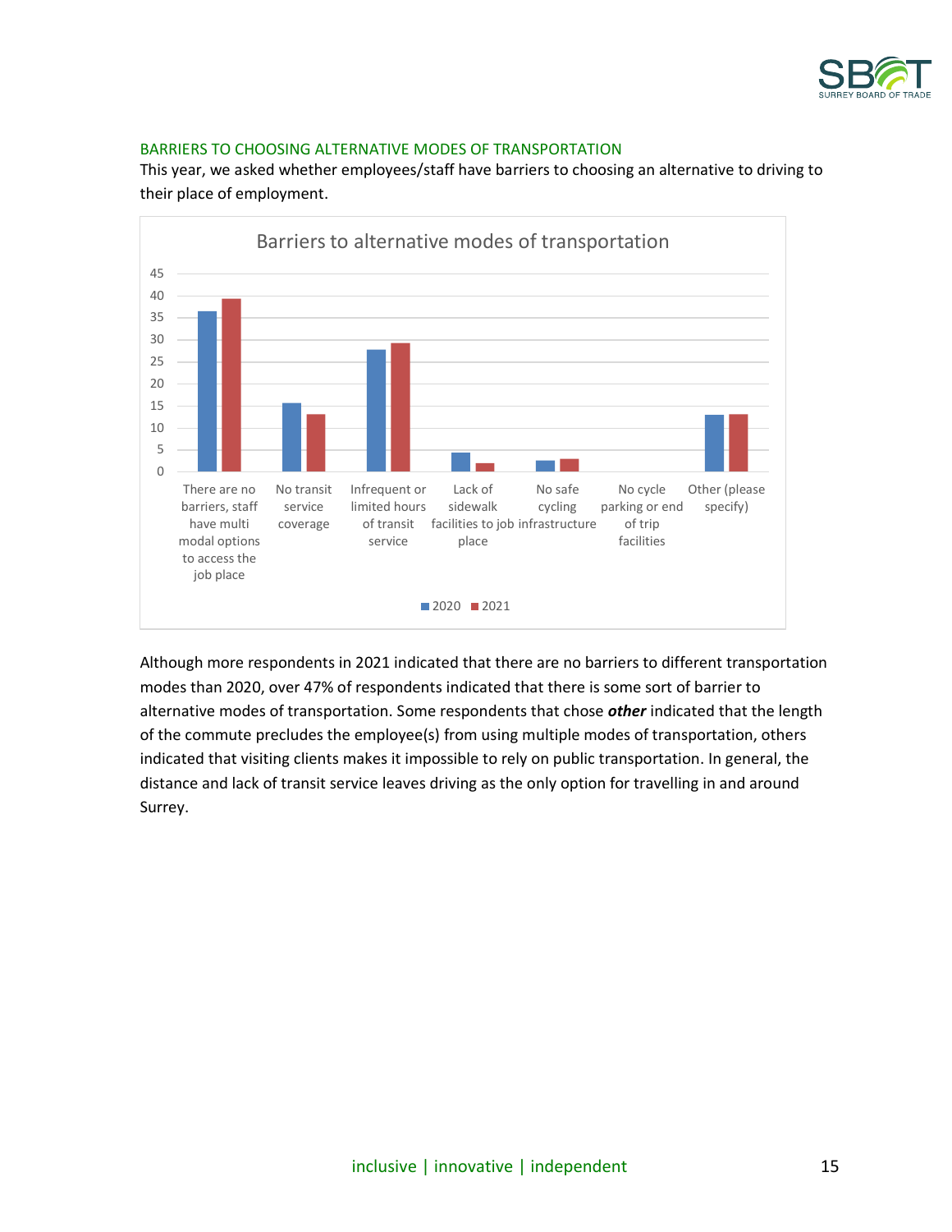## BARRIERS TO CHOOSING ALTERNATIVE MODES OF TRANSPORTATION

This year, we asked whether employees/staff have barriers to choosing an alternative to driving to their place of employment.

Although more respondents in 2021 indicated that there are no barriers to different transportation modes than 2020, over 47% of respondents indicated that there is some sort of barrier to alternative modes of transportation. Some respondents that chose ***other*** indicated that the length of the commute precludes the employee(s) from using multiple modes of transportation, others indicated that visiting clients makes it impossible to rely on public transportation. In general, the distance and lack of transit service leaves driving as the only option for travelling in and around Surrey.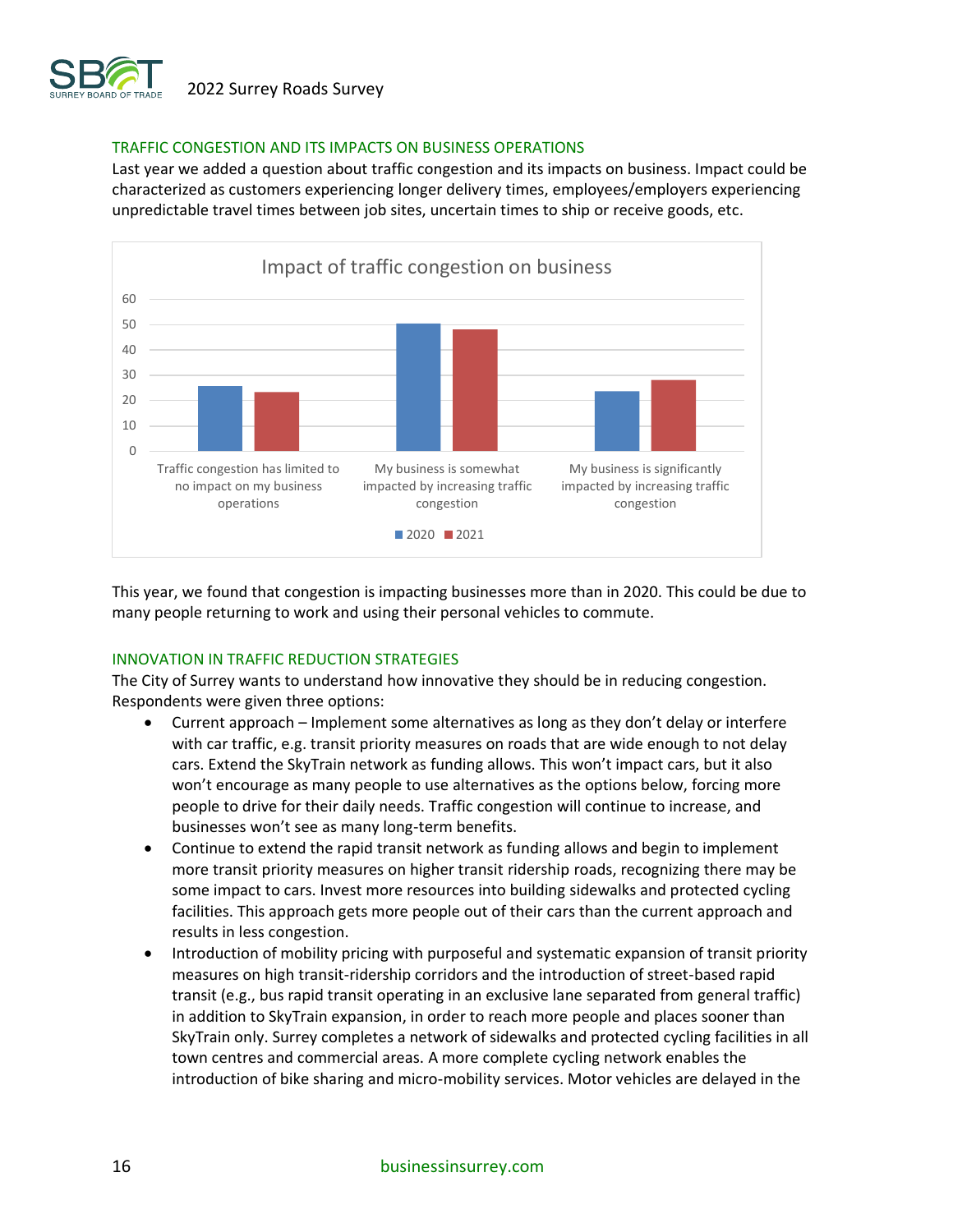## TRAFFIC CONGESTION AND ITS IMPACTS ON BUSINESS OPERATIONS

Last year we added a question about traffic congestion and its impacts on business. Impact could be characterized as customers experiencing longer delivery times, employees/employers experiencing unpredictable travel times between job sites, uncertain times to ship or receive goods, etc.

Impact of traffic congestion on business

| | 2020 | 2021 |
|---|---|---|
| Traffic congestion has limited to no impact on my business operations | 26 | 23 |
| My business is somewhat impacted by increasing traffic congestion | 50 | 48 |
| My business is significantly impacted by increasing traffic congestion | 24 | 28 |

This year, we found that congestion is impacting businesses more than in 2020. This could be due to many people returning to work and using their personal vehicles to commute.

## INNOVATION IN TRAFFIC REDUCTION STRATEGIES

The City of Surrey wants to understand how innovative they should be in reducing congestion. Respondents were given three options:

- Current approach – Implement some alternatives as long as they don't delay or interfere with car traffic, e.g. transit priority measures on roads that are wide enough to not delay cars. Extend the SkyTrain network as funding allows. This won't impact cars, but it also won't encourage as many people to use alternatives as the options below, forcing more people to drive for their daily needs. Traffic congestion will continue to increase, and businesses won't see as many long-term benefits.
- Continue to extend the rapid transit network as funding allows and begin to implement more transit priority measures on higher transit ridership roads, recognizing there may be some impact to cars. Invest more resources into building sidewalks and protected cycling facilities. This approach gets more people out of their cars than the current approach and results in less congestion.
- Introduction of mobility pricing with purposeful and systematic expansion of transit priority measures on high transit-ridership corridors and the introduction of street-based rapid transit (e.g., bus rapid transit operating in an exclusive lane separated from general traffic) in addition to SkyTrain expansion, in order to reach more people and places sooner than SkyTrain only. Surrey completes a network of sidewalks and protected cycling facilities in all town centres and commercial areas. A more complete cycling network enables the introduction of bike sharing and micro-mobility services. Motor vehicles are delayed in the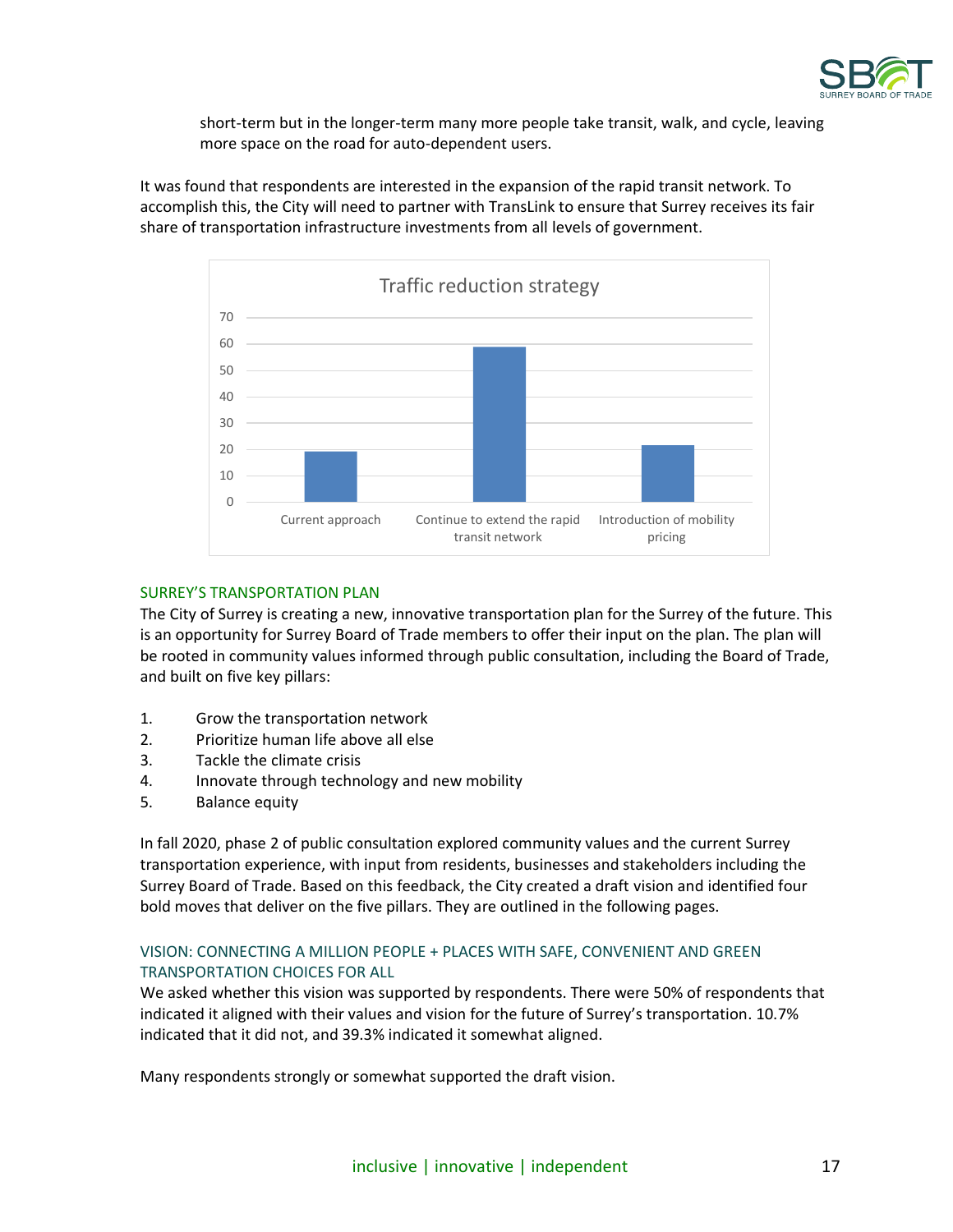short-term but in the longer-term many more people take transit, walk, and cycle, leaving more space on the road for auto-dependent users.

It was found that respondents are interested in the expansion of the rapid transit network. To accomplish this, the City will need to partner with TransLink to ensure that Surrey receives its fair share of transportation infrastructure investments from all levels of government.

**Traffic reduction strategy**

| Strategy | Value (approx.) |
|---|---|
| Current approach | 19 |
| Continue to extend the rapid transit network | 59 |
| Introduction of mobility pricing | 22 |

## SURREY'S TRANSPORTATION PLAN

The City of Surrey is creating a new, innovative transportation plan for the Surrey of the future. This is an opportunity for Surrey Board of Trade members to offer their input on the plan. The plan will be rooted in community values informed through public consultation, including the Board of Trade, and built on five key pillars:

1. Grow the transportation network
2. Prioritize human life above all else
3. Tackle the climate crisis
4. Innovate through technology and new mobility
5. Balance equity

In fall 2020, phase 2 of public consultation explored community values and the current Surrey transportation experience, with input from residents, businesses and stakeholders including the Surrey Board of Trade. Based on this feedback, the City created a draft vision and identified four bold moves that deliver on the five pillars. They are outlined in the following pages.

## VISION: CONNECTING A MILLION PEOPLE + PLACES WITH SAFE, CONVENIENT AND GREEN TRANSPORTATION CHOICES FOR ALL

We asked whether this vision was supported by respondents. There were 50% of respondents that indicated it aligned with their values and vision for the future of Surrey's transportation. 10.7% indicated that it did not, and 39.3% indicated it somewhat aligned.

Many respondents strongly or somewhat supported the draft vision.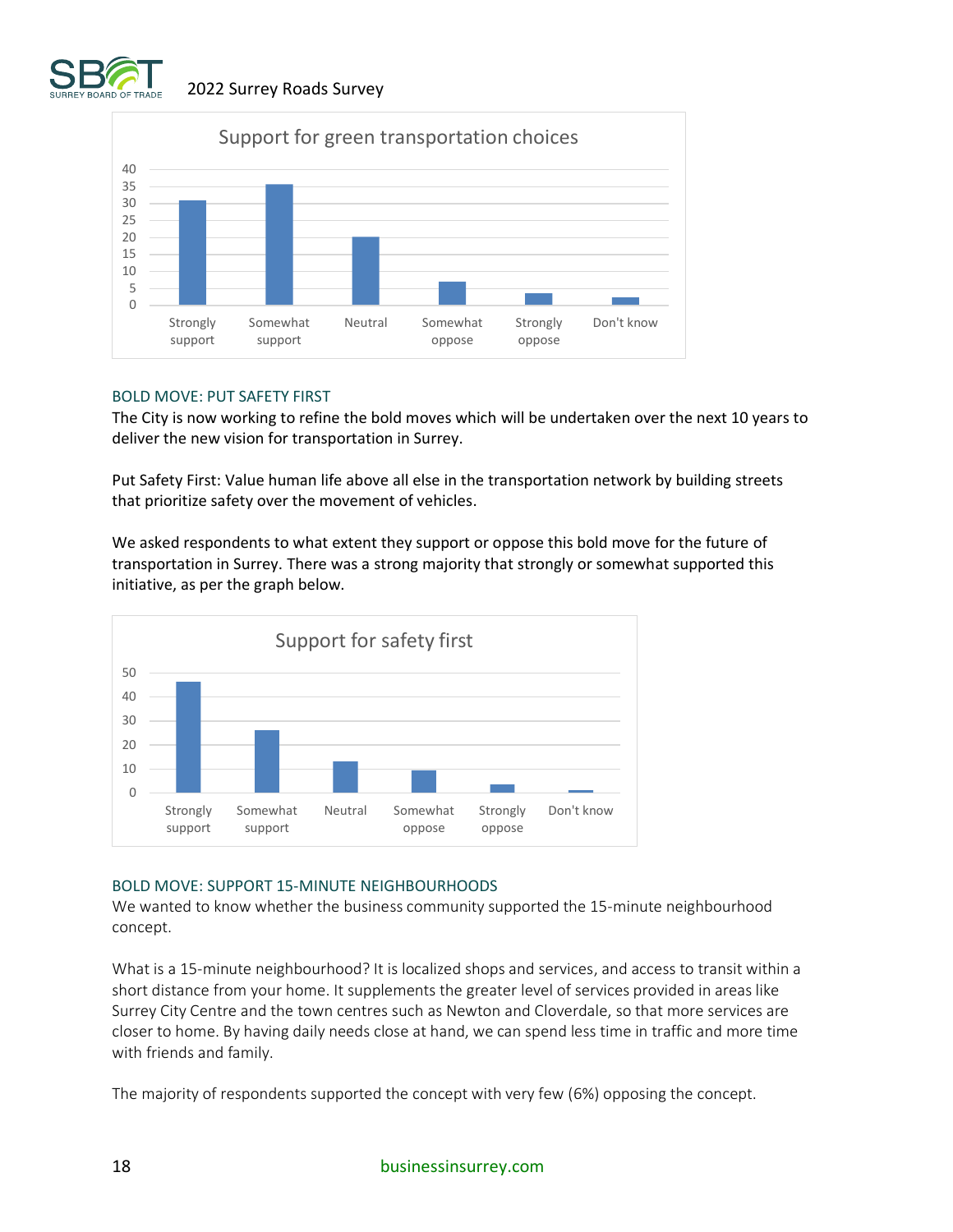**Support for green transportation choices**

| Response | Value |
|---|---|
| Strongly support | 31 |
| Somewhat support | 35.5 |
| Neutral | 20 |
| Somewhat oppose | 7 |
| Strongly oppose | 3.5 |
| Don't know | 2 |

## BOLD MOVE: PUT SAFETY FIRST

The City is now working to refine the bold moves which will be undertaken over the next 10 years to deliver the new vision for transportation in Surrey.

Put Safety First: Value human life above all else in the transportation network by building streets that prioritize safety over the movement of vehicles.

We asked respondents to what extent they support or oppose this bold move for the future of transportation in Surrey. There was a strong majority that strongly or somewhat supported this initiative, as per the graph below.

**Support for safety first**

| Response | Value |
|---|---|
| Strongly support | 46 |
| Somewhat support | 26 |
| Neutral | 13 |
| Somewhat oppose | 9 |
| Strongly oppose | 3 |
| Don't know | 1 |

## BOLD MOVE: SUPPORT 15-MINUTE NEIGHBOURHOODS

We wanted to know whether the business community supported the 15-minute neighbourhood concept.

What is a 15-minute neighbourhood? It is localized shops and services, and access to transit within a short distance from your home. It supplements the greater level of services provided in areas like Surrey City Centre and the town centres such as Newton and Cloverdale, so that more services are closer to home. By having daily needs close at hand, we can spend less time in traffic and more time with friends and family.

The majority of respondents supported the concept with very few (6%) opposing the concept.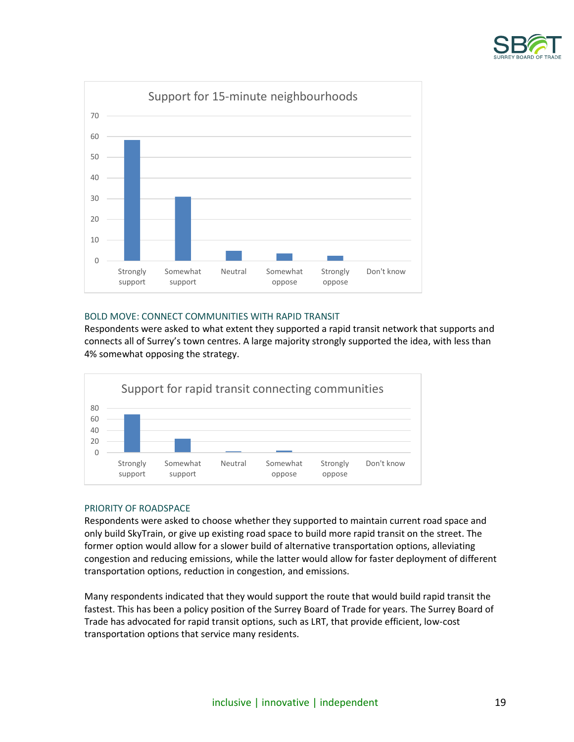Support for 15-minute neighbourhoods

| Response | Value |
|---|---|
| Strongly support | ~58 |
| Somewhat support | ~31 |
| Neutral | ~5 |
| Somewhat oppose | ~3.5 |
| Strongly oppose | ~2.5 |
| Don't know | 0 |

### BOLD MOVE: CONNECT COMMUNITIES WITH RAPID TRANSIT

Respondents were asked to what extent they supported a rapid transit network that supports and connects all of Surrey's town centres. A large majority strongly supported the idea, with less than 4% somewhat opposing the strategy.

Support for rapid transit connecting communities

| Response | Value |
|---|---|
| Strongly support | ~69 |
| Somewhat support | ~25 |
| Neutral | ~2 |
| Somewhat oppose | ~3 |
| Strongly oppose | 0 |
| Don't know | 0 |

### PRIORITY OF ROADSPACE

Respondents were asked to choose whether they supported to maintain current road space and only build SkyTrain, or give up existing road space to build more rapid transit on the street. The former option would allow for a slower build of alternative transportation options, alleviating congestion and reducing emissions, while the latter would allow for faster deployment of different transportation options, reduction in congestion, and emissions.

Many respondents indicated that they would support the route that would build rapid transit the fastest. This has been a policy position of the Surrey Board of Trade for years. The Surrey Board of Trade has advocated for rapid transit options, such as LRT, that provide efficient, low-cost transportation options that service many residents.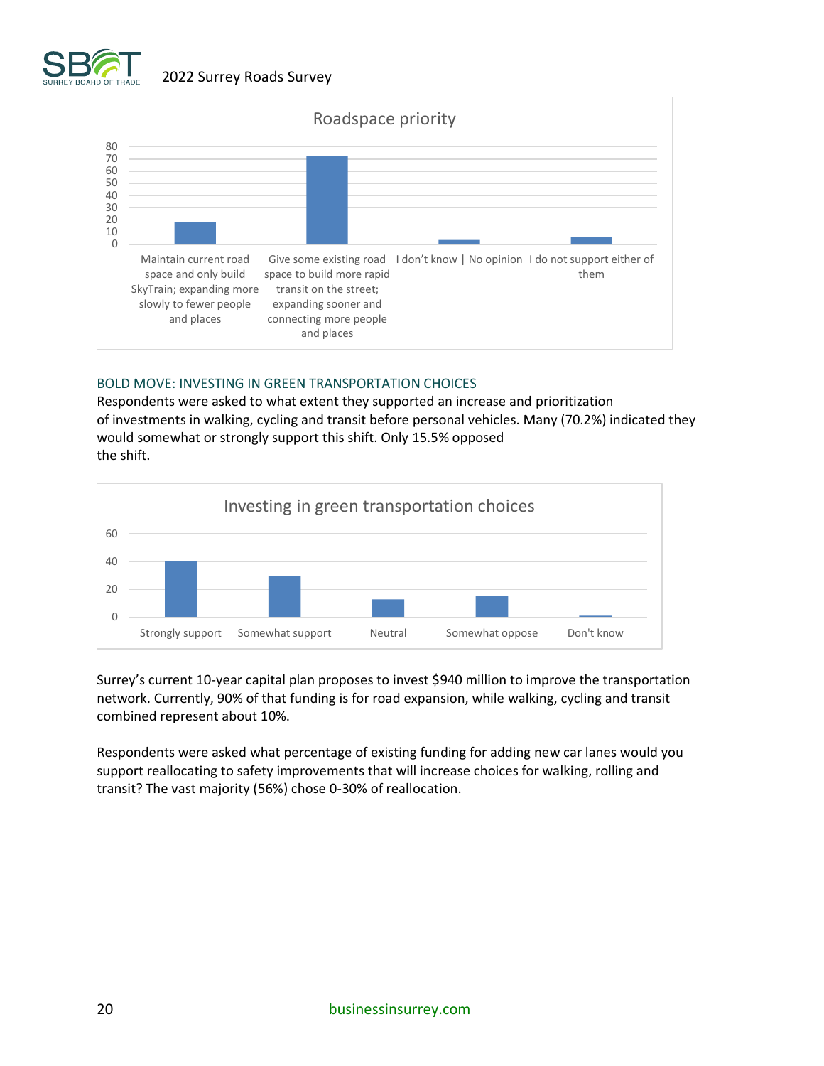**Roadspace priority**

(Bar chart, y-axis 0–80. Categories: "Maintain current road space and only build SkyTrain; expanding more slowly to fewer people and places"; "Give some existing road space to build more rapid transit on the street; expanding sooner and connecting more people and places"; "I don't know | No opinion"; "I do not support either of them")

### BOLD MOVE: INVESTING IN GREEN TRANSPORTATION CHOICES

Respondents were asked to what extent they supported an increase and prioritization of investments in walking, cycling and transit before personal vehicles. Many (70.2%) indicated they would somewhat or strongly support this shift. Only 15.5% opposed the shift.

**Investing in green transportation choices**

(Bar chart, y-axis 0–60. Categories: Strongly support; Somewhat support; Neutral; Somewhat oppose; Don't know)

Surrey's current 10-year capital plan proposes to invest $940 million to improve the transportation network. Currently, 90% of that funding is for road expansion, while walking, cycling and transit combined represent about 10%.

Respondents were asked what percentage of existing funding for adding new car lanes would you support reallocating to safety improvements that will increase choices for walking, rolling and transit? The vast majority (56%) chose 0-30% of reallocation.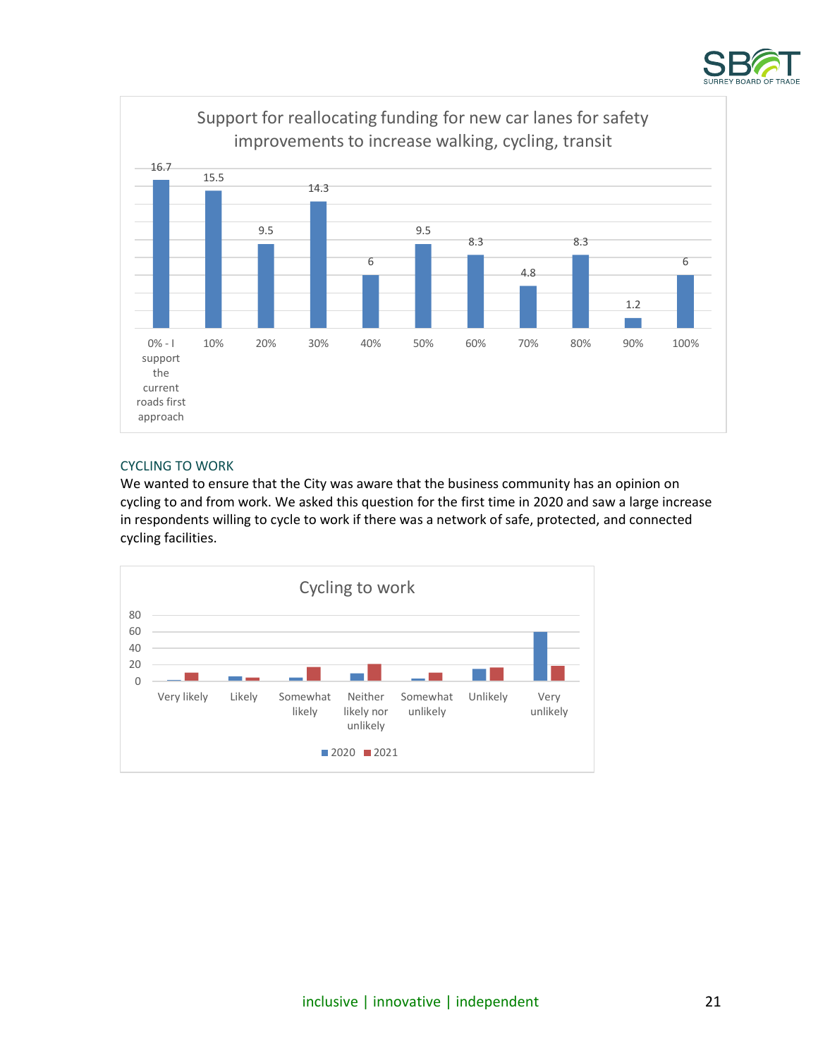**Support for reallocating funding for new car lanes for safety improvements to increase walking, cycling, transit**

| Response | Value |
|---|---|
| 0% - I support the current roads first approach | 16.7 |
| 10% | 15.5 |
| 20% | 9.5 |
| 30% | 14.3 |
| 40% | 6 |
| 50% | 9.5 |
| 60% | 8.3 |
| 70% | 4.8 |
| 80% | 8.3 |
| 90% | 1.2 |
| 100% | 6 |

## CYCLING TO WORK

We wanted to ensure that the City was aware that the business community has an opinion on cycling to and from work. We asked this question for the first time in 2020 and saw a large increase in respondents willing to cycle to work if there was a network of safe, protected, and connected cycling facilities.

**Cycling to work**

Categories: Very likely, Likely, Somewhat likely, Neither likely nor unlikely, Somewhat unlikely, Unlikely, Very unlikely (series: 2020, 2021; axis 0–80)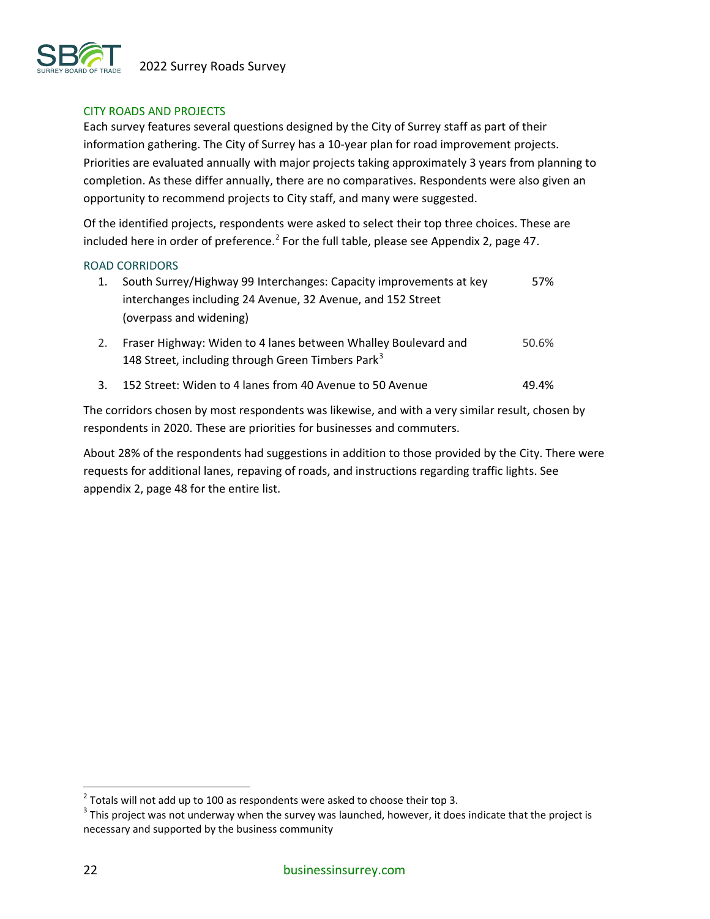## CITY ROADS AND PROJECTS

Each survey features several questions designed by the City of Surrey staff as part of their information gathering. The City of Surrey has a 10-year plan for road improvement projects. Priorities are evaluated annually with major projects taking approximately 3 years from planning to completion. As these differ annually, there are no comparatives. Respondents were also given an opportunity to recommend projects to City staff, and many were suggested.

Of the identified projects, respondents were asked to select their top three choices. These are included here in order of preference.[2] For the full table, please see Appendix 2, page 47.

### ROAD CORRIDORS

1. South Surrey/Highway 99 Interchanges: Capacity improvements at key interchanges including 24 Avenue, 32 Avenue, and 152 Street (overpass and widening) — 57%
2. Fraser Highway: Widen to 4 lanes between Whalley Boulevard and 148 Street, including through Green Timbers Park[3] — 50.6%
3. 152 Street: Widen to 4 lanes from 40 Avenue to 50 Avenue — 49.4%

The corridors chosen by most respondents was likewise, and with a very similar result, chosen by respondents in 2020. These are priorities for businesses and commuters.

About 28% of the respondents had suggestions in addition to those provided by the City. There were requests for additional lanes, repaving of roads, and instructions regarding traffic lights. See appendix 2, page 48 for the entire list.

---

[2] Totals will not add up to 100 as respondents were asked to choose their top 3.

[3] This project was not underway when the survey was launched, however, it does indicate that the project is necessary and supported by the business community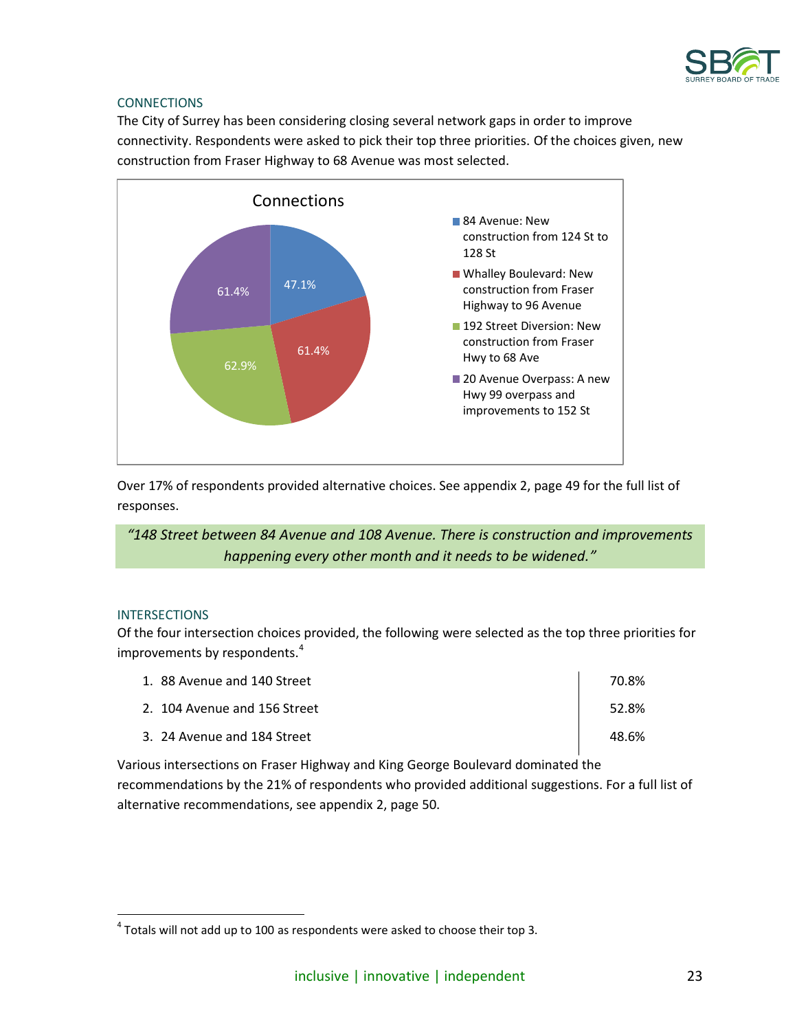### CONNECTIONS

The City of Surrey has been considering closing several network gaps in order to improve connectivity. Respondents were asked to pick their top three priorities. Of the choices given, new construction from Fraser Highway to 68 Avenue was most selected.

**Connections**

| Connection | Percentage |
|---|---|
| 84 Avenue: New construction from 124 St to 128 St | 47.1% |
| Whalley Boulevard: New construction from Fraser Highway to 96 Avenue | 61.4% |
| 192 Street Diversion: New construction from Fraser Hwy to 68 Ave | 62.9% |
| 20 Avenue Overpass: A new Hwy 99 overpass and improvements to 152 St | 61.4% |

Over 17% of respondents provided alternative choices. See appendix 2, page 49 for the full list of responses.

> *"148 Street between 84 Avenue and 108 Avenue. There is construction and improvements happening every other month and it needs to be widened."*

### INTERSECTIONS

Of the four intersection choices provided, the following were selected as the top three priorities for improvements by respondents.[4]

| Intersection | Percentage |
|---|---|
| 1. 88 Avenue and 140 Street | 70.8% |
| 2. 104 Avenue and 156 Street | 52.8% |
| 3. 24 Avenue and 184 Street | 48.6% |

Various intersections on Fraser Highway and King George Boulevard dominated the recommendations by the 21% of respondents who provided additional suggestions. For a full list of alternative recommendations, see appendix 2, page 50.

[4] Totals will not add up to 100 as respondents were asked to choose their top 3.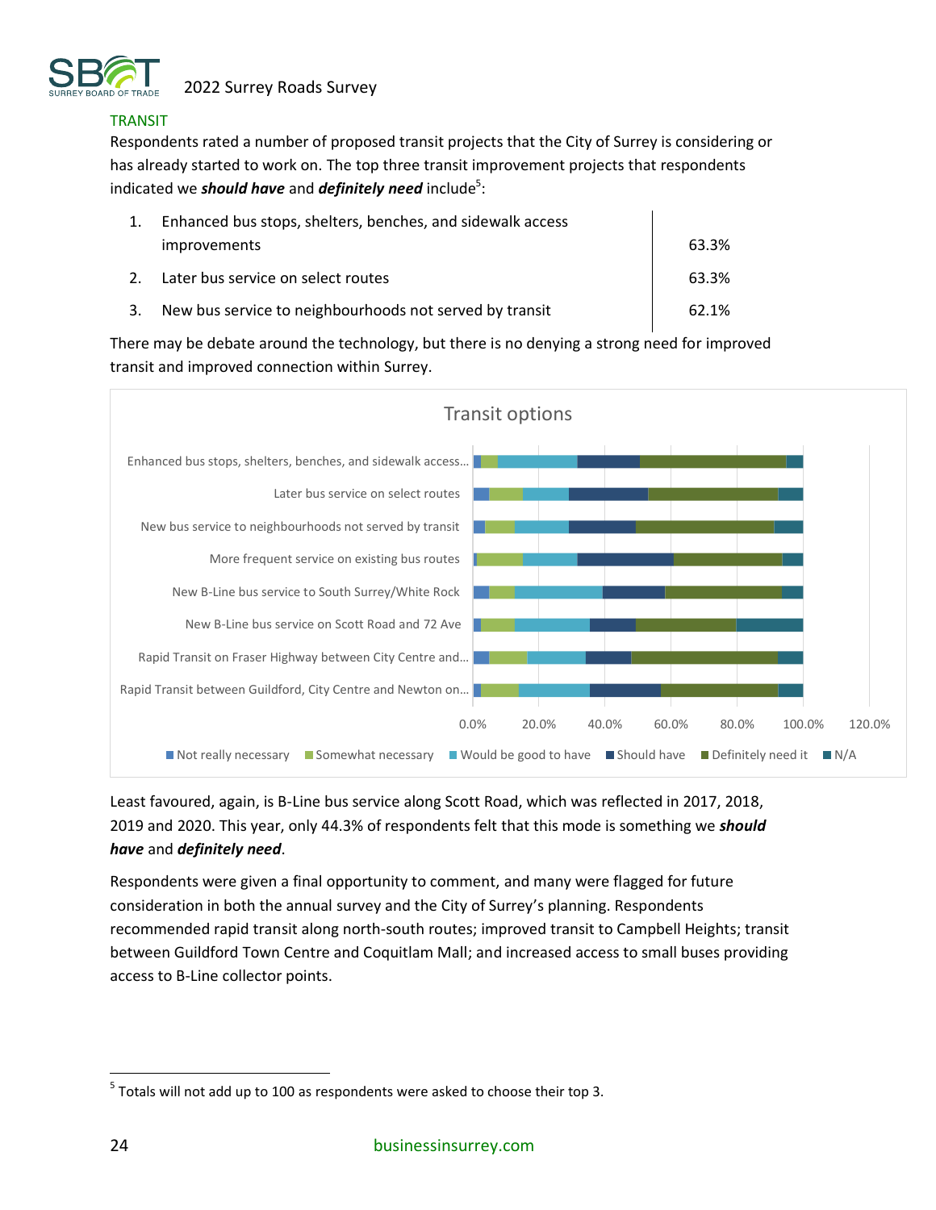## TRANSIT

Respondents rated a number of proposed transit projects that the City of Surrey is considering or has already started to work on. The top three transit improvement projects that respondents indicated we ***should have*** and ***definitely need*** include[5]:

| | |
|---|---|
| 1. Enhanced bus stops, shelters, benches, and sidewalk access improvements | 63.3% |
| 2. Later bus service on select routes | 63.3% |
| 3. New bus service to neighbourhoods not served by transit | 62.1% |

There may be debate around the technology, but there is no denying a strong need for improved transit and improved connection within Surrey.

Transit options

- Enhanced bus stops, shelters, benches, and sidewalk access...
- Later bus service on select routes
- New bus service to neighbourhoods not served by transit
- More frequent service on existing bus routes
- New B-Line bus service to South Surrey/White Rock
- New B-Line bus service on Scott Road and 72 Ave
- Rapid Transit on Fraser Highway between City Centre and...
- Rapid Transit between Guildford, City Centre and Newton on...

0.0% 20.0% 40.0% 60.0% 80.0% 100.0% 120.0%

Not really necessary | Somewhat necessary | Would be good to have | Should have | Definitely need it | N/A

Least favoured, again, is B-Line bus service along Scott Road, which was reflected in 2017, 2018, 2019 and 2020. This year, only 44.3% of respondents felt that this mode is something we ***should have*** and ***definitely need***.

Respondents were given a final opportunity to comment, and many were flagged for future consideration in both the annual survey and the City of Surrey's planning. Respondents recommended rapid transit along north-south routes; improved transit to Campbell Heights; transit between Guildford Town Centre and Coquitlam Mall; and increased access to small buses providing access to B-Line collector points.

[5] Totals will not add up to 100 as respondents were asked to choose their top 3.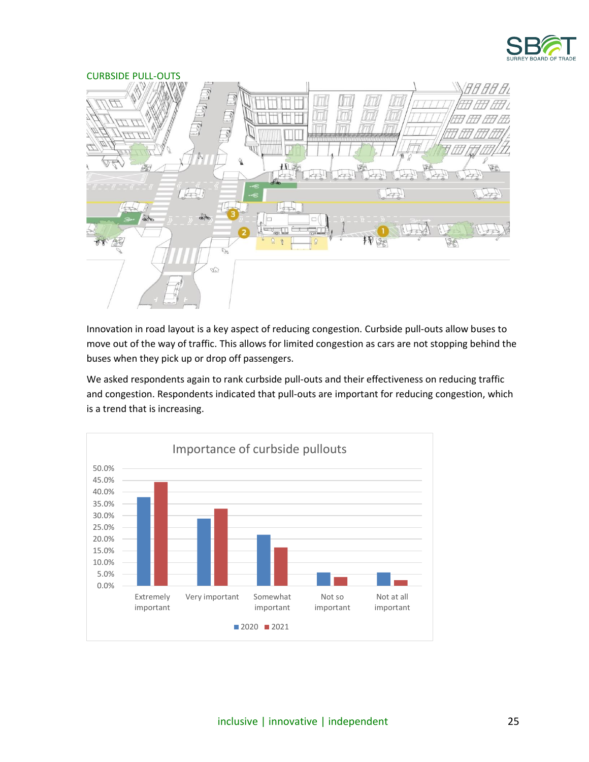## CURBSIDE PULL-OUTS

Innovation in road layout is a key aspect of reducing congestion. Curbside pull-outs allow buses to move out of the way of traffic. This allows for limited congestion as cars are not stopping behind the buses when they pick up or drop off passengers.

We asked respondents again to rank curbside pull-outs and their effectiveness on reducing traffic and congestion. Respondents indicated that pull-outs are important for reducing congestion, which is a trend that is increasing.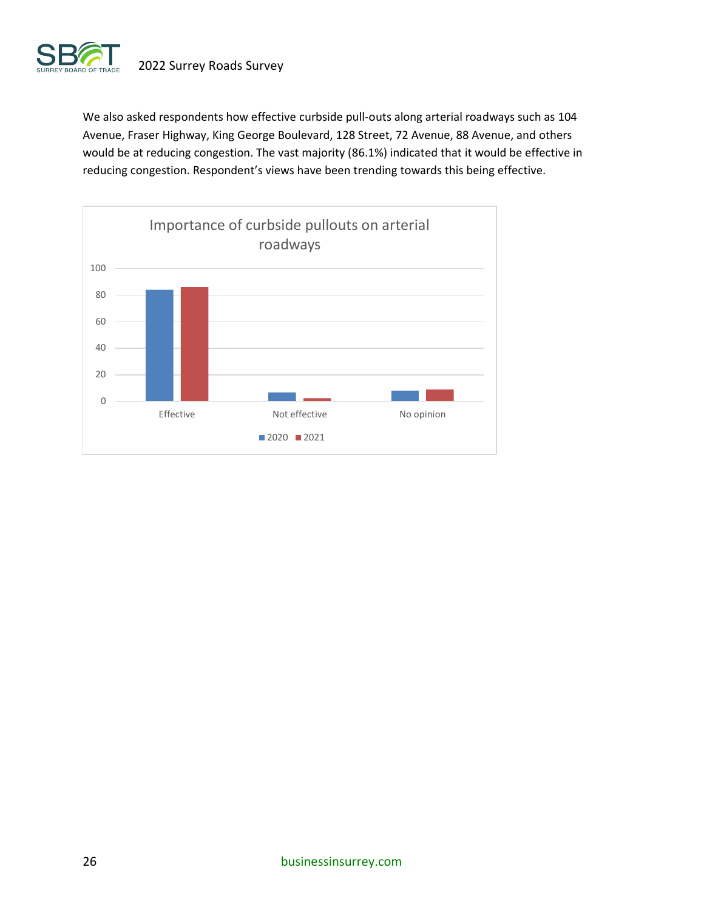We also asked respondents how effective curbside pull-outs along arterial roadways such as 104 Avenue, Fraser Highway, King George Boulevard, 128 Street, 72 Avenue, 88 Avenue, and others would be at reducing congestion. The vast majority (86.1%) indicated that it would be effective in reducing congestion. Respondent's views have been trending towards this being effective.

**Importance of curbside pullouts on arterial roadways**

| | 2020 | 2021 |
|---|---|---|
| Effective | ~84 | ~86 |
| Not effective | ~6 | ~2 |
| No opinion | ~8 | ~9 |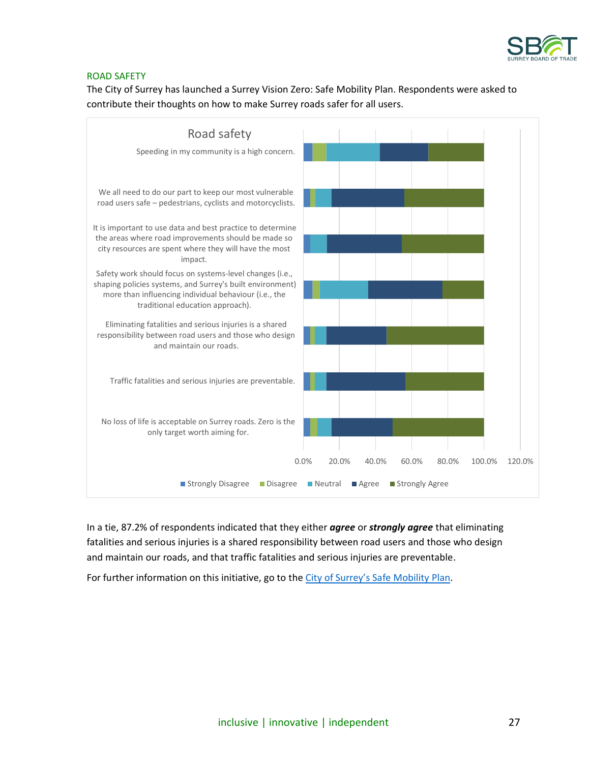## ROAD SAFETY

The City of Surrey has launched a Surrey Vision Zero: Safe Mobility Plan. Respondents were asked to contribute their thoughts on how to make Surrey roads safer for all users.

Road safety

- Speeding in my community is a high concern.
- We all need to do our part to keep our most vulnerable road users safe – pedestrians, cyclists and motorcyclists.
- It is important to use data and best practice to determine the areas where road improvements should be made so city resources are spent where they will have the most impact.
- Safety work should focus on systems-level changes (i.e., shaping policies systems, and Surrey's built environment) more than influencing individual behaviour (i.e., the traditional education approach).
- Eliminating fatalities and serious injuries is a shared responsibility between road users and those who design and maintain our roads.
- Traffic fatalities and serious injuries are preventable.
- No loss of life is acceptable on Surrey roads. Zero is the only target worth aiming for.

0.0% 20.0% 40.0% 60.0% 80.0% 100.0% 120.0%

Strongly Disagree | Disagree | Neutral | Agree | Strongly Agree

In a tie, 87.2% of respondents indicated that they either ***agree*** or ***strongly agree*** that eliminating fatalities and serious injuries is a shared responsibility between road users and those who design and maintain our roads, and that traffic fatalities and serious injuries are preventable.

For further information on this initiative, go to the [City of Surrey's Safe Mobility Plan](#).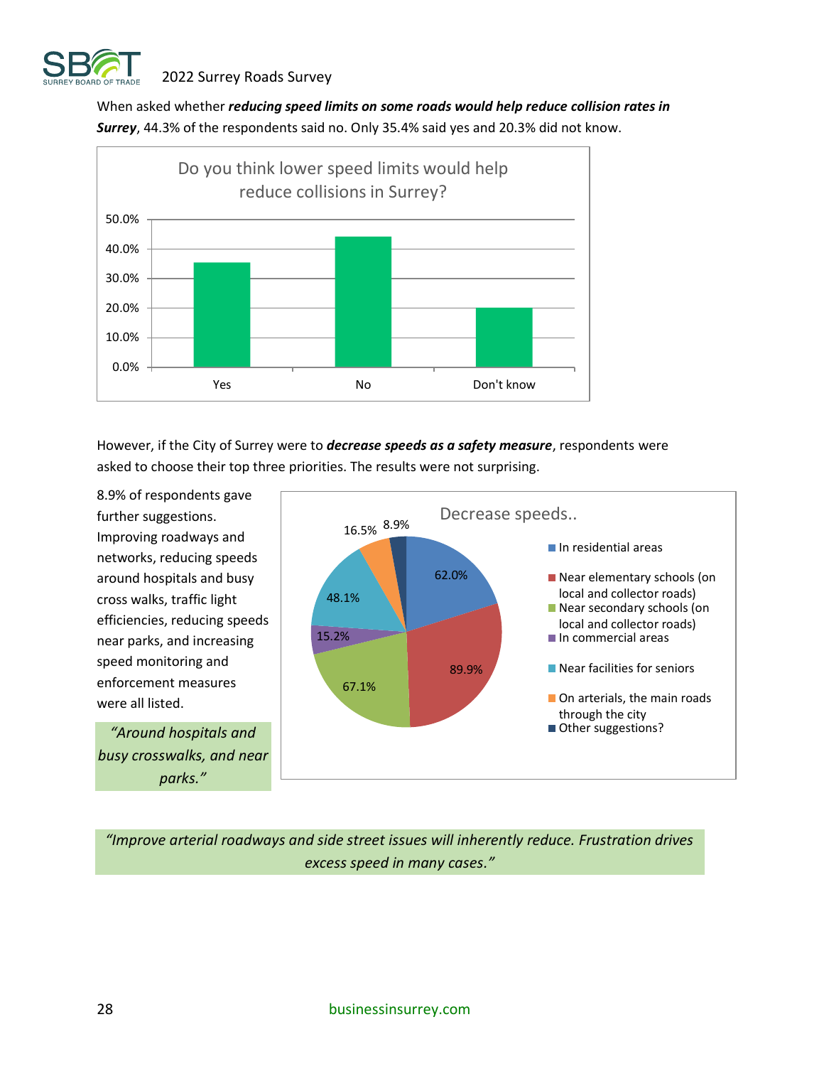When asked whether ***reducing speed limits on some roads would help reduce collision rates in Surrey***, 44.3% of the respondents said no. Only 35.4% said yes and 20.3% did not know.

**Do you think lower speed limits would help reduce collisions in Surrey?**

| Response | Percentage |
|---|---|
| Yes | 35.4% |
| No | 44.3% |
| Don't know | 20.3% |

However, if the City of Surrey were to ***decrease speeds as a safety measure***, respondents were asked to choose their top three priorities. The results were not surprising.

8.9% of respondents gave further suggestions. Improving roadways and networks, reducing speeds around hospitals and busy cross walks, traffic light efficiencies, reducing speeds near parks, and increasing speed monitoring and enforcement measures were all listed.

*"Around hospitals and busy crosswalks, and near parks."*

**Decrease speeds..**

| Option | Percentage |
|---|---|
| In residential areas | 62.0% |
| Near elementary schools (on local and collector roads) | 89.9% |
| Near secondary schools (on local and collector roads) | 67.1% |
| In commercial areas | 15.2% |
| Near facilities for seniors | 48.1% |
| On arterials, the main roads through the city | 16.5% |
| Other suggestions? | 8.9% |

*"Improve arterial roadways and side street issues will inherently reduce. Frustration drives excess speed in many cases."*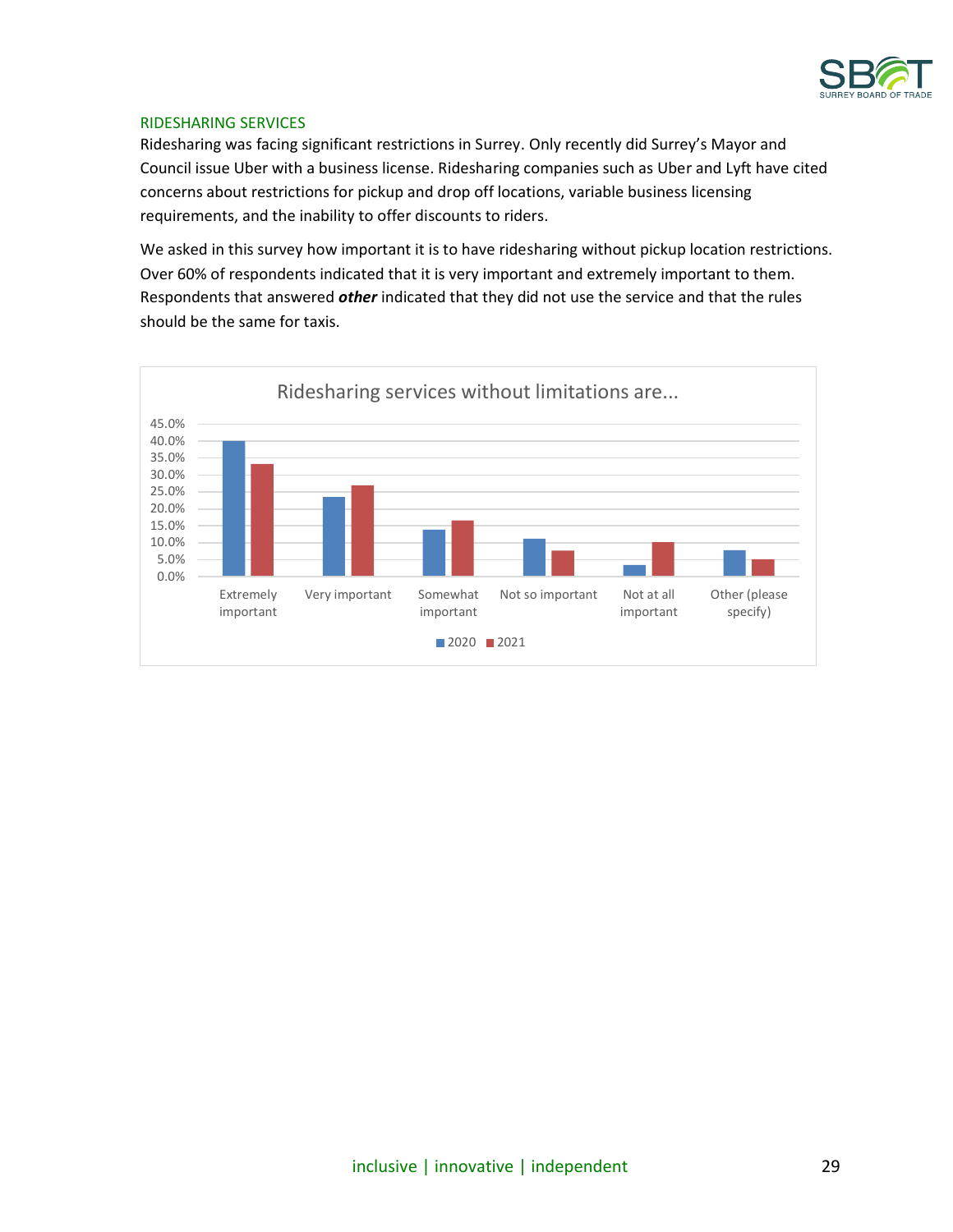## RIDESHARING SERVICES

Ridesharing was facing significant restrictions in Surrey. Only recently did Surrey's Mayor and Council issue Uber with a business license. Ridesharing companies such as Uber and Lyft have cited concerns about restrictions for pickup and drop off locations, variable business licensing requirements, and the inability to offer discounts to riders.

We asked in this survey how important it is to have ridesharing without pickup location restrictions. Over 60% of respondents indicated that it is very important and extremely important to them. Respondents that answered ***other*** indicated that they did not use the service and that the rules should be the same for taxis.

**Ridesharing services without limitations are...**

Categories: Extremely important, Very important, Somewhat important, Not so important, Not at all important, Other (please specify)

Series: 2020, 2021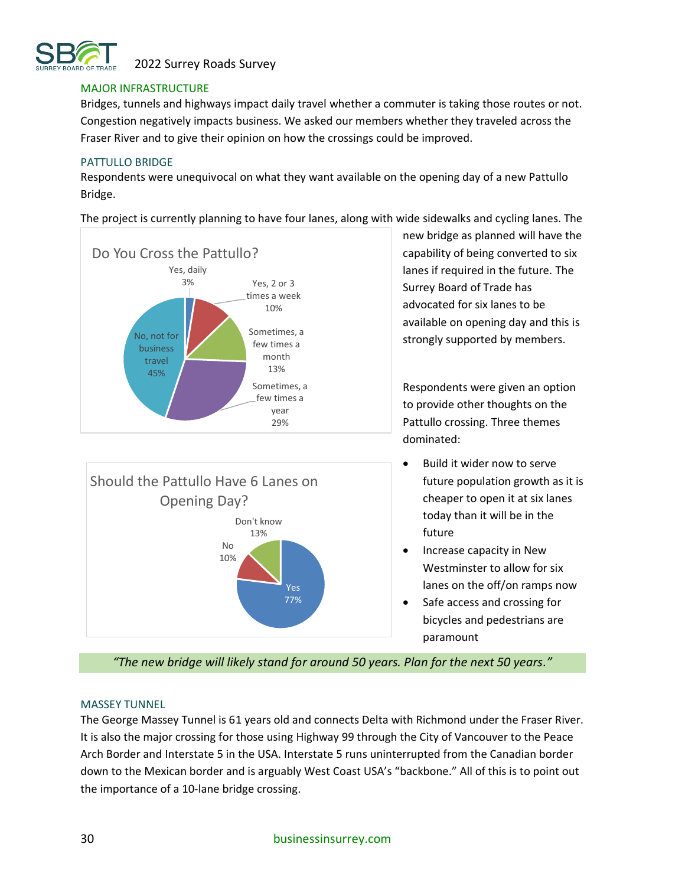## MAJOR INFRASTRUCTURE

Bridges, tunnels and highways impact daily travel whether a commuter is taking those routes or not. Congestion negatively impacts business. We asked our members whether they traveled across the Fraser River and to give their opinion on how the crossings could be improved.

### PATTULLO BRIDGE

Respondents were unequivocal on what they want available on the opening day of a new Pattullo Bridge.

The project is currently planning to have four lanes, along with wide sidewalks and cycling lanes. The new bridge as planned will have the capability of being converted to six lanes if required in the future. The Surrey Board of Trade has advocated for six lanes to be available on opening day and this is strongly supported by members.

**Do You Cross the Pattullo?**

- Yes, daily: 3%
- Yes, 2 or 3 times a week: 10%
- Sometimes, a few times a month: 13%
- Sometimes, a few times a year: 29%
- No, not for business travel: 45%

**Should the Pattullo Have 6 Lanes on Opening Day?**

- Yes: 77%
- No: 10%
- Don't know: 13%

Respondents were given an option to provide other thoughts on the Pattullo crossing. Three themes dominated:

- Build it wider now to serve future population growth as it is cheaper to open it at six lanes today than it will be in the future
- Increase capacity in New Westminster to allow for six lanes on the off/on ramps now
- Safe access and crossing for bicycles and pedestrians are paramount

*"The new bridge will likely stand for around 50 years. Plan for the next 50 years."*

### MASSEY TUNNEL

The George Massey Tunnel is 61 years old and connects Delta with Richmond under the Fraser River. It is also the major crossing for those using Highway 99 through the City of Vancouver to the Peace Arch Border and Interstate 5 in the USA. Interstate 5 runs uninterrupted from the Canadian border down to the Mexican border and is arguably West Coast USA's "backbone." All of this is to point out the importance of a 10-lane bridge crossing.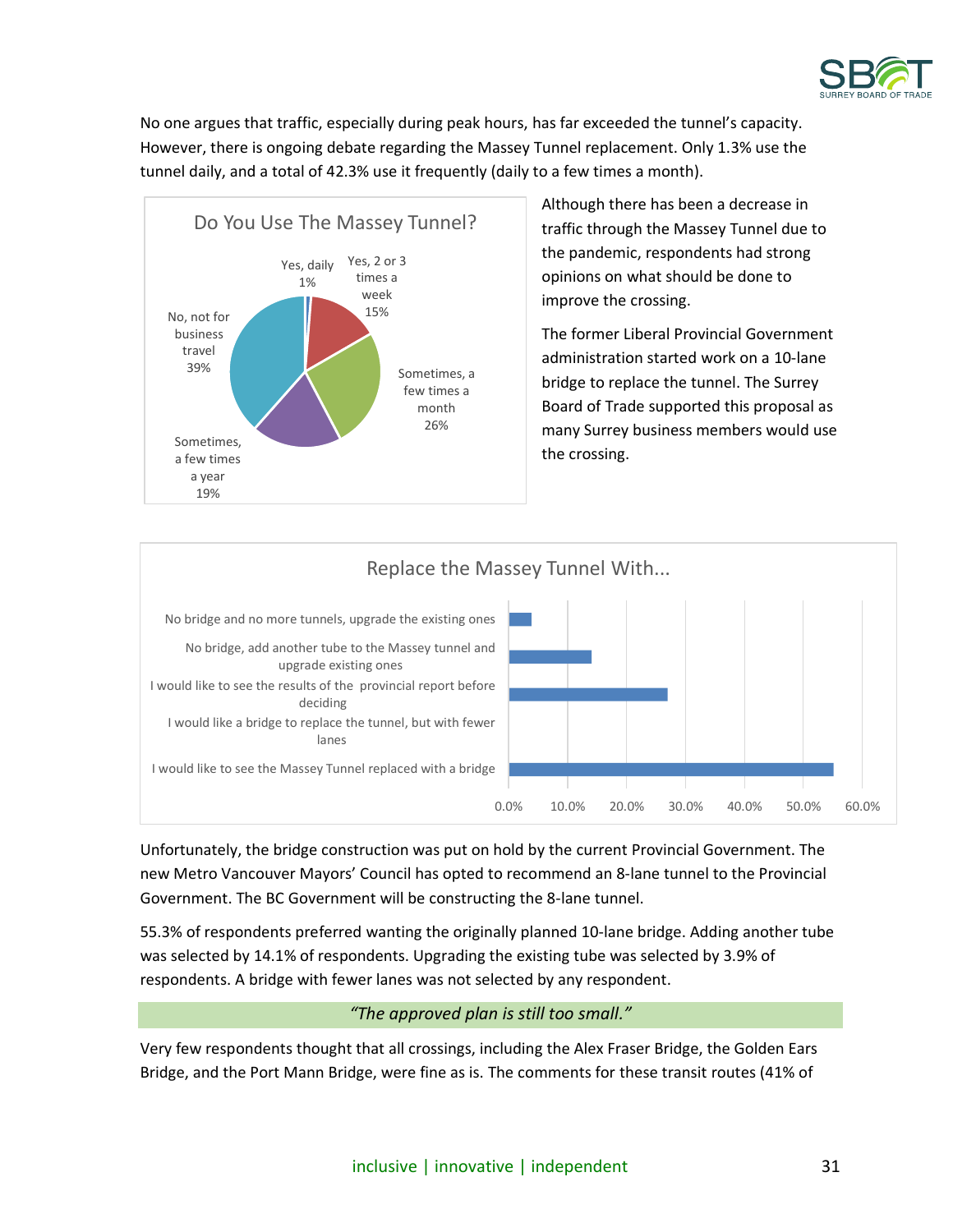No one argues that traffic, especially during peak hours, has far exceeded the tunnel's capacity. However, there is ongoing debate regarding the Massey Tunnel replacement. Only 1.3% use the tunnel daily, and a total of 42.3% use it frequently (daily to a few times a month).

**Do You Use The Massey Tunnel?**

| Response | Percentage |
|---|---|
| Yes, daily | 1% |
| Yes, 2 or 3 times a week | 15% |
| Sometimes, a few times a month | 26% |
| Sometimes, a few times a year | 19% |
| No, not for business travel | 39% |

Although there has been a decrease in traffic through the Massey Tunnel due to the pandemic, respondents had strong opinions on what should be done to improve the crossing.

The former Liberal Provincial Government administration started work on a 10-lane bridge to replace the tunnel. The Surrey Board of Trade supported this proposal as many Surrey business members would use the crossing.

**Replace the Massey Tunnel With...**

- No bridge and no more tunnels, upgrade the existing ones
- No bridge, add another tube to the Massey tunnel and upgrade existing ones
- I would like to see the results of the provincial report before deciding
- I would like a bridge to replace the tunnel, but with fewer lanes
- I would like to see the Massey Tunnel replaced with a bridge

Unfortunately, the bridge construction was put on hold by the current Provincial Government. The new Metro Vancouver Mayors' Council has opted to recommend an 8-lane tunnel to the Provincial Government. The BC Government will be constructing the 8-lane tunnel.

55.3% of respondents preferred wanting the originally planned 10-lane bridge. Adding another tube was selected by 14.1% of respondents. Upgrading the existing tube was selected by 3.9% of respondents. A bridge with fewer lanes was not selected by any respondent.

> *"The approved plan is still too small."*

Very few respondents thought that all crossings, including the Alex Fraser Bridge, the Golden Ears Bridge, and the Port Mann Bridge, were fine as is. The comments for these transit routes (41% of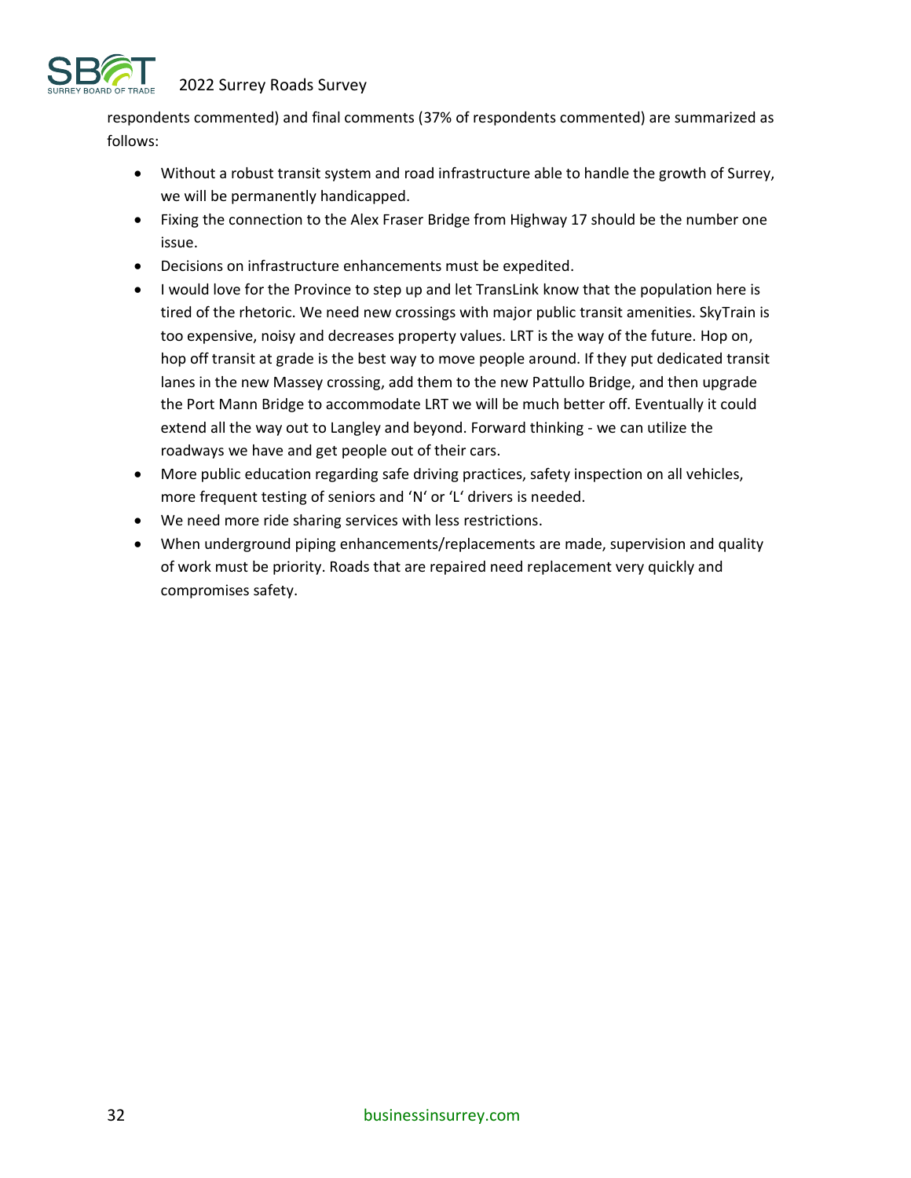respondents commented) and final comments (37% of respondents commented) are summarized as follows:

- Without a robust transit system and road infrastructure able to handle the growth of Surrey, we will be permanently handicapped.
- Fixing the connection to the Alex Fraser Bridge from Highway 17 should be the number one issue.
- Decisions on infrastructure enhancements must be expedited.
- I would love for the Province to step up and let TransLink know that the population here is tired of the rhetoric. We need new crossings with major public transit amenities. SkyTrain is too expensive, noisy and decreases property values. LRT is the way of the future. Hop on, hop off transit at grade is the best way to move people around. If they put dedicated transit lanes in the new Massey crossing, add them to the new Pattullo Bridge, and then upgrade the Port Mann Bridge to accommodate LRT we will be much better off. Eventually it could extend all the way out to Langley and beyond. Forward thinking - we can utilize the roadways we have and get people out of their cars.
- More public education regarding safe driving practices, safety inspection on all vehicles, more frequent testing of seniors and 'N' or 'L' drivers is needed.
- We need more ride sharing services with less restrictions.
- When underground piping enhancements/replacements are made, supervision and quality of work must be priority. Roads that are repaired need replacement very quickly and compromises safety.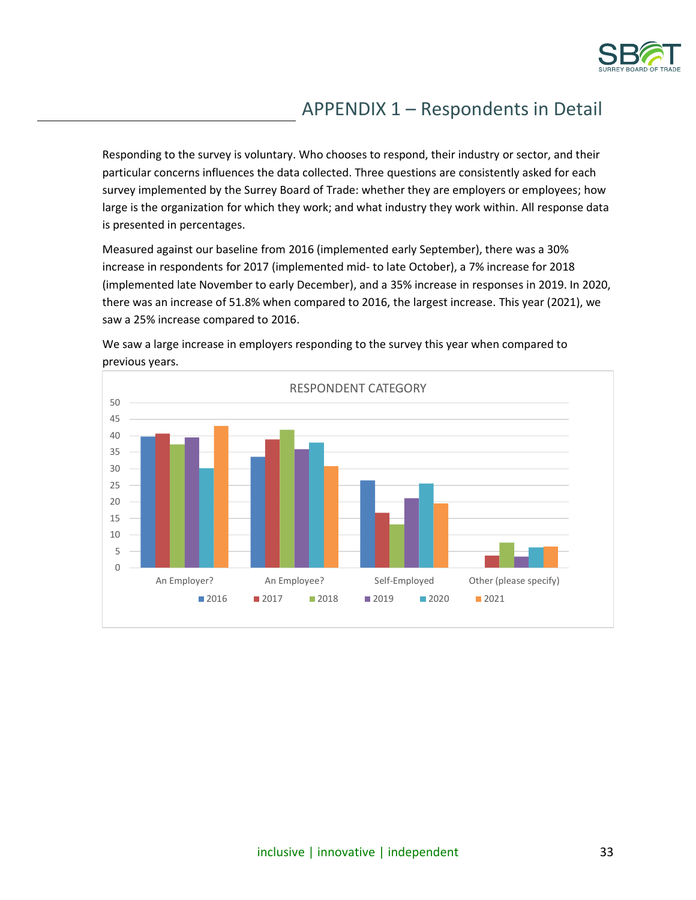# APPENDIX 1 – Respondents in Detail

Responding to the survey is voluntary. Who chooses to respond, their industry or sector, and their particular concerns influences the data collected. Three questions are consistently asked for each survey implemented by the Surrey Board of Trade: whether they are employers or employees; how large is the organization for which they work; and what industry they work within. All response data is presented in percentages.

Measured against our baseline from 2016 (implemented early September), there was a 30% increase in respondents for 2017 (implemented mid- to late October), a 7% increase for 2018 (implemented late November to early December), and a 35% increase in responses in 2019. In 2020, there was an increase of 51.8% when compared to 2016, the largest increase. This year (2021), we saw a 25% increase compared to 2016.

We saw a large increase in employers responding to the survey this year when compared to previous years.

RESPONDENT CATEGORY

| | 2016 | 2017 | 2018 | 2019 | 2020 | 2021 |
|---|---|---|---|---|---|---|
| An Employer? | ~39.7 | ~40.6 | ~37.4 | ~39.4 | ~30.1 | ~43.0 |
| An Employee? | ~33.6 | ~38.9 | ~41.8 | ~35.8 | ~37.9 | ~30.8 |
| Self-Employed | ~26.5 | ~16.6 | ~13.1 | ~21.0 | ~25.5 | ~19.5 |
| Other (please specify) | | ~3.6 | ~7.6 | ~3.3 | ~6.1 | ~6.4 |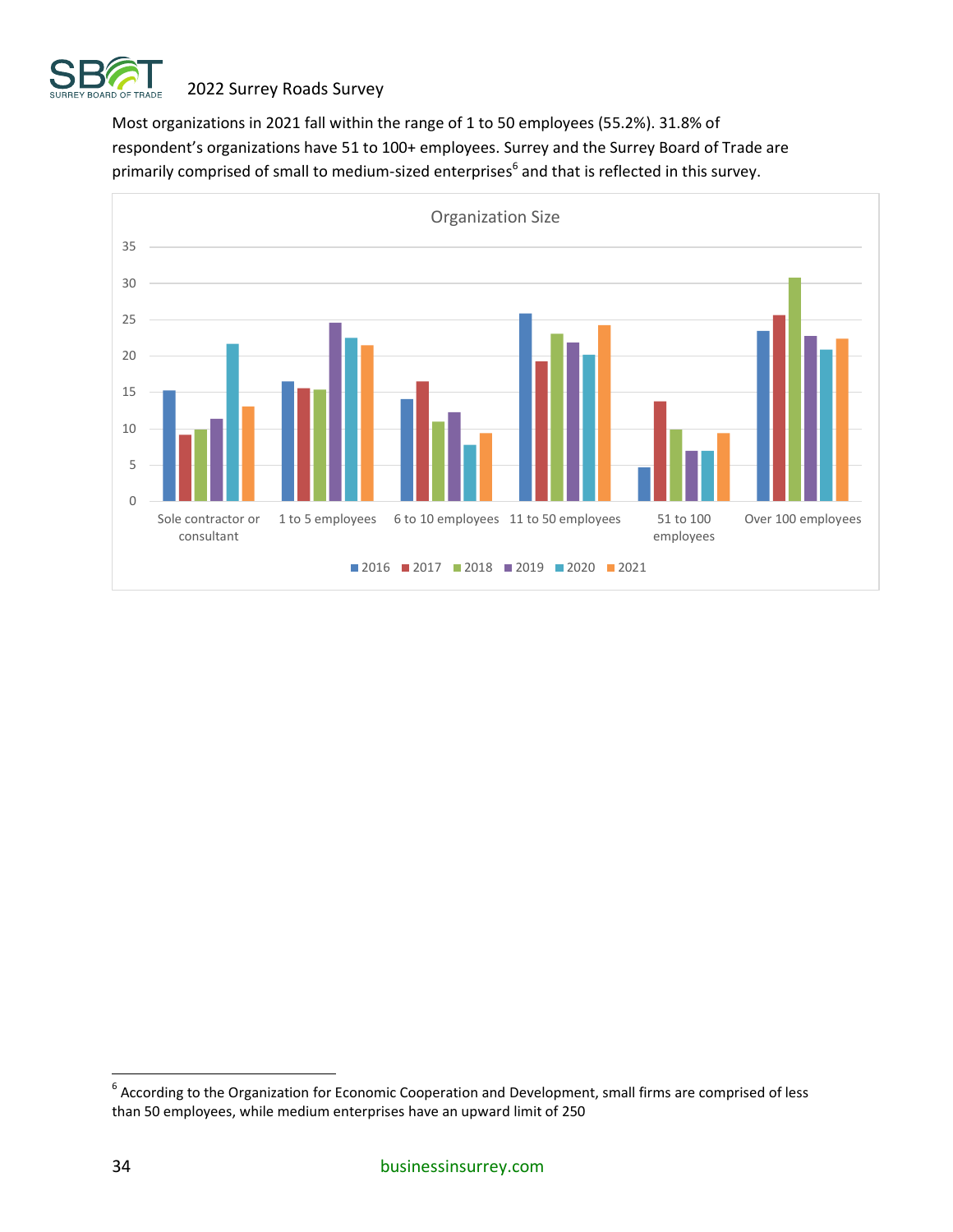Most organizations in 2021 fall within the range of 1 to 50 employees (55.2%). 31.8% of respondent's organizations have 51 to 100+ employees. Surrey and the Surrey Board of Trade are primarily comprised of small to medium-sized enterprises[6] and that is reflected in this survey.

Organization Size

[6] According to the Organization for Economic Cooperation and Development, small firms are comprised of less than 50 employees, while medium enterprises have an upward limit of 250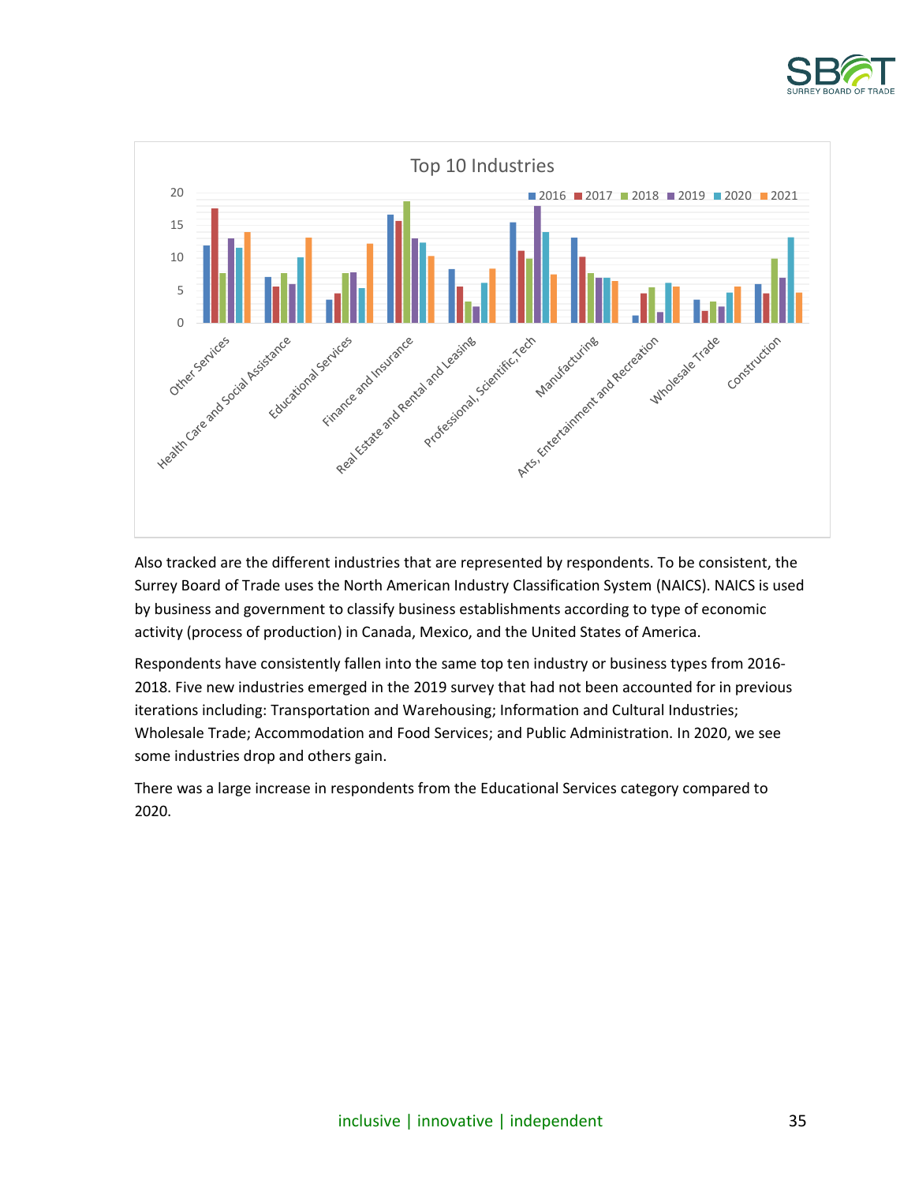Top 10 Industries

Also tracked are the different industries that are represented by respondents. To be consistent, the Surrey Board of Trade uses the North American Industry Classification System (NAICS). NAICS is used by business and government to classify business establishments according to type of economic activity (process of production) in Canada, Mexico, and the United States of America.

Respondents have consistently fallen into the same top ten industry or business types from 2016-2018. Five new industries emerged in the 2019 survey that had not been accounted for in previous iterations including: Transportation and Warehousing; Information and Cultural Industries; Wholesale Trade; Accommodation and Food Services; and Public Administration. In 2020, we see some industries drop and others gain.

There was a large increase in respondents from the Educational Services category compared to 2020.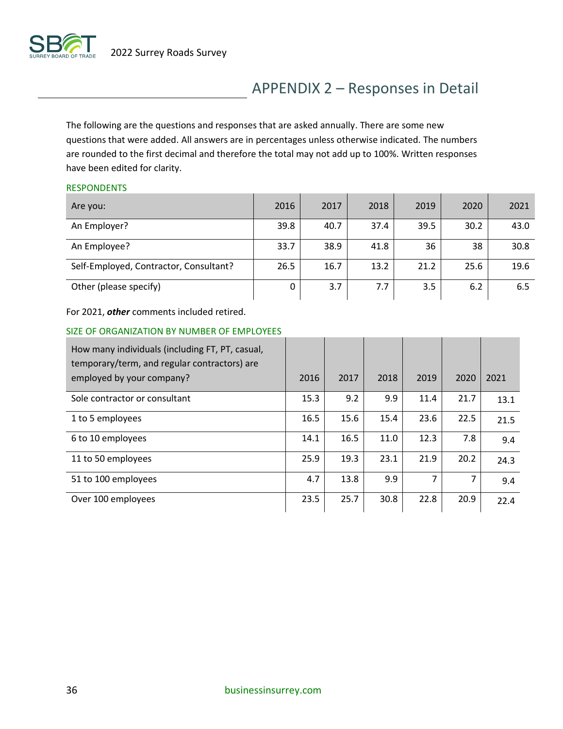## APPENDIX 2 – Responses in Detail

The following are the questions and responses that are asked annually. There are some new questions that were added. All answers are in percentages unless otherwise indicated. The numbers are rounded to the first decimal and therefore the total may not add up to 100%. Written responses have been edited for clarity.

### RESPONDENTS

| Are you: | 2016 | 2017 | 2018 | 2019 | 2020 | 2021 |
|---|---|---|---|---|---|---|
| An Employer? | 39.8 | 40.7 | 37.4 | 39.5 | 30.2 | 43.0 |
| An Employee? | 33.7 | 38.9 | 41.8 | 36 | 38 | 30.8 |
| Self-Employed, Contractor, Consultant? | 26.5 | 16.7 | 13.2 | 21.2 | 25.6 | 19.6 |
| Other (please specify) | 0 | 3.7 | 7.7 | 3.5 | 6.2 | 6.5 |

For 2021, ***other*** comments included retired.

### SIZE OF ORGANIZATION BY NUMBER OF EMPLOYEES

| How many individuals (including FT, PT, casual, temporary/term, and regular contractors) are employed by your company? | 2016 | 2017 | 2018 | 2019 | 2020 | 2021 |
|---|---|---|---|---|---|---|
| Sole contractor or consultant | 15.3 | 9.2 | 9.9 | 11.4 | 21.7 | 13.1 |
| 1 to 5 employees | 16.5 | 15.6 | 15.4 | 23.6 | 22.5 | 21.5 |
| 6 to 10 employees | 14.1 | 16.5 | 11.0 | 12.3 | 7.8 | 9.4 |
| 11 to 50 employees | 25.9 | 19.3 | 23.1 | 21.9 | 20.2 | 24.3 |
| 51 to 100 employees | 4.7 | 13.8 | 9.9 | 7 | 7 | 9.4 |
| Over 100 employees | 23.5 | 25.7 | 30.8 | 22.8 | 20.9 | 22.4 |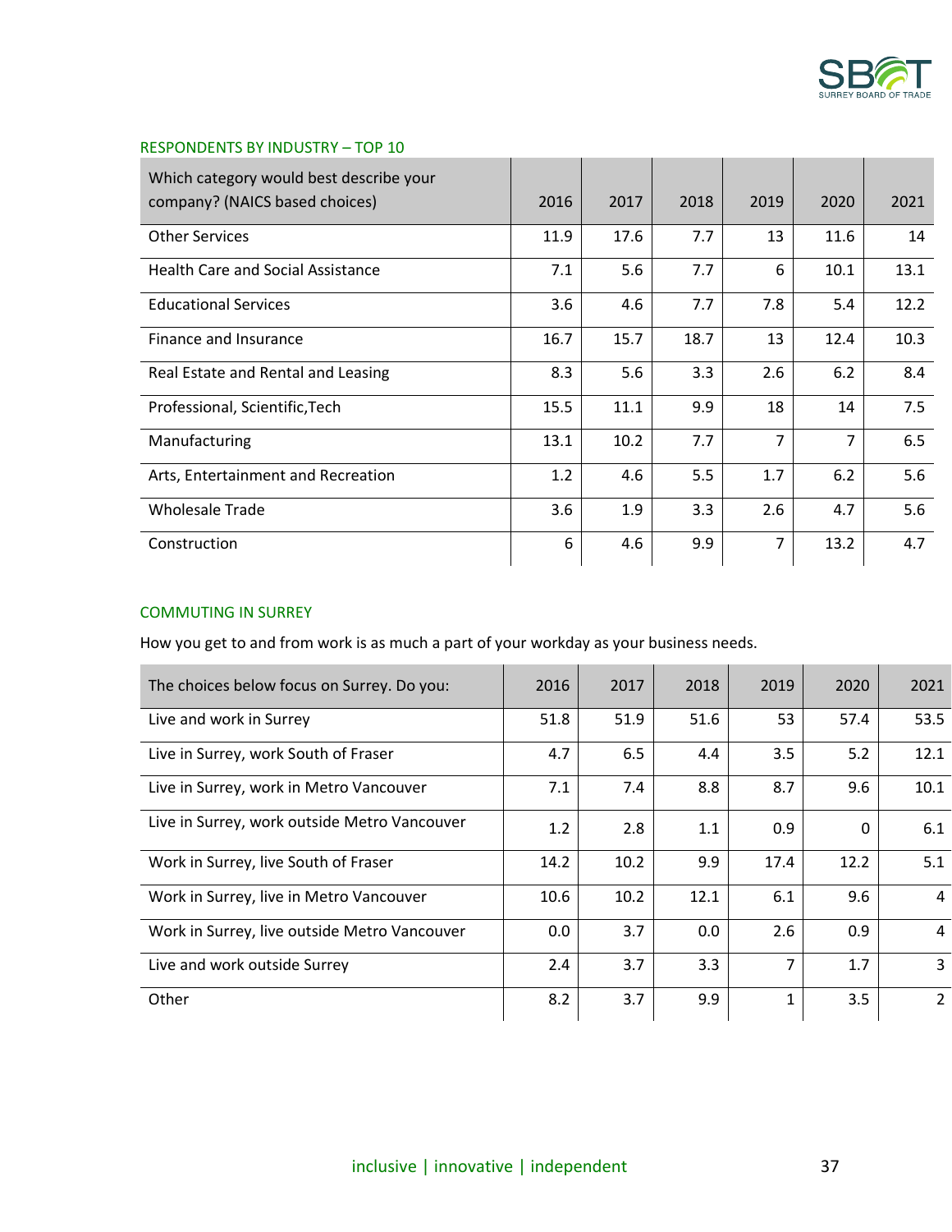## RESPONDENTS BY INDUSTRY – TOP 10

| Which category would best describe your company? (NAICS based choices) | 2016 | 2017 | 2018 | 2019 | 2020 | 2021 |
|---|---|---|---|---|---|---|
| Other Services | 11.9 | 17.6 | 7.7 | 13 | 11.6 | 14 |
| Health Care and Social Assistance | 7.1 | 5.6 | 7.7 | 6 | 10.1 | 13.1 |
| Educational Services | 3.6 | 4.6 | 7.7 | 7.8 | 5.4 | 12.2 |
| Finance and Insurance | 16.7 | 15.7 | 18.7 | 13 | 12.4 | 10.3 |
| Real Estate and Rental and Leasing | 8.3 | 5.6 | 3.3 | 2.6 | 6.2 | 8.4 |
| Professional, Scientific,Tech | 15.5 | 11.1 | 9.9 | 18 | 14 | 7.5 |
| Manufacturing | 13.1 | 10.2 | 7.7 | 7 | 7 | 6.5 |
| Arts, Entertainment and Recreation | 1.2 | 4.6 | 5.5 | 1.7 | 6.2 | 5.6 |
| Wholesale Trade | 3.6 | 1.9 | 3.3 | 2.6 | 4.7 | 5.6 |
| Construction | 6 | 4.6 | 9.9 | 7 | 13.2 | 4.7 |

## COMMUTING IN SURREY

How you get to and from work is as much a part of your workday as your business needs.

| The choices below focus on Surrey. Do you: | 2016 | 2017 | 2018 | 2019 | 2020 | 2021 |
|---|---|---|---|---|---|---|
| Live and work in Surrey | 51.8 | 51.9 | 51.6 | 53 | 57.4 | 53.5 |
| Live in Surrey, work South of Fraser | 4.7 | 6.5 | 4.4 | 3.5 | 5.2 | 12.1 |
| Live in Surrey, work in Metro Vancouver | 7.1 | 7.4 | 8.8 | 8.7 | 9.6 | 10.1 |
| Live in Surrey, work outside Metro Vancouver | 1.2 | 2.8 | 1.1 | 0.9 | 0 | 6.1 |
| Work in Surrey, live South of Fraser | 14.2 | 10.2 | 9.9 | 17.4 | 12.2 | 5.1 |
| Work in Surrey, live in Metro Vancouver | 10.6 | 10.2 | 12.1 | 6.1 | 9.6 | 4 |
| Work in Surrey, live outside Metro Vancouver | 0.0 | 3.7 | 0.0 | 2.6 | 0.9 | 4 |
| Live and work outside Surrey | 2.4 | 3.7 | 3.3 | 7 | 1.7 | 3 |
| Other | 8.2 | 3.7 | 9.9 | 1 | 3.5 | 2 |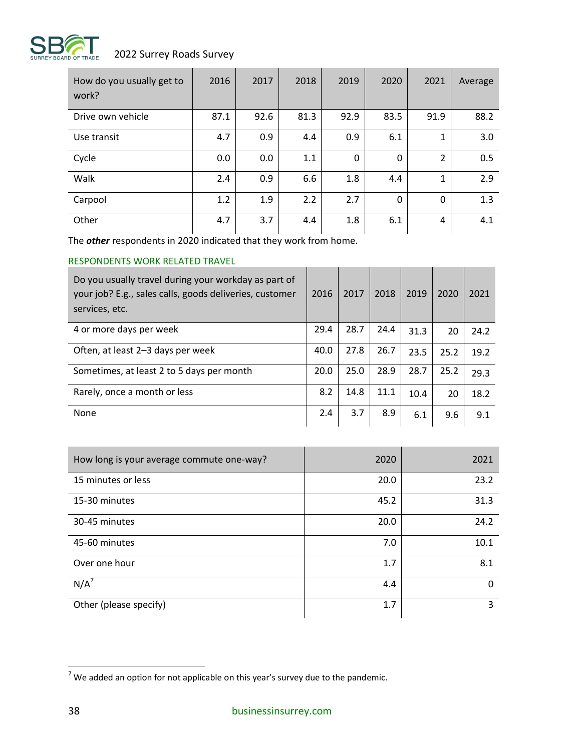| How do you usually get to work? | 2016 | 2017 | 2018 | 2019 | 2020 | 2021 | Average |
|---|---|---|---|---|---|---|---|
| Drive own vehicle | 87.1 | 92.6 | 81.3 | 92.9 | 83.5 | 91.9 | 88.2 |
| Use transit | 4.7 | 0.9 | 4.4 | 0.9 | 6.1 | 1 | 3.0 |
| Cycle | 0.0 | 0.0 | 1.1 | 0 | 0 | 2 | 0.5 |
| Walk | 2.4 | 0.9 | 6.6 | 1.8 | 4.4 | 1 | 2.9 |
| Carpool | 1.2 | 1.9 | 2.2 | 2.7 | 0 | 0 | 1.3 |
| Other | 4.7 | 3.7 | 4.4 | 1.8 | 6.1 | 4 | 4.1 |

The ***other*** respondents in 2020 indicated that they work from home.

### RESPONDENTS WORK RELATED TRAVEL

| Do you usually travel during your workday as part of your job? E.g., sales calls, goods deliveries, customer services, etc. | 2016 | 2017 | 2018 | 2019 | 2020 | 2021 |
|---|---|---|---|---|---|---|
| 4 or more days per week | 29.4 | 28.7 | 24.4 | 31.3 | 20 | 24.2 |
| Often, at least 2–3 days per week | 40.0 | 27.8 | 26.7 | 23.5 | 25.2 | 19.2 |
| Sometimes, at least 2 to 5 days per month | 20.0 | 25.0 | 28.9 | 28.7 | 25.2 | 29.3 |
| Rarely, once a month or less | 8.2 | 14.8 | 11.1 | 10.4 | 20 | 18.2 |
| None | 2.4 | 3.7 | 8.9 | 6.1 | 9.6 | 9.1 |

| How long is your average commute one-way? | 2020 | 2021 |
|---|---|---|
| 15 minutes or less | 20.0 | 23.2 |
| 15-30 minutes | 45.2 | 31.3 |
| 30-45 minutes | 20.0 | 24.2 |
| 45-60 minutes | 7.0 | 10.1 |
| Over one hour | 1.7 | 8.1 |
| N/A[7] | 4.4 | 0 |
| Other (please specify) | 1.7 | 3 |

[7] We added an option for not applicable on this year's survey due to the pandemic.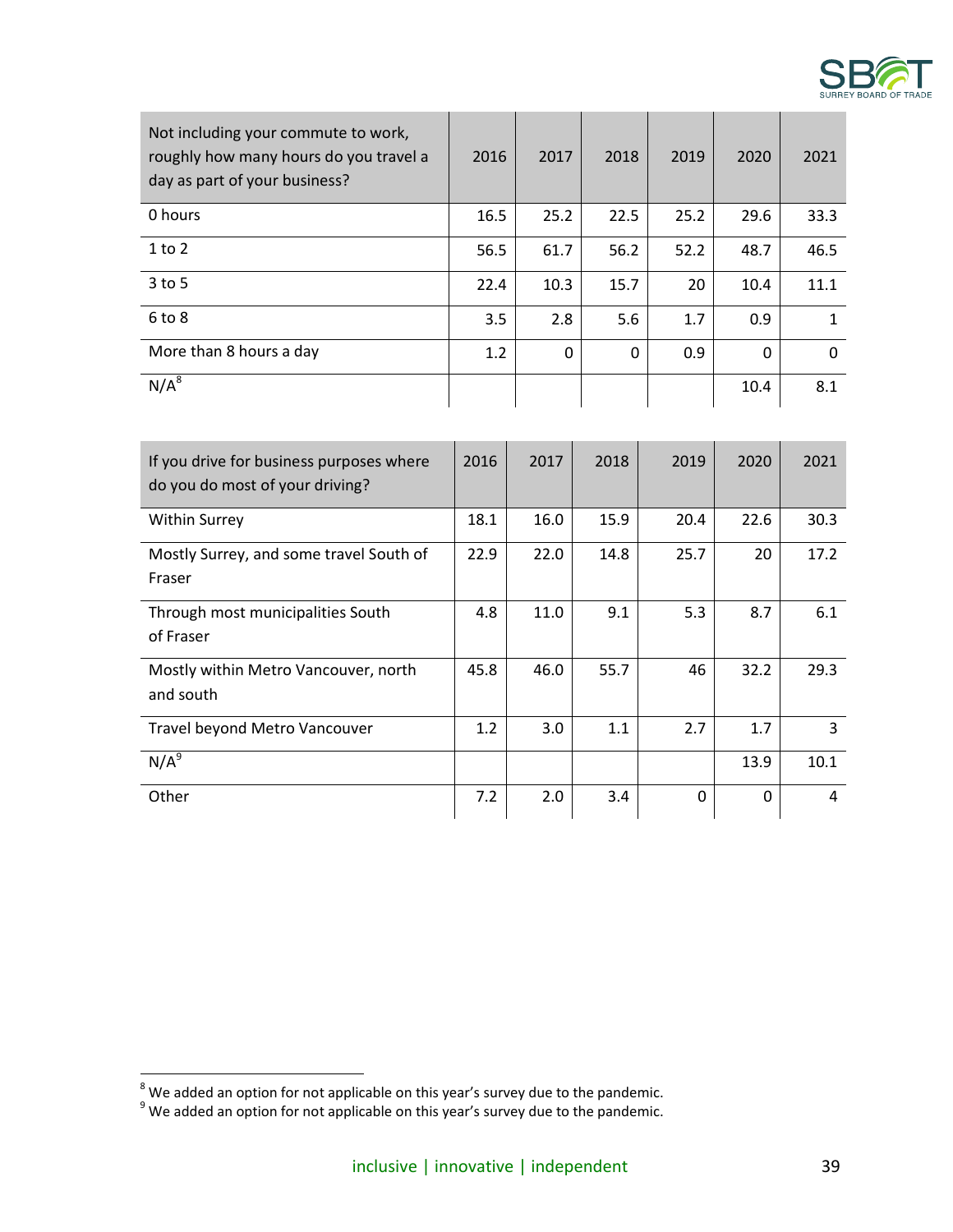| Not including your commute to work, roughly how many hours do you travel a day as part of your business? | 2016 | 2017 | 2018 | 2019 | 2020 | 2021 |
|---|---|---|---|---|---|---|
| 0 hours | 16.5 | 25.2 | 22.5 | 25.2 | 29.6 | 33.3 |
| 1 to 2 | 56.5 | 61.7 | 56.2 | 52.2 | 48.7 | 46.5 |
| 3 to 5 | 22.4 | 10.3 | 15.7 | 20 | 10.4 | 11.1 |
| 6 to 8 | 3.5 | 2.8 | 5.6 | 1.7 | 0.9 | 1 |
| More than 8 hours a day | 1.2 | 0 | 0 | 0.9 | 0 | 0 |
| N/A[8] | | | | | 10.4 | 8.1 |

| If you drive for business purposes where do you do most of your driving? | 2016 | 2017 | 2018 | 2019 | 2020 | 2021 |
|---|---|---|---|---|---|---|
| Within Surrey | 18.1 | 16.0 | 15.9 | 20.4 | 22.6 | 30.3 |
| Mostly Surrey, and some travel South of Fraser | 22.9 | 22.0 | 14.8 | 25.7 | 20 | 17.2 |
| Through most municipalities South of Fraser | 4.8 | 11.0 | 9.1 | 5.3 | 8.7 | 6.1 |
| Mostly within Metro Vancouver, north and south | 45.8 | 46.0 | 55.7 | 46 | 32.2 | 29.3 |
| Travel beyond Metro Vancouver | 1.2 | 3.0 | 1.1 | 2.7 | 1.7 | 3 |
| N/A[9] | | | | | 13.9 | 10.1 |
| Other | 7.2 | 2.0 | 3.4 | 0 | 0 | 4 |

[8] We added an option for not applicable on this year's survey due to the pandemic.

[9] We added an option for not applicable on this year's survey due to the pandemic.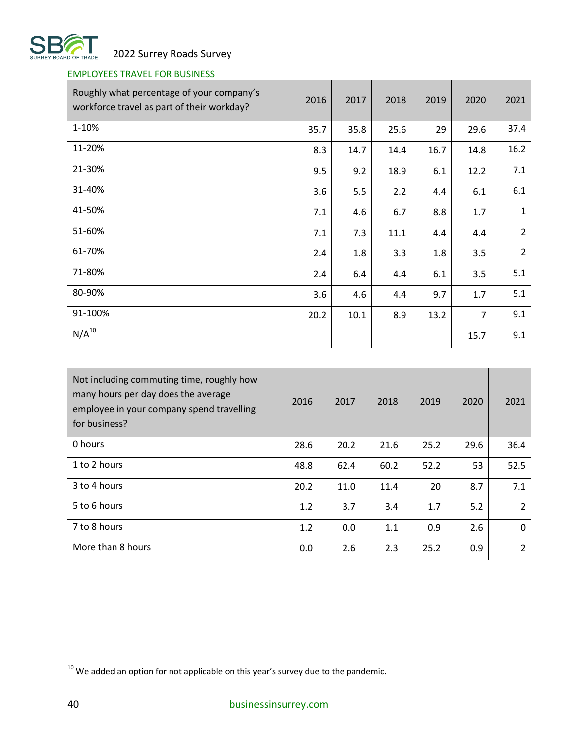## EMPLOYEES TRAVEL FOR BUSINESS

| Roughly what percentage of your company's workforce travel as part of their workday? | 2016 | 2017 | 2018 | 2019 | 2020 | 2021 |
|---|---|---|---|---|---|---|
| 1-10% | 35.7 | 35.8 | 25.6 | 29 | 29.6 | 37.4 |
| 11-20% | 8.3 | 14.7 | 14.4 | 16.7 | 14.8 | 16.2 |
| 21-30% | 9.5 | 9.2 | 18.9 | 6.1 | 12.2 | 7.1 |
| 31-40% | 3.6 | 5.5 | 2.2 | 4.4 | 6.1 | 6.1 |
| 41-50% | 7.1 | 4.6 | 6.7 | 8.8 | 1.7 | 1 |
| 51-60% | 7.1 | 7.3 | 11.1 | 4.4 | 4.4 | 2 |
| 61-70% | 2.4 | 1.8 | 3.3 | 1.8 | 3.5 | 2 |
| 71-80% | 2.4 | 6.4 | 4.4 | 6.1 | 3.5 | 5.1 |
| 80-90% | 3.6 | 4.6 | 4.4 | 9.7 | 1.7 | 5.1 |
| 91-100% | 20.2 | 10.1 | 8.9 | 13.2 | 7 | 9.1 |
| N/A[10] | | | | | 15.7 | 9.1 |

| Not including commuting time, roughly how many hours per day does the average employee in your company spend travelling for business? | 2016 | 2017 | 2018 | 2019 | 2020 | 2021 |
|---|---|---|---|---|---|---|
| 0 hours | 28.6 | 20.2 | 21.6 | 25.2 | 29.6 | 36.4 |
| 1 to 2 hours | 48.8 | 62.4 | 60.2 | 52.2 | 53 | 52.5 |
| 3 to 4 hours | 20.2 | 11.0 | 11.4 | 20 | 8.7 | 7.1 |
| 5 to 6 hours | 1.2 | 3.7 | 3.4 | 1.7 | 5.2 | 2 |
| 7 to 8 hours | 1.2 | 0.0 | 1.1 | 0.9 | 2.6 | 0 |
| More than 8 hours | 0.0 | 2.6 | 2.3 | 25.2 | 0.9 | 2 |

[10] We added an option for not applicable on this year's survey due to the pandemic.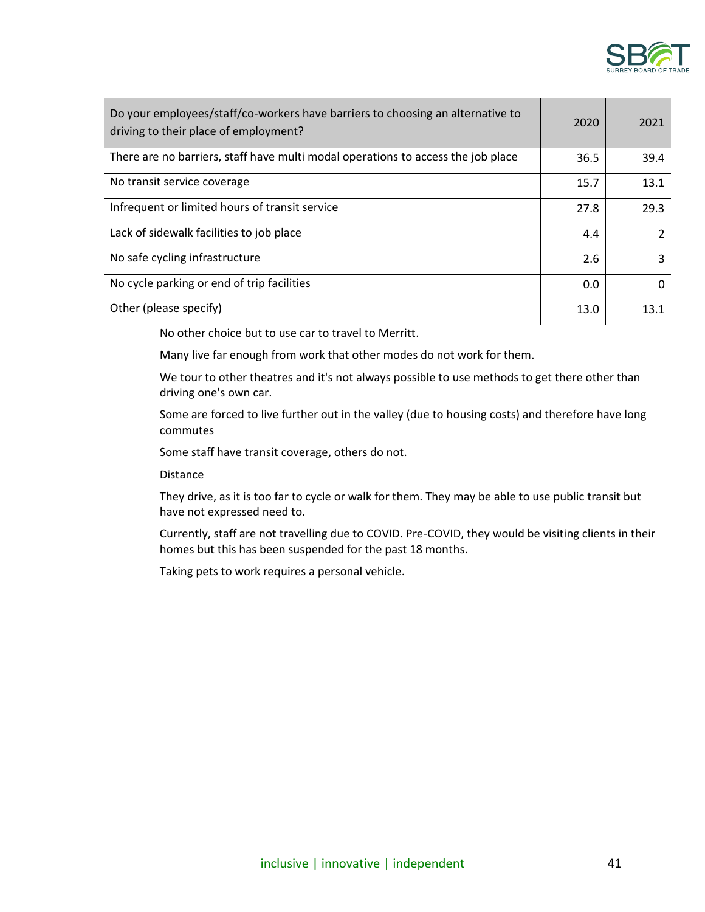| Do your employees/staff/co-workers have barriers to choosing an alternative to driving to their place of employment? | 2020 | 2021 |
|---|---|---|
| There are no barriers, staff have multi modal operations to access the job place | 36.5 | 39.4 |
| No transit service coverage | 15.7 | 13.1 |
| Infrequent or limited hours of transit service | 27.8 | 29.3 |
| Lack of sidewalk facilities to job place | 4.4 | 2 |
| No safe cycling infrastructure | 2.6 | 3 |
| No cycle parking or end of trip facilities | 0.0 | 0 |
| Other (please specify) | 13.0 | 13.1 |

No other choice but to use car to travel to Merritt.

Many live far enough from work that other modes do not work for them.

We tour to other theatres and it's not always possible to use methods to get there other than driving one's own car.

Some are forced to live further out in the valley (due to housing costs) and therefore have long commutes

Some staff have transit coverage, others do not.

Distance

They drive, as it is too far to cycle or walk for them. They may be able to use public transit but have not expressed need to.

Currently, staff are not travelling due to COVID. Pre-COVID, they would be visiting clients in their homes but this has been suspended for the past 18 months.

Taking pets to work requires a personal vehicle.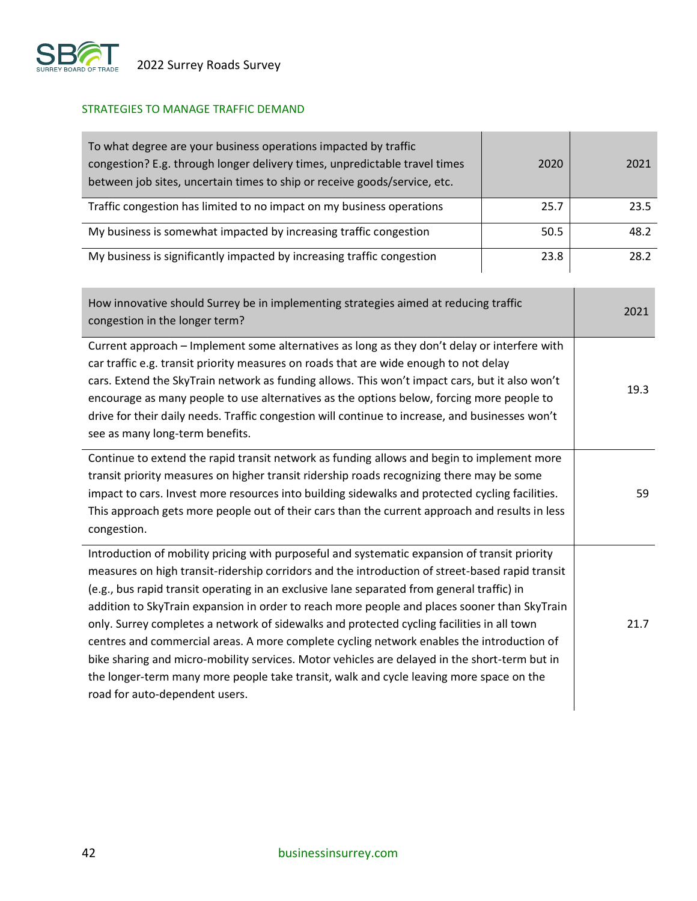## STRATEGIES TO MANAGE TRAFFIC DEMAND

| To what degree are your business operations impacted by traffic congestion? E.g. through longer delivery times, unpredictable travel times between job sites, uncertain times to ship or receive goods/service, etc. | 2020 | 2021 |
|---|---|---|
| Traffic congestion has limited to no impact on my business operations | 25.7 | 23.5 |
| My business is somewhat impacted by increasing traffic congestion | 50.5 | 48.2 |
| My business is significantly impacted by increasing traffic congestion | 23.8 | 28.2 |

| How innovative should Surrey be in implementing strategies aimed at reducing traffic congestion in the longer term? | 2021 |
|---|---|
| Current approach – Implement some alternatives as long as they don't delay or interfere with car traffic e.g. transit priority measures on roads that are wide enough to not delay cars. Extend the SkyTrain network as funding allows. This won't impact cars, but it also won't encourage as many people to use alternatives as the options below, forcing more people to drive for their daily needs. Traffic congestion will continue to increase, and businesses won't see as many long-term benefits. | 19.3 |
| Continue to extend the rapid transit network as funding allows and begin to implement more transit priority measures on higher transit ridership roads recognizing there may be some impact to cars. Invest more resources into building sidewalks and protected cycling facilities. This approach gets more people out of their cars than the current approach and results in less congestion. | 59 |
| Introduction of mobility pricing with purposeful and systematic expansion of transit priority measures on high transit-ridership corridors and the introduction of street-based rapid transit (e.g., bus rapid transit operating in an exclusive lane separated from general traffic) in addition to SkyTrain expansion in order to reach more people and places sooner than SkyTrain only. Surrey completes a network of sidewalks and protected cycling facilities in all town centres and commercial areas. A more complete cycling network enables the introduction of bike sharing and micro-mobility services. Motor vehicles are delayed in the short-term but in the longer-term many more people take transit, walk and cycle leaving more space on the road for auto-dependent users. | 21.7 |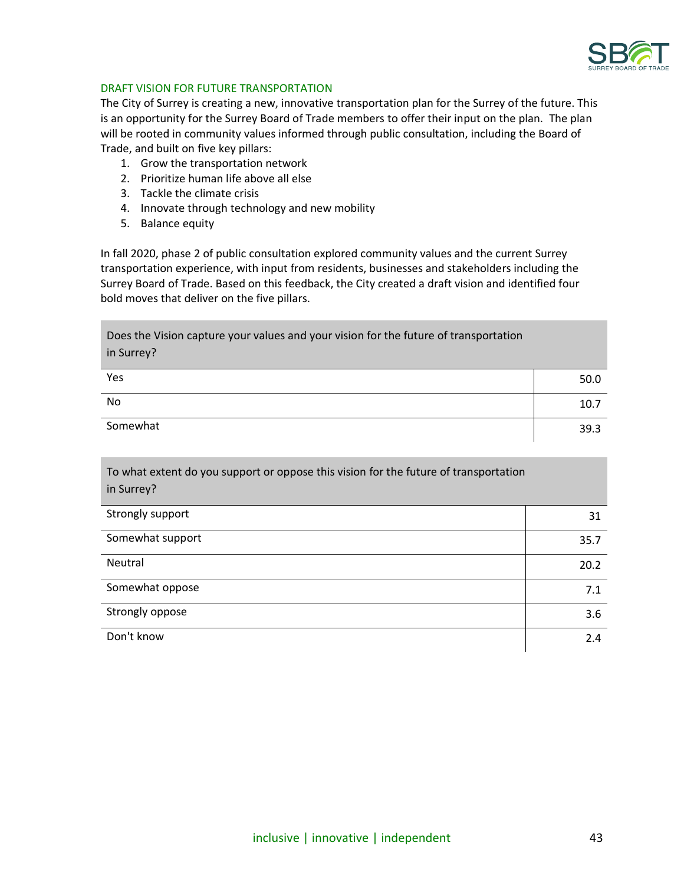## DRAFT VISION FOR FUTURE TRANSPORTATION

The City of Surrey is creating a new, innovative transportation plan for the Surrey of the future. This is an opportunity for the Surrey Board of Trade members to offer their input on the plan. The plan will be rooted in community values informed through public consultation, including the Board of Trade, and built on five key pillars:

1. Grow the transportation network
2. Prioritize human life above all else
3. Tackle the climate crisis
4. Innovate through technology and new mobility
5. Balance equity

In fall 2020, phase 2 of public consultation explored community values and the current Surrey transportation experience, with input from residents, businesses and stakeholders including the Surrey Board of Trade. Based on this feedback, the City created a draft vision and identified four bold moves that deliver on the five pillars.

| Does the Vision capture your values and your vision for the future of transportation in Surrey? | |
|---|---|
| Yes | 50.0 |
| No | 10.7 |
| Somewhat | 39.3 |

| To what extent do you support or oppose this vision for the future of transportation in Surrey? | |
|---|---|
| Strongly support | 31 |
| Somewhat support | 35.7 |
| Neutral | 20.2 |
| Somewhat oppose | 7.1 |
| Strongly oppose | 3.6 |
| Don't know | 2.4 |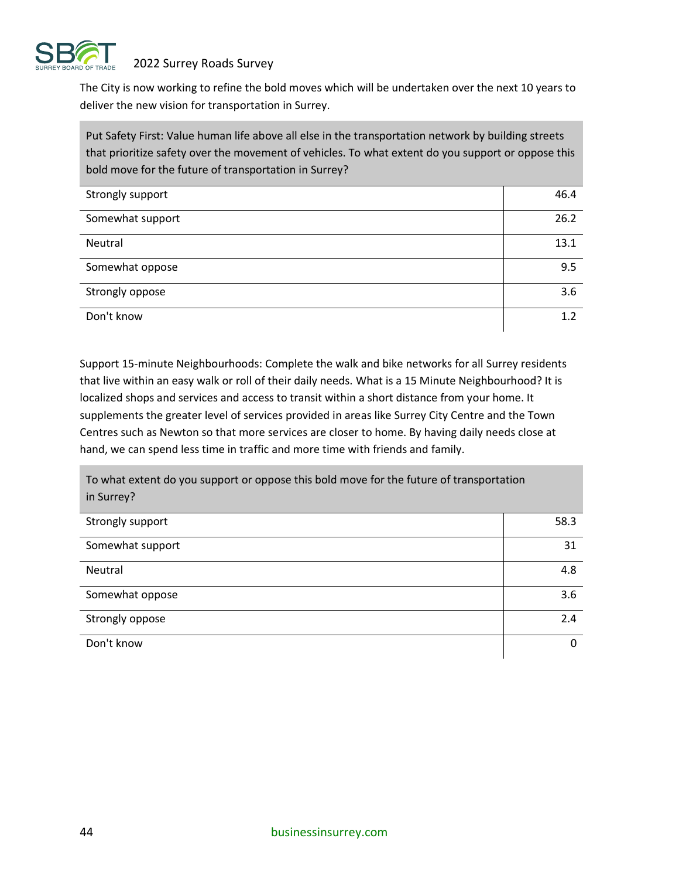The City is now working to refine the bold moves which will be undertaken over the next 10 years to deliver the new vision for transportation in Surrey.

| Put Safety First: Value human life above all else in the transportation network by building streets that prioritize safety over the movement of vehicles. To what extent do you support or oppose this bold move for the future of transportation in Surrey? | |
|---|---|
| Strongly support | 46.4 |
| Somewhat support | 26.2 |
| Neutral | 13.1 |
| Somewhat oppose | 9.5 |
| Strongly oppose | 3.6 |
| Don't know | 1.2 |

Support 15-minute Neighbourhoods: Complete the walk and bike networks for all Surrey residents that live within an easy walk or roll of their daily needs. What is a 15 Minute Neighbourhood? It is localized shops and services and access to transit within a short distance from your home. It supplements the greater level of services provided in areas like Surrey City Centre and the Town Centres such as Newton so that more services are closer to home. By having daily needs close at hand, we can spend less time in traffic and more time with friends and family.

| To what extent do you support or oppose this bold move for the future of transportation in Surrey? | |
|---|---|
| Strongly support | 58.3 |
| Somewhat support | 31 |
| Neutral | 4.8 |
| Somewhat oppose | 3.6 |
| Strongly oppose | 2.4 |
| Don't know | 0 |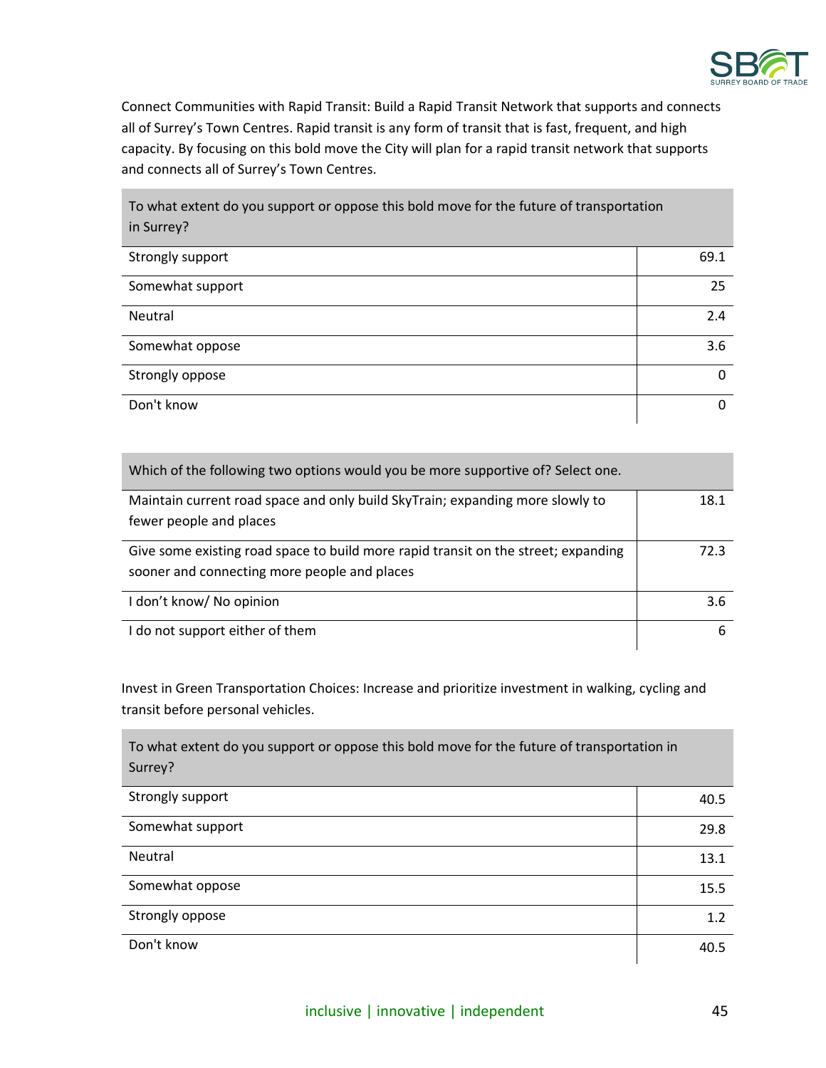Connect Communities with Rapid Transit: Build a Rapid Transit Network that supports and connects all of Surrey's Town Centres. Rapid transit is any form of transit that is fast, frequent, and high capacity. By focusing on this bold move the City will plan for a rapid transit network that supports and connects all of Surrey's Town Centres.

| To what extent do you support or oppose this bold move for the future of transportation in Surrey? | |
|---|---|
| Strongly support | 69.1 |
| Somewhat support | 25 |
| Neutral | 2.4 |
| Somewhat oppose | 3.6 |
| Strongly oppose | 0 |
| Don't know | 0 |

| Which of the following two options would you be more supportive of? Select one. | |
|---|---|
| Maintain current road space and only build SkyTrain; expanding more slowly to fewer people and places | 18.1 |
| Give some existing road space to build more rapid transit on the street; expanding sooner and connecting more people and places | 72.3 |
| I don't know/ No opinion | 3.6 |
| I do not support either of them | 6 |

Invest in Green Transportation Choices: Increase and prioritize investment in walking, cycling and transit before personal vehicles.

| To what extent do you support or oppose this bold move for the future of transportation in Surrey? | |
|---|---|
| Strongly support | 40.5 |
| Somewhat support | 29.8 |
| Neutral | 13.1 |
| Somewhat oppose | 15.5 |
| Strongly oppose | 1.2 |
| Don't know | 40.5 |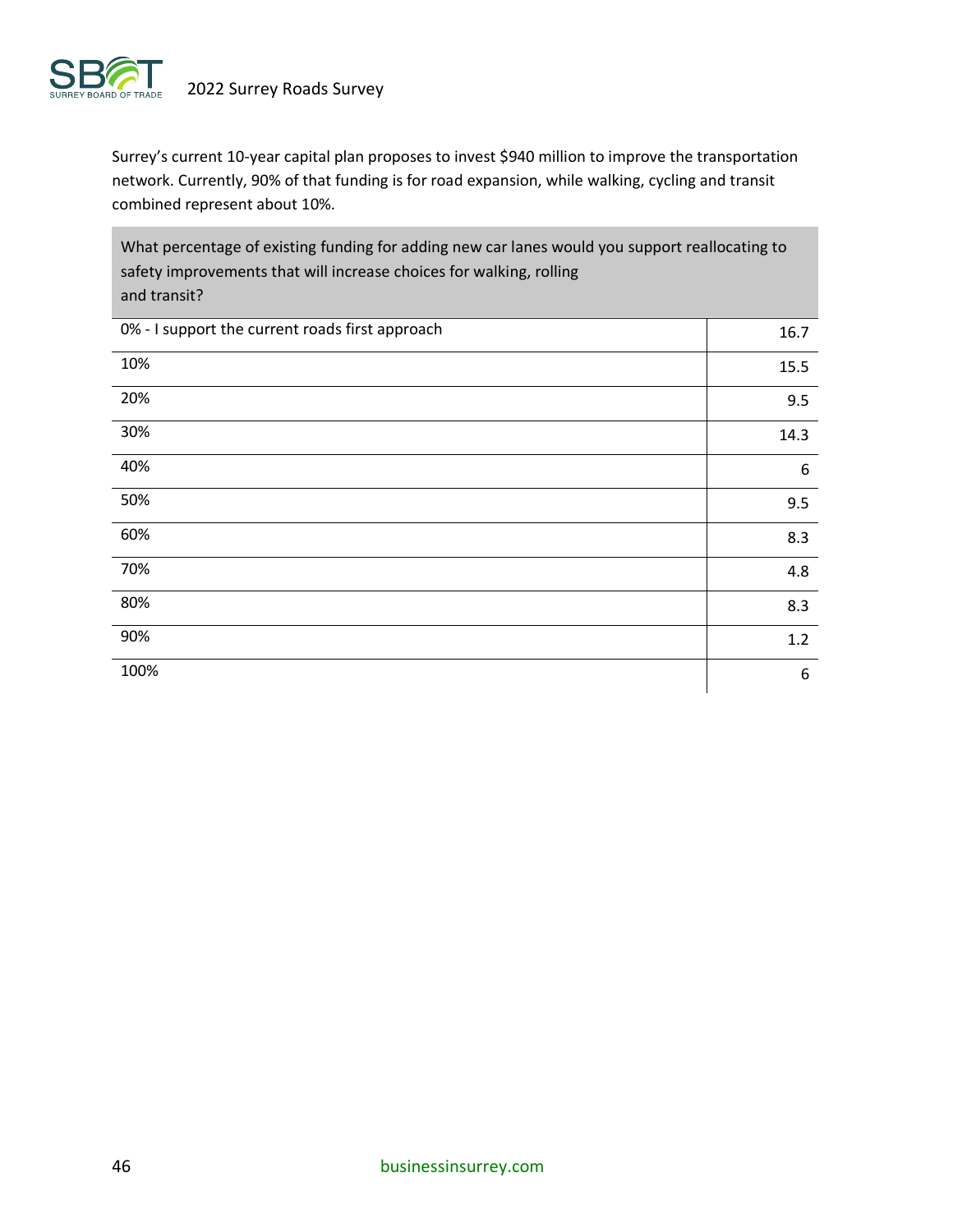Surrey's current 10-year capital plan proposes to invest $940 million to improve the transportation network. Currently, 90% of that funding is for road expansion, while walking, cycling and transit combined represent about 10%.

| What percentage of existing funding for adding new car lanes would you support reallocating to safety improvements that will increase choices for walking, rolling and transit? | |
|---|---|
| 0% - I support the current roads first approach | 16.7 |
| 10% | 15.5 |
| 20% | 9.5 |
| 30% | 14.3 |
| 40% | 6 |
| 50% | 9.5 |
| 60% | 8.3 |
| 70% | 4.8 |
| 80% | 8.3 |
| 90% | 1.2 |
| 100% | 6 |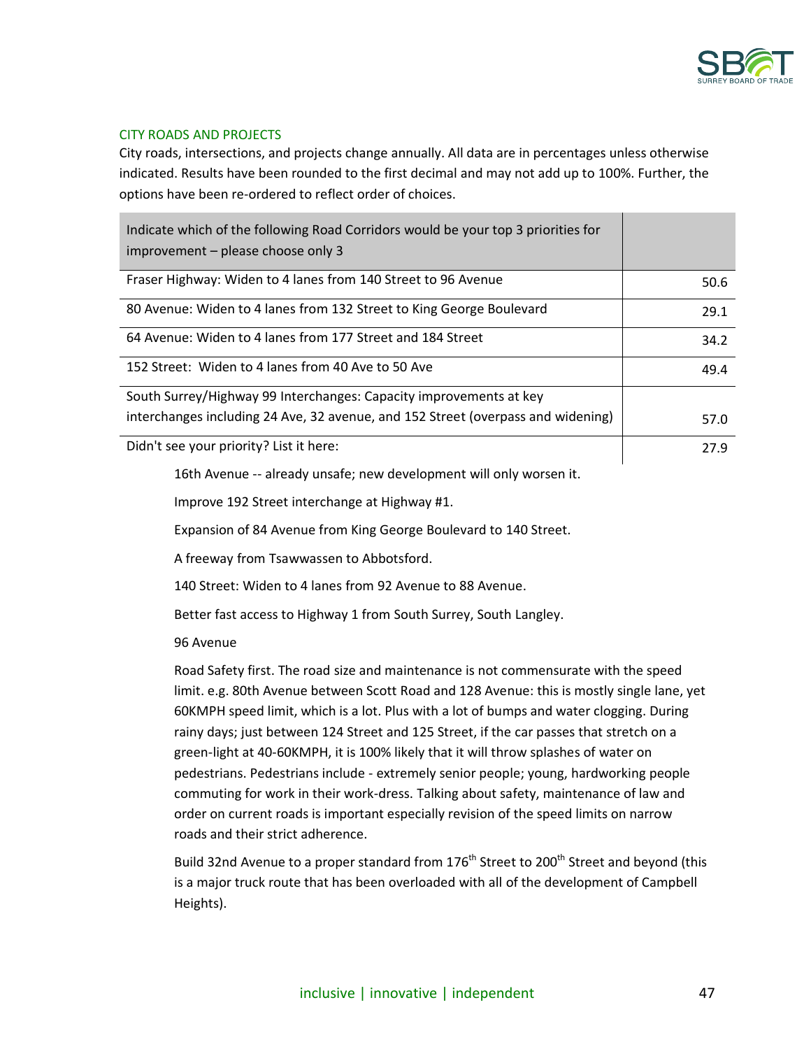## CITY ROADS AND PROJECTS

City roads, intersections, and projects change annually. All data are in percentages unless otherwise indicated. Results have been rounded to the first decimal and may not add up to 100%. Further, the options have been re-ordered to reflect order of choices.

| Indicate which of the following Road Corridors would be your top 3 priorities for improvement – please choose only 3 | |
|---|---|
| Fraser Highway: Widen to 4 lanes from 140 Street to 96 Avenue | 50.6 |
| 80 Avenue: Widen to 4 lanes from 132 Street to King George Boulevard | 29.1 |
| 64 Avenue: Widen to 4 lanes from 177 Street and 184 Street | 34.2 |
| 152 Street: Widen to 4 lanes from 40 Ave to 50 Ave | 49.4 |
| South Surrey/Highway 99 Interchanges: Capacity improvements at key interchanges including 24 Ave, 32 avenue, and 152 Street (overpass and widening) | 57.0 |
| Didn't see your priority? List it here: | 27.9 |

16th Avenue -- already unsafe; new development will only worsen it.

Improve 192 Street interchange at Highway #1.

Expansion of 84 Avenue from King George Boulevard to 140 Street.

A freeway from Tsawwassen to Abbotsford.

140 Street: Widen to 4 lanes from 92 Avenue to 88 Avenue.

Better fast access to Highway 1 from South Surrey, South Langley.

96 Avenue

Road Safety first. The road size and maintenance is not commensurate with the speed limit. e.g. 80th Avenue between Scott Road and 128 Avenue: this is mostly single lane, yet 60KMPH speed limit, which is a lot. Plus with a lot of bumps and water clogging. During rainy days; just between 124 Street and 125 Street, if the car passes that stretch on a green-light at 40-60KMPH, it is 100% likely that it will throw splashes of water on pedestrians. Pedestrians include - extremely senior people; young, hardworking people commuting for work in their work-dress. Talking about safety, maintenance of law and order on current roads is important especially revision of the speed limits on narrow roads and their strict adherence.

Build 32nd Avenue to a proper standard from 176th Street to 200th Street and beyond (this is a major truck route that has been overloaded with all of the development of Campbell Heights).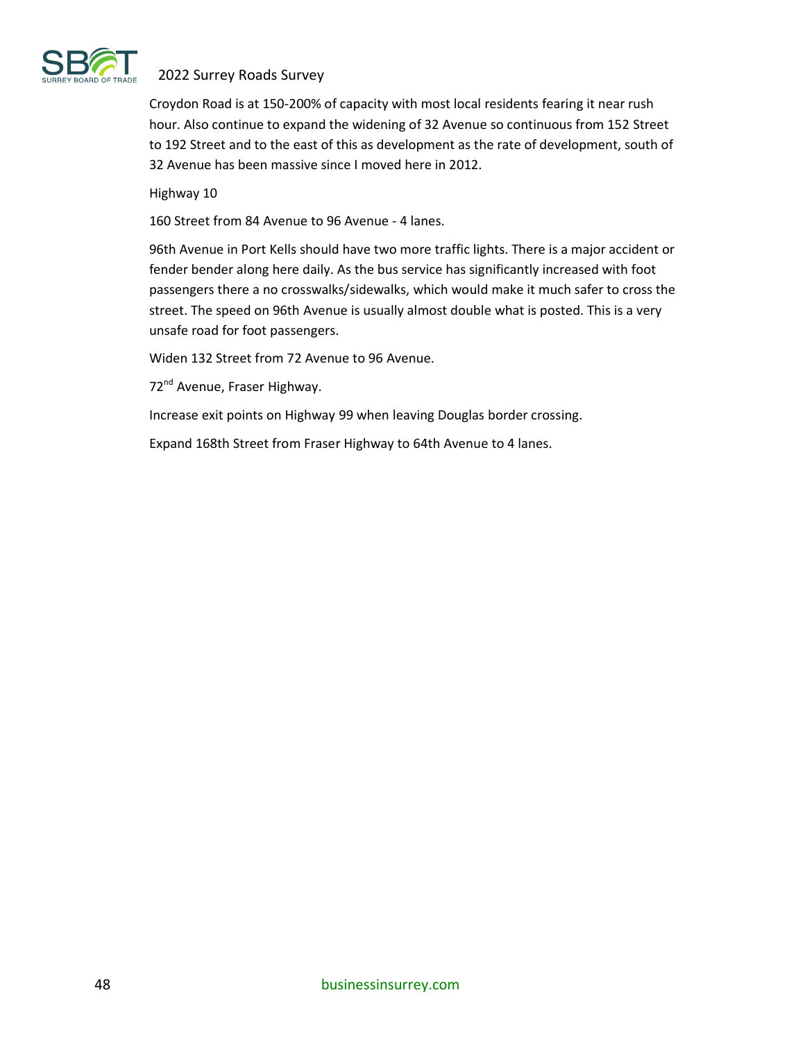Croydon Road is at 150-200% of capacity with most local residents fearing it near rush hour. Also continue to expand the widening of 32 Avenue so continuous from 152 Street to 192 Street and to the east of this as development as the rate of development, south of 32 Avenue has been massive since I moved here in 2012.

Highway 10

160 Street from 84 Avenue to 96 Avenue - 4 lanes.

96th Avenue in Port Kells should have two more traffic lights. There is a major accident or fender bender along here daily. As the bus service has significantly increased with foot passengers there a no crosswalks/sidewalks, which would make it much safer to cross the street. The speed on 96th Avenue is usually almost double what is posted. This is a very unsafe road for foot passengers.

Widen 132 Street from 72 Avenue to 96 Avenue.

72nd Avenue, Fraser Highway.

Increase exit points on Highway 99 when leaving Douglas border crossing.

Expand 168th Street from Fraser Highway to 64th Avenue to 4 lanes.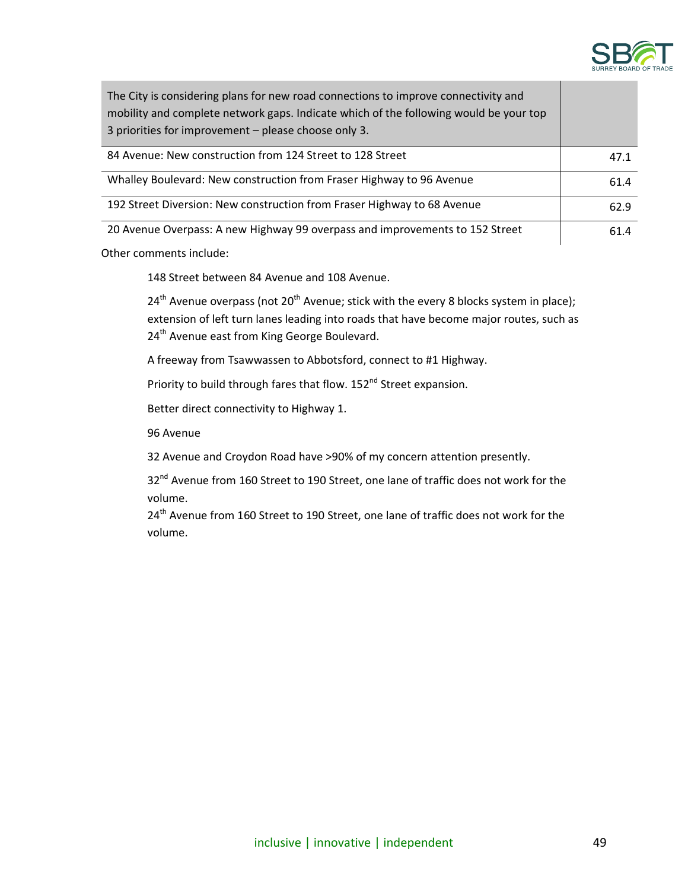| The City is considering plans for new road connections to improve connectivity and mobility and complete network gaps. Indicate which of the following would be your top 3 priorities for improvement – please choose only 3. | |
|---|---|
| 84 Avenue: New construction from 124 Street to 128 Street | 47.1 |
| Whalley Boulevard: New construction from Fraser Highway to 96 Avenue | 61.4 |
| 192 Street Diversion: New construction from Fraser Highway to 68 Avenue | 62.9 |
| 20 Avenue Overpass: A new Highway 99 overpass and improvements to 152 Street | 61.4 |

Other comments include:

148 Street between 84 Avenue and 108 Avenue.

24th Avenue overpass (not 20th Avenue; stick with the every 8 blocks system in place); extension of left turn lanes leading into roads that have become major routes, such as 24th Avenue east from King George Boulevard.

A freeway from Tsawwassen to Abbotsford, connect to #1 Highway.

Priority to build through fares that flow. 152nd Street expansion.

Better direct connectivity to Highway 1.

96 Avenue

32 Avenue and Croydon Road have >90% of my concern attention presently.

32nd Avenue from 160 Street to 190 Street, one lane of traffic does not work for the volume.

24th Avenue from 160 Street to 190 Street, one lane of traffic does not work for the volume.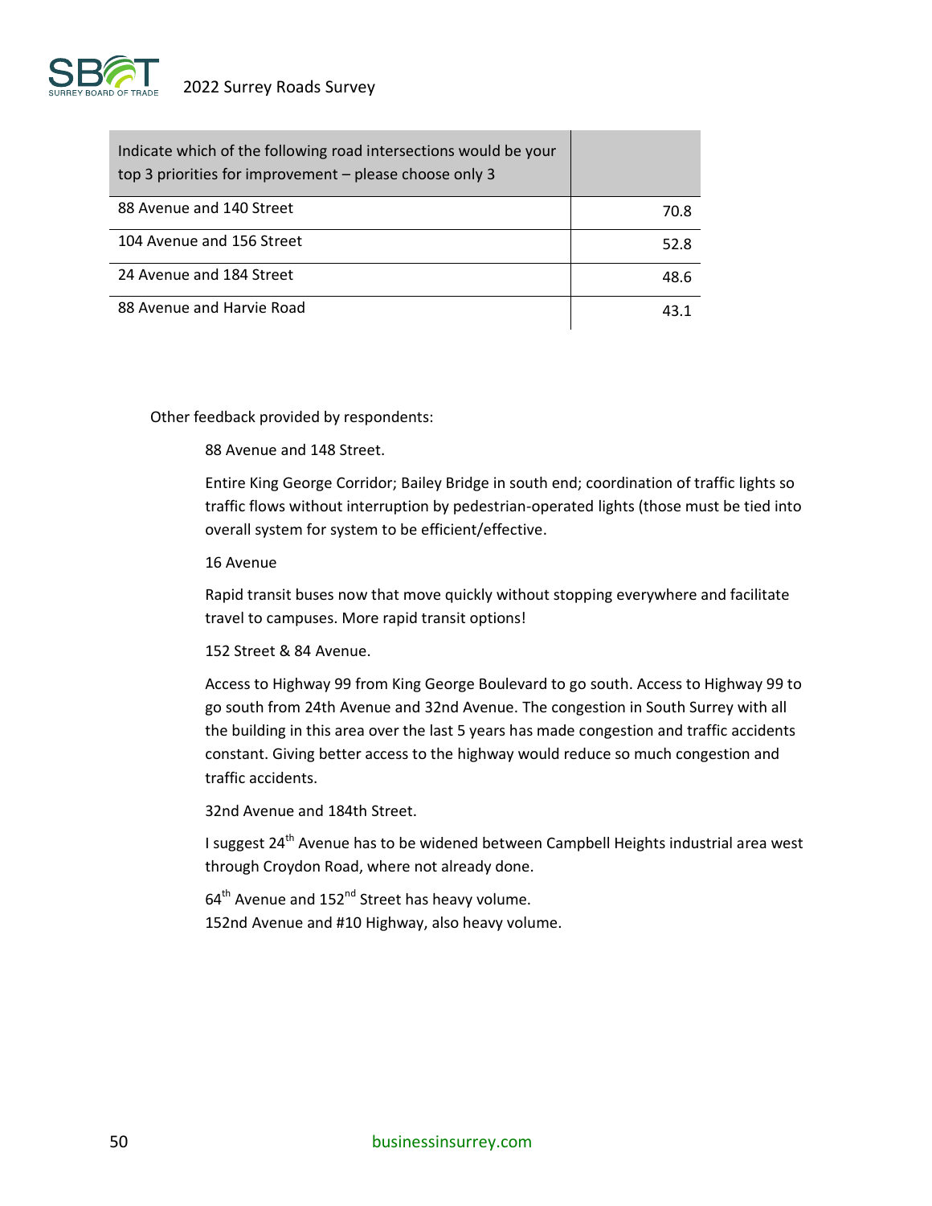| Indicate which of the following road intersections would be your top 3 priorities for improvement – please choose only 3 | |
|---|---|
| 88 Avenue and 140 Street | 70.8 |
| 104 Avenue and 156 Street | 52.8 |
| 24 Avenue and 184 Street | 48.6 |
| 88 Avenue and Harvie Road | 43.1 |

Other feedback provided by respondents:

88 Avenue and 148 Street.

Entire King George Corridor; Bailey Bridge in south end; coordination of traffic lights so traffic flows without interruption by pedestrian-operated lights (those must be tied into overall system for system to be efficient/effective.

16 Avenue

Rapid transit buses now that move quickly without stopping everywhere and facilitate travel to campuses. More rapid transit options!

152 Street & 84 Avenue.

Access to Highway 99 from King George Boulevard to go south. Access to Highway 99 to go south from 24th Avenue and 32nd Avenue. The congestion in South Surrey with all the building in this area over the last 5 years has made congestion and traffic accidents constant. Giving better access to the highway would reduce so much congestion and traffic accidents.

32nd Avenue and 184th Street.

I suggest 24th Avenue has to be widened between Campbell Heights industrial area west through Croydon Road, where not already done.

64th Avenue and 152nd Street has heavy volume.
152nd Avenue and #10 Highway, also heavy volume.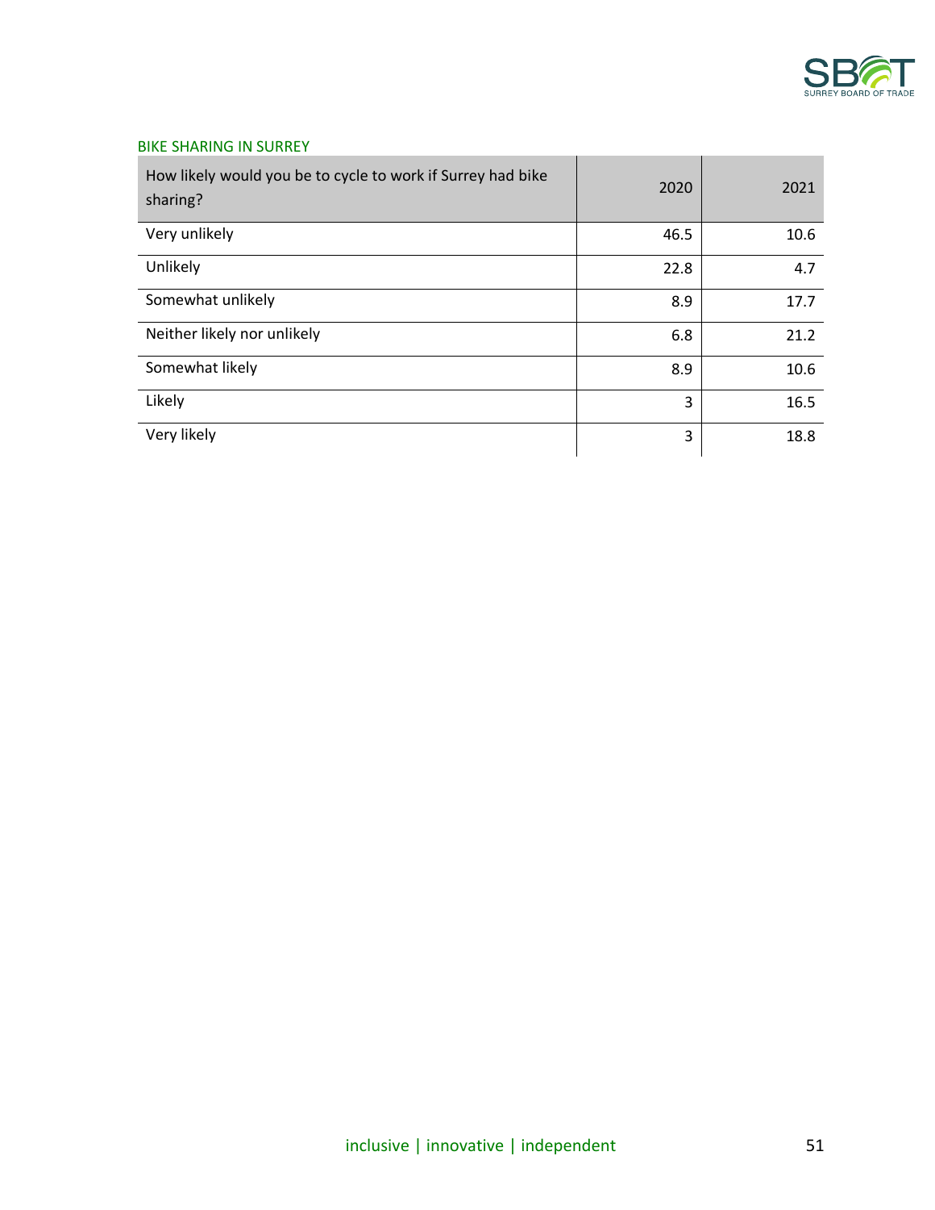BIKE SHARING IN SURREY

| How likely would you be to cycle to work if Surrey had bike sharing? | 2020 | 2021 |
|---|---|---|
| Very unlikely | 46.5 | 10.6 |
| Unlikely | 22.8 | 4.7 |
| Somewhat unlikely | 8.9 | 17.7 |
| Neither likely nor unlikely | 6.8 | 21.2 |
| Somewhat likely | 8.9 | 10.6 |
| Likely | 3 | 16.5 |
| Very likely | 3 | 18.8 |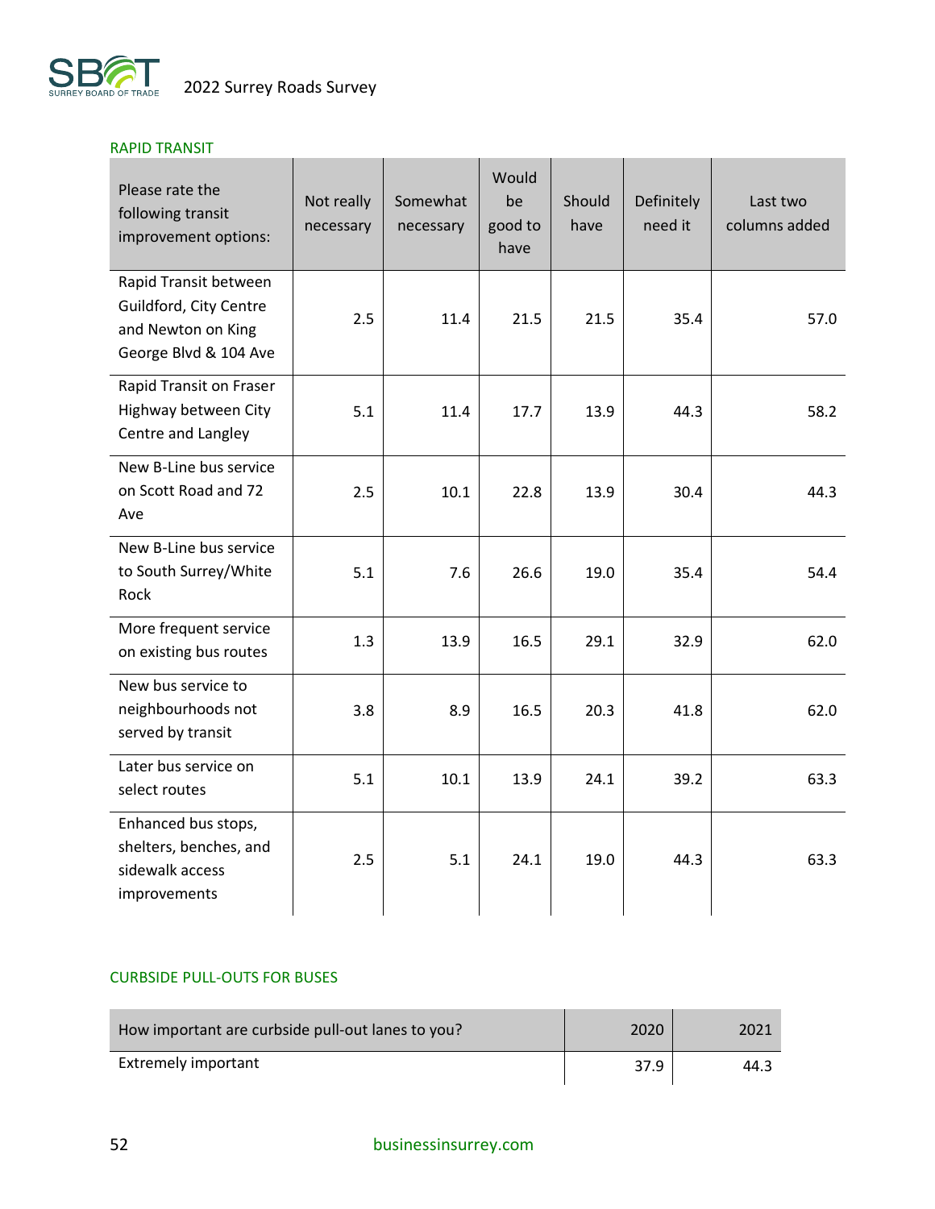### RAPID TRANSIT

| Please rate the following transit improvement options: | Not really necessary | Somewhat necessary | Would be good to have | Should have | Definitely need it | Last two columns added |
|---|---|---|---|---|---|---|
| Rapid Transit between Guildford, City Centre and Newton on King George Blvd & 104 Ave | 2.5 | 11.4 | 21.5 | 21.5 | 35.4 | 57.0 |
| Rapid Transit on Fraser Highway between City Centre and Langley | 5.1 | 11.4 | 17.7 | 13.9 | 44.3 | 58.2 |
| New B-Line bus service on Scott Road and 72 Ave | 2.5 | 10.1 | 22.8 | 13.9 | 30.4 | 44.3 |
| New B-Line bus service to South Surrey/White Rock | 5.1 | 7.6 | 26.6 | 19.0 | 35.4 | 54.4 |
| More frequent service on existing bus routes | 1.3 | 13.9 | 16.5 | 29.1 | 32.9 | 62.0 |
| New bus service to neighbourhoods not served by transit | 3.8 | 8.9 | 16.5 | 20.3 | 41.8 | 62.0 |
| Later bus service on select routes | 5.1 | 10.1 | 13.9 | 24.1 | 39.2 | 63.3 |
| Enhanced bus stops, shelters, benches, and sidewalk access improvements | 2.5 | 5.1 | 24.1 | 19.0 | 44.3 | 63.3 |

### CURBSIDE PULL-OUTS FOR BUSES

| How important are curbside pull-out lanes to you? | 2020 | 2021 |
|---|---|---|
| Extremely important | 37.9 | 44.3 |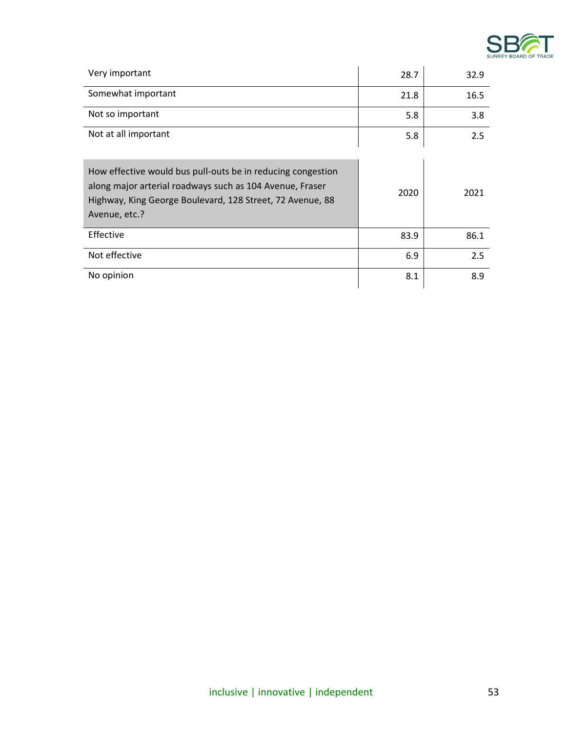| | | |
|---|---|---|
| Very important | 28.7 | 32.9 |
| Somewhat important | 21.8 | 16.5 |
| Not so important | 5.8 | 3.8 |
| Not at all important | 5.8 | 2.5 |

| How effective would bus pull-outs be in reducing congestion along major arterial roadways such as 104 Avenue, Fraser Highway, King George Boulevard, 128 Street, 72 Avenue, 88 Avenue, etc.? | 2020 | 2021 |
|---|---|---|
| Effective | 83.9 | 86.1 |
| Not effective | 6.9 | 2.5 |
| No opinion | 8.1 | 8.9 |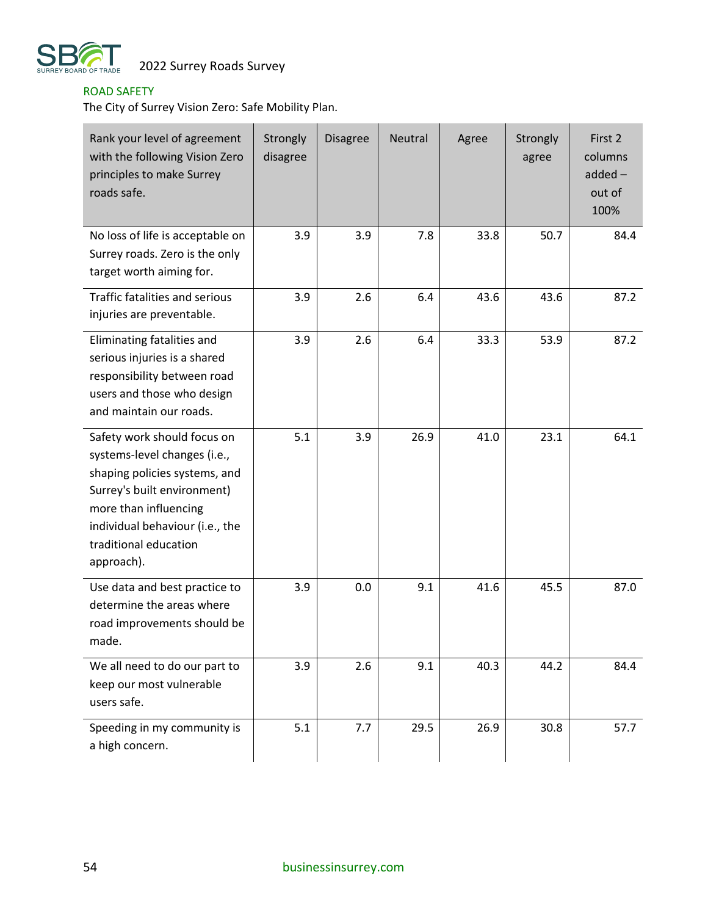## ROAD SAFETY

The City of Surrey Vision Zero: Safe Mobility Plan.

| Rank your level of agreement with the following Vision Zero principles to make Surrey roads safe. | Strongly disagree | Disagree | Neutral | Agree | Strongly agree | First 2 columns added – out of 100% |
|---|---|---|---|---|---|---|
| No loss of life is acceptable on Surrey roads. Zero is the only target worth aiming for. | 3.9 | 3.9 | 7.8 | 33.8 | 50.7 | 84.4 |
| Traffic fatalities and serious injuries are preventable. | 3.9 | 2.6 | 6.4 | 43.6 | 43.6 | 87.2 |
| Eliminating fatalities and serious injuries is a shared responsibility between road users and those who design and maintain our roads. | 3.9 | 2.6 | 6.4 | 33.3 | 53.9 | 87.2 |
| Safety work should focus on systems-level changes (i.e., shaping policies systems, and Surrey's built environment) more than influencing individual behaviour (i.e., the traditional education approach). | 5.1 | 3.9 | 26.9 | 41.0 | 23.1 | 64.1 |
| Use data and best practice to determine the areas where road improvements should be made. | 3.9 | 0.0 | 9.1 | 41.6 | 45.5 | 87.0 |
| We all need to do our part to keep our most vulnerable users safe. | 3.9 | 2.6 | 9.1 | 40.3 | 44.2 | 84.4 |
| Speeding in my community is a high concern. | 5.1 | 7.7 | 29.5 | 26.9 | 30.8 | 57.7 |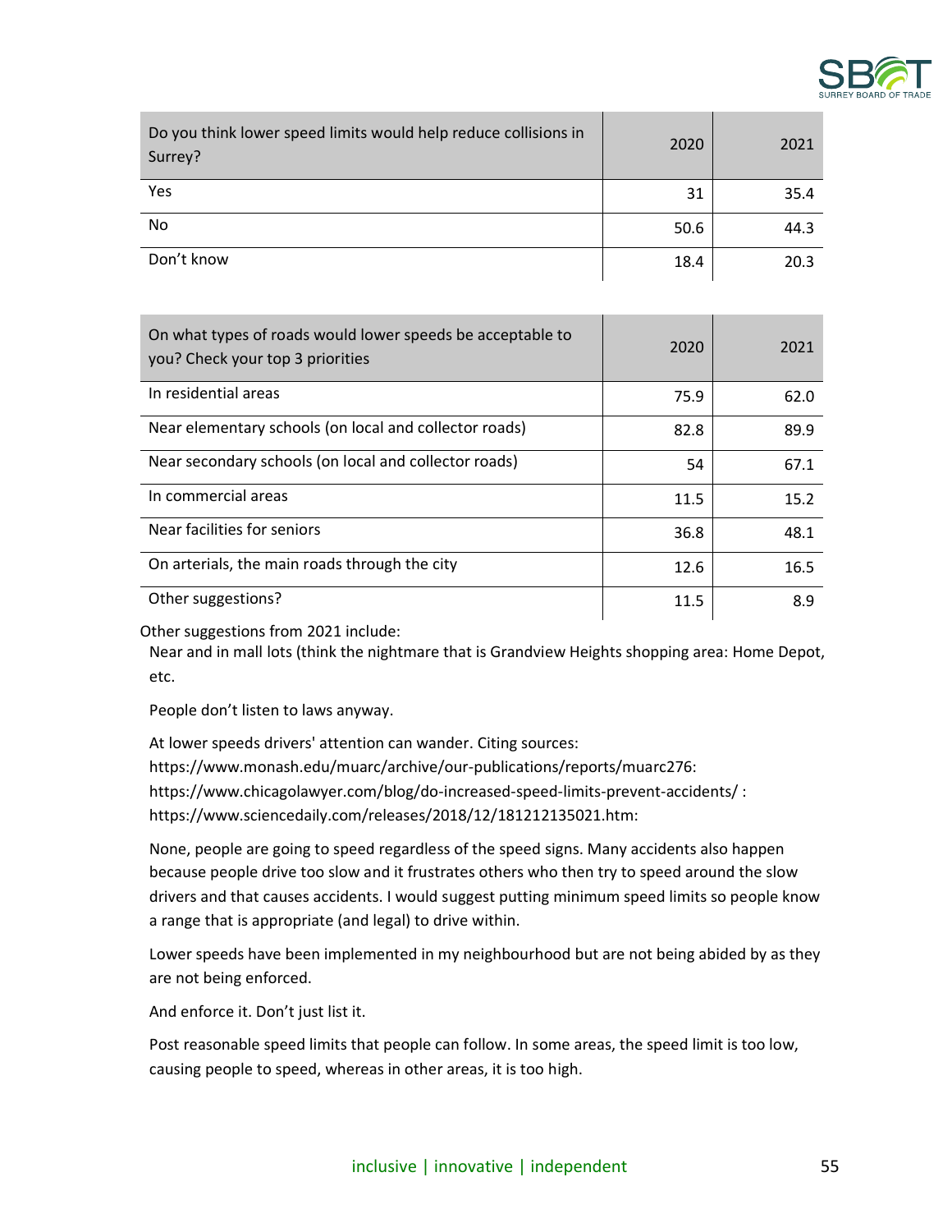| Do you think lower speed limits would help reduce collisions in Surrey? | 2020 | 2021 |
|---|---|---|
| Yes | 31 | 35.4 |
| No | 50.6 | 44.3 |
| Don't know | 18.4 | 20.3 |

| On what types of roads would lower speeds be acceptable to you? Check your top 3 priorities | 2020 | 2021 |
|---|---|---|
| In residential areas | 75.9 | 62.0 |
| Near elementary schools (on local and collector roads) | 82.8 | 89.9 |
| Near secondary schools (on local and collector roads) | 54 | 67.1 |
| In commercial areas | 11.5 | 15.2 |
| Near facilities for seniors | 36.8 | 48.1 |
| On arterials, the main roads through the city | 12.6 | 16.5 |
| Other suggestions? | 11.5 | 8.9 |

Other suggestions from 2021 include:

Near and in mall lots (think the nightmare that is Grandview Heights shopping area: Home Depot, etc.

People don't listen to laws anyway.

At lower speeds drivers' attention can wander. Citing sources: https://www.monash.edu/muarc/archive/our-publications/reports/muarc276: https://www.chicagolawyer.com/blog/do-increased-speed-limits-prevent-accidents/ : https://www.sciencedaily.com/releases/2018/12/181212135021.htm:

None, people are going to speed regardless of the speed signs. Many accidents also happen because people drive too slow and it frustrates others who then try to speed around the slow drivers and that causes accidents. I would suggest putting minimum speed limits so people know a range that is appropriate (and legal) to drive within.

Lower speeds have been implemented in my neighbourhood but are not being abided by as they are not being enforced.

And enforce it. Don't just list it.

Post reasonable speed limits that people can follow. In some areas, the speed limit is too low, causing people to speed, whereas in other areas, it is too high.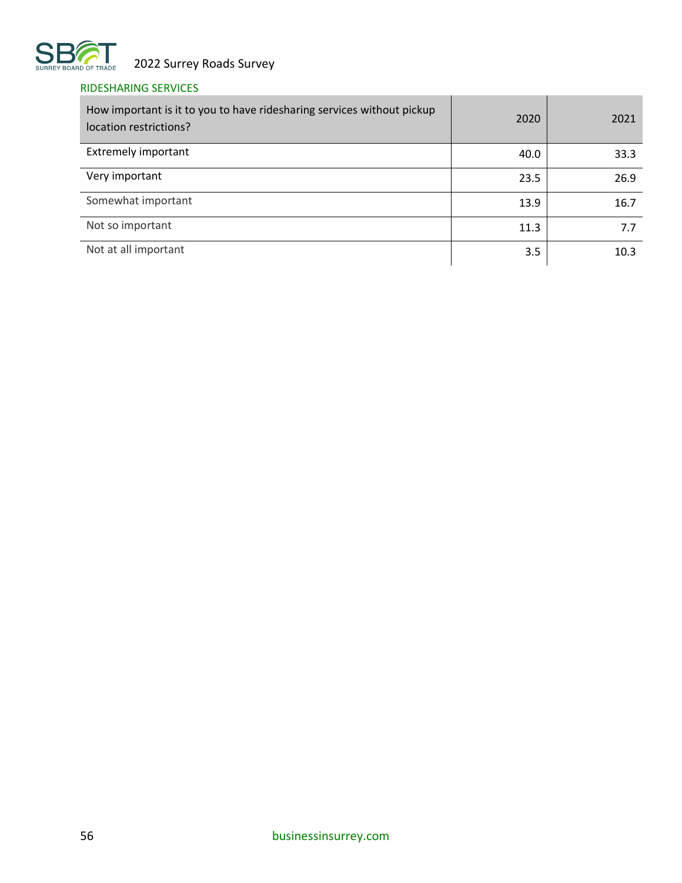## RIDESHARING SERVICES

| How important is it to you to have ridesharing services without pickup location restrictions? | 2020 | 2021 |
|---|---|---|
| Extremely important | 40.0 | 33.3 |
| Very important | 23.5 | 26.9 |
| Somewhat important | 13.9 | 16.7 |
| Not so important | 11.3 | 7.7 |
| Not at all important | 3.5 | 10.3 |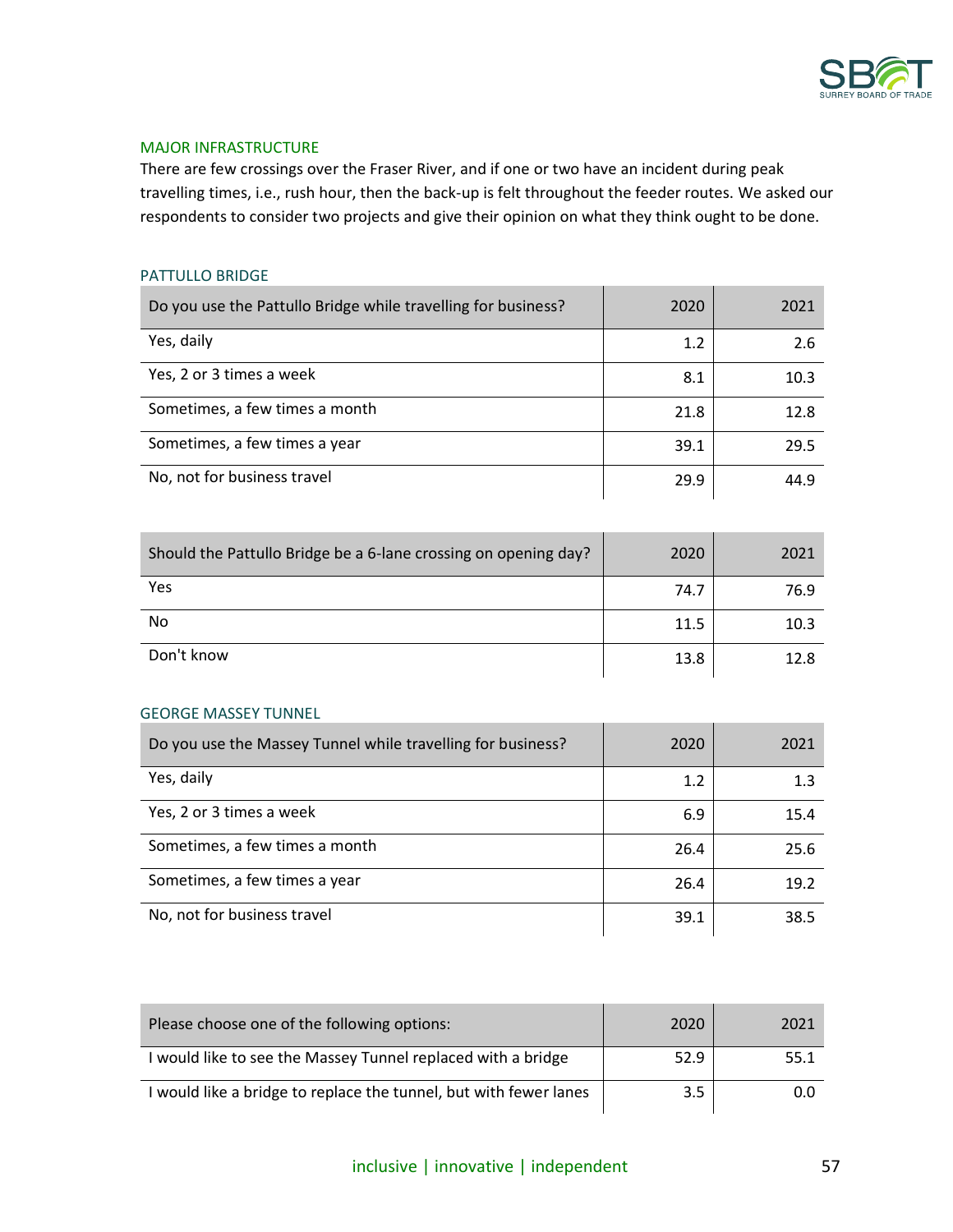## MAJOR INFRASTRUCTURE

There are few crossings over the Fraser River, and if one or two have an incident during peak travelling times, i.e., rush hour, then the back-up is felt throughout the feeder routes. We asked our respondents to consider two projects and give their opinion on what they think ought to be done.

### PATTULLO BRIDGE

| Do you use the Pattullo Bridge while travelling for business? | 2020 | 2021 |
|---|---|---|
| Yes, daily | 1.2 | 2.6 |
| Yes, 2 or 3 times a week | 8.1 | 10.3 |
| Sometimes, a few times a month | 21.8 | 12.8 |
| Sometimes, a few times a year | 39.1 | 29.5 |
| No, not for business travel | 29.9 | 44.9 |

| Should the Pattullo Bridge be a 6-lane crossing on opening day? | 2020 | 2021 |
|---|---|---|
| Yes | 74.7 | 76.9 |
| No | 11.5 | 10.3 |
| Don't know | 13.8 | 12.8 |

### GEORGE MASSEY TUNNEL

| Do you use the Massey Tunnel while travelling for business? | 2020 | 2021 |
|---|---|---|
| Yes, daily | 1.2 | 1.3 |
| Yes, 2 or 3 times a week | 6.9 | 15.4 |
| Sometimes, a few times a month | 26.4 | 25.6 |
| Sometimes, a few times a year | 26.4 | 19.2 |
| No, not for business travel | 39.1 | 38.5 |

| Please choose one of the following options: | 2020 | 2021 |
|---|---|---|
| I would like to see the Massey Tunnel replaced with a bridge | 52.9 | 55.1 |
| I would like a bridge to replace the tunnel, but with fewer lanes | 3.5 | 0.0 |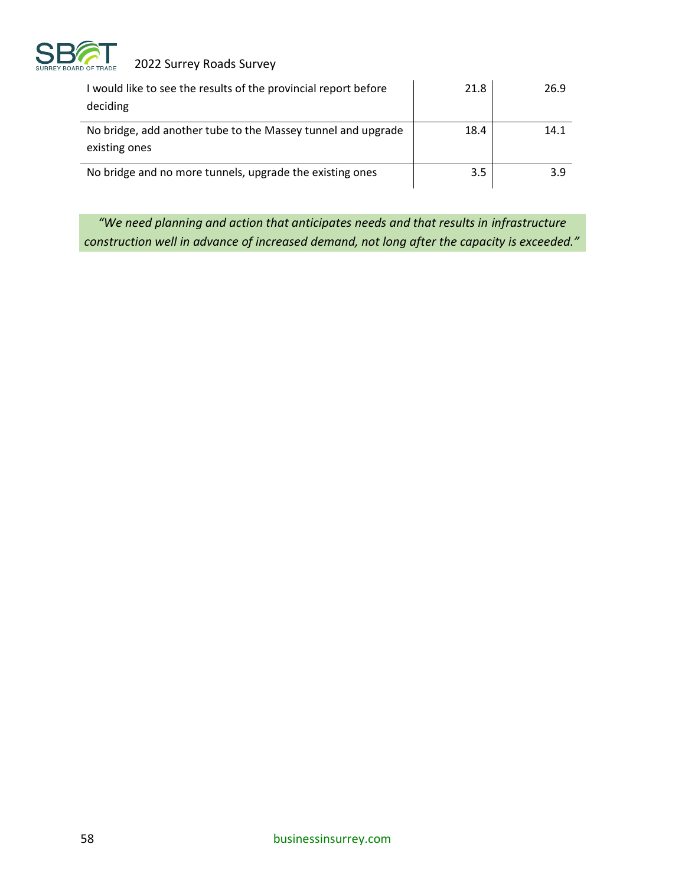| | | |
|---|---|---|
| I would like to see the results of the provincial report before deciding | 21.8 | 26.9 |
| No bridge, add another tube to the Massey tunnel and upgrade existing ones | 18.4 | 14.1 |
| No bridge and no more tunnels, upgrade the existing ones | 3.5 | 3.9 |

*"We need planning and action that anticipates needs and that results in infrastructure construction well in advance of increased demand, not long after the capacity is exceeded."*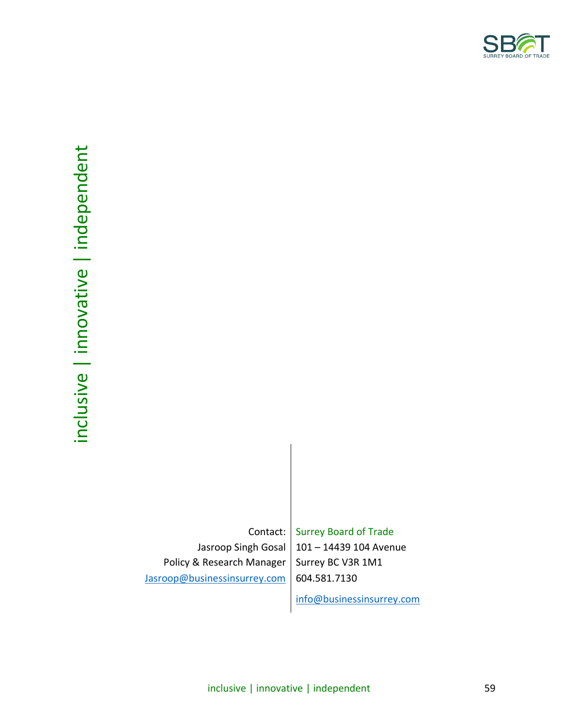inclusive | innovative | independent

Contact:
Jasroop Singh Gosal
Policy & Research Manager
Jasroop@businessinsurrey.com

Surrey Board of Trade
101 – 14439 104 Avenue
Surrey BC V3R 1M1
604.581.7130

info@businessinsurrey.com